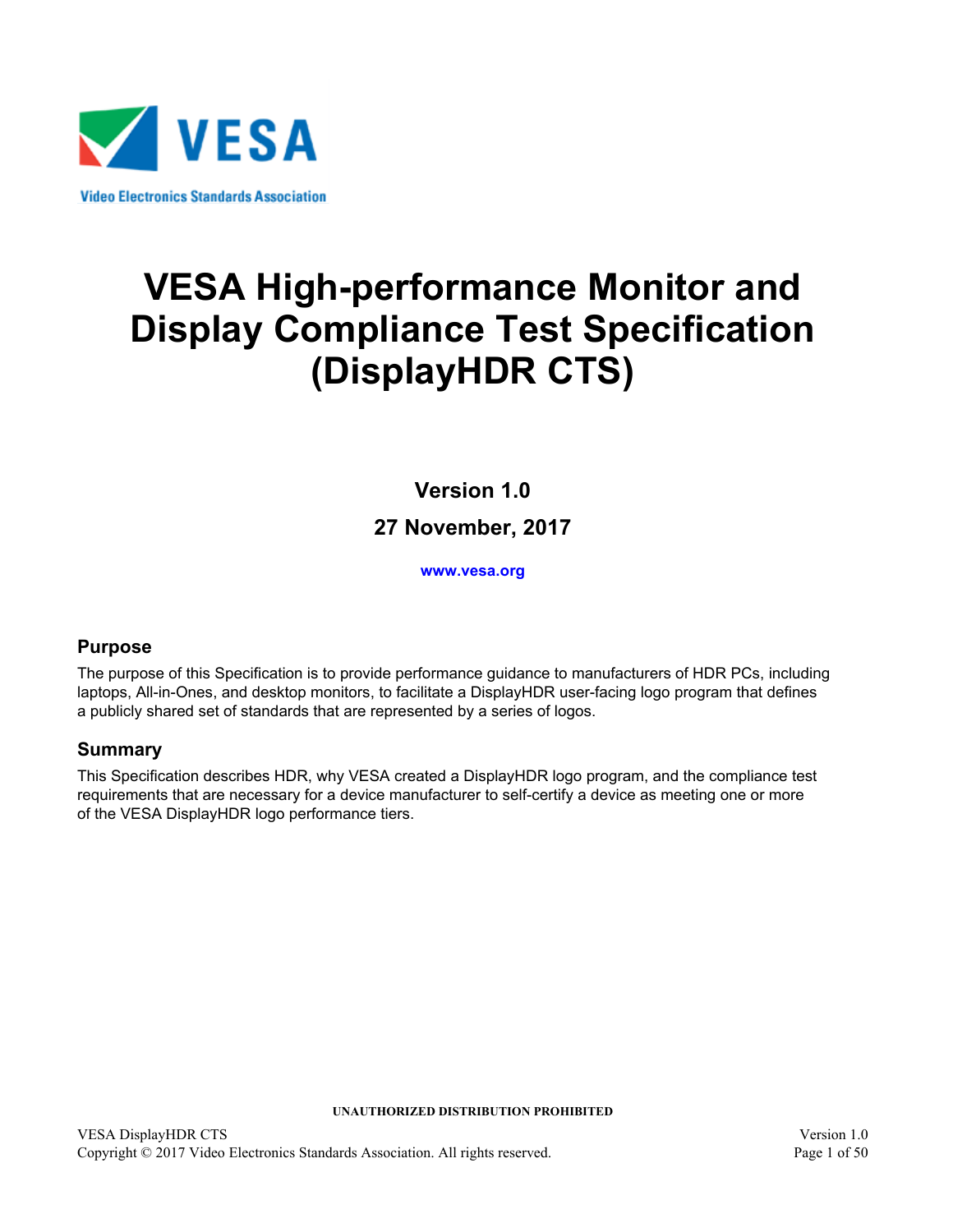VESA

Video Electronics Standards Association

# VESA High-performance Monitor and Display Compliance Test Specification (DisplayHDR CTS)

**Version 1.0**

**27 November, 2017**

**www.vesa.org**

## Purpose

The purpose of this Specification is to provide performance guidance to manufacturers of HDR PCs, including laptops, All-in-Ones, and desktop monitors, to facilitate a DisplayHDR user-facing logo program that defines a publicly shared set of standards that are represented by a series of logos.

## Summary

This Specification describes HDR, why VESA created a DisplayHDR logo program, and the compliance test requirements that are necessary for a device manufacturer to self-certify a device as meeting one or more of the VESA DisplayHDR logo performance tiers.

**UNAUTHORIZED DISTRIBUTION PROHIBITED**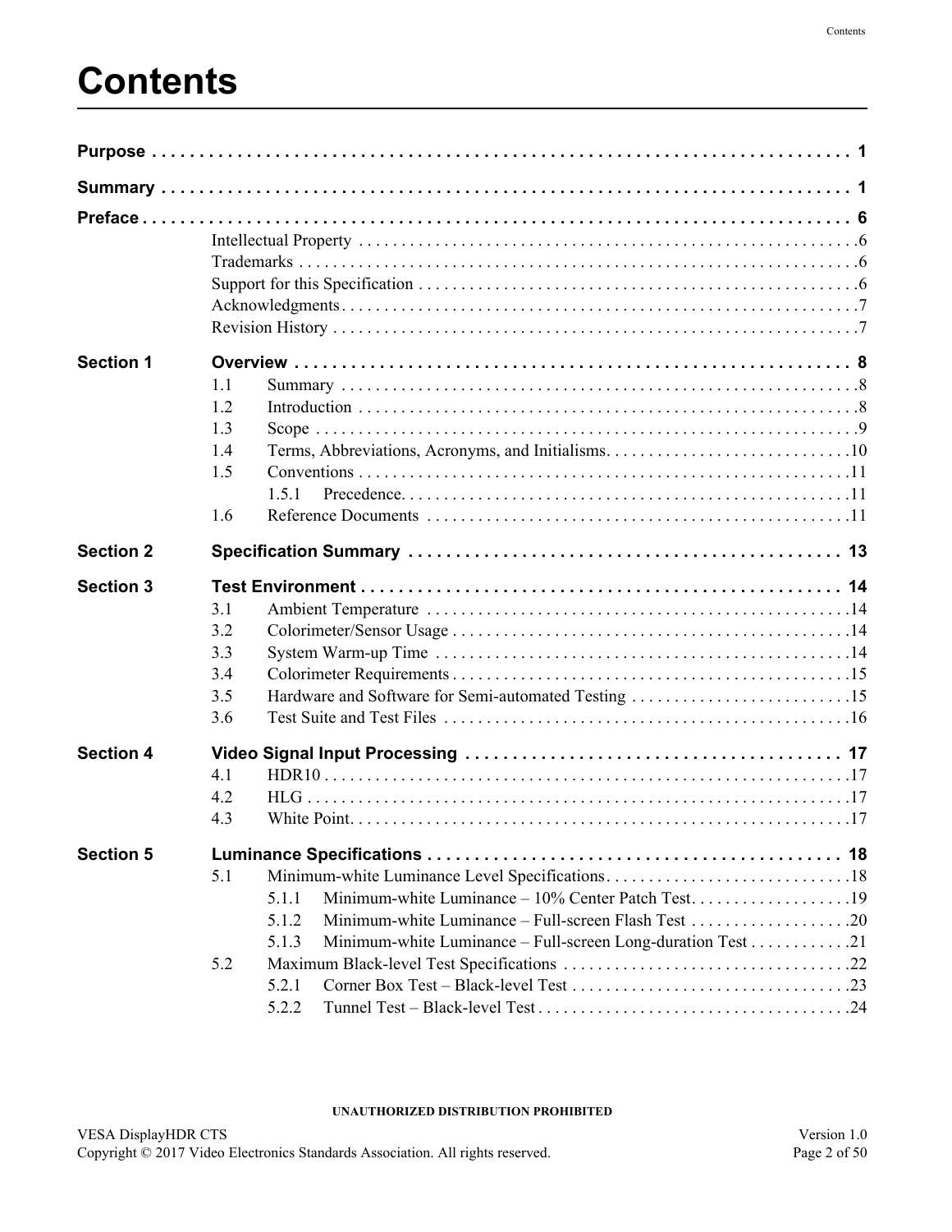# Contents

**Purpose** . . . . . . . . . . . . . . . . . . . . . . . . . . . . . . . . . . . . . . . . . . . . . . . . . . . . . . . . . . . . . . . . . . . . . . . . **1**

**Summary** . . . . . . . . . . . . . . . . . . . . . . . . . . . . . . . . . . . . . . . . . . . . . . . . . . . . . . . . . . . . . . . . . . . . . . . **1**

**Preface** . . . . . . . . . . . . . . . . . . . . . . . . . . . . . . . . . . . . . . . . . . . . . . . . . . . . . . . . . . . . . . . . . . . . . . . . **6**

- Intellectual Property . . . . . . . . . . . . . . . . . . . . . . . . . . . . . . . . . . . . . . . . . . . . . . . . . . . . . . . 6
- Trademarks . . . . . . . . . . . . . . . . . . . . . . . . . . . . . . . . . . . . . . . . . . . . . . . . . . . . . . . . . . . . . . 6
- Support for this Specification . . . . . . . . . . . . . . . . . . . . . . . . . . . . . . . . . . . . . . . . . . . . . . . . . . 6
- Acknowledgments . . . . . . . . . . . . . . . . . . . . . . . . . . . . . . . . . . . . . . . . . . . . . . . . . . . . . . . . . 7
- Revision History . . . . . . . . . . . . . . . . . . . . . . . . . . . . . . . . . . . . . . . . . . . . . . . . . . . . . . . . . . 7

**Section 1 Overview** . . . . . . . . . . . . . . . . . . . . . . . . . . . . . . . . . . . . . . . . . . . . . . . . . . . . . . . . . . **8**

- 1.1 Summary . . . . . . . . . . . . . . . . . . . . . . . . . . . . . . . . . . . . . . . . . . . . . . . . . . . . . . . . . . . 8
- 1.2 Introduction . . . . . . . . . . . . . . . . . . . . . . . . . . . . . . . . . . . . . . . . . . . . . . . . . . . . . . . . . 8
- 1.3 Scope . . . . . . . . . . . . . . . . . . . . . . . . . . . . . . . . . . . . . . . . . . . . . . . . . . . . . . . . . . . . . 9
- 1.4 Terms, Abbreviations, Acronyms, and Initialisms. . . . . . . . . . . . . . . . . . . . . . . . . . . . . . 10
- 1.5 Conventions . . . . . . . . . . . . . . . . . . . . . . . . . . . . . . . . . . . . . . . . . . . . . . . . . . . . . . . . 11
  - 1.5.1 Precedence. . . . . . . . . . . . . . . . . . . . . . . . . . . . . . . . . . . . . . . . . . . . . . . . . . . . . 11
- 1.6 Reference Documents . . . . . . . . . . . . . . . . . . . . . . . . . . . . . . . . . . . . . . . . . . . . . . . . 11

**Section 2 Specification Summary** . . . . . . . . . . . . . . . . . . . . . . . . . . . . . . . . . . . . . . . . . . . . . . **13**

**Section 3 Test Environment** . . . . . . . . . . . . . . . . . . . . . . . . . . . . . . . . . . . . . . . . . . . . . . . . . . **14**

- 3.1 Ambient Temperature . . . . . . . . . . . . . . . . . . . . . . . . . . . . . . . . . . . . . . . . . . . . . . . . . 14
- 3.2 Colorimeter/Sensor Usage . . . . . . . . . . . . . . . . . . . . . . . . . . . . . . . . . . . . . . . . . . . . . . 14
- 3.3 System Warm-up Time . . . . . . . . . . . . . . . . . . . . . . . . . . . . . . . . . . . . . . . . . . . . . . . . 14
- 3.4 Colorimeter Requirements . . . . . . . . . . . . . . . . . . . . . . . . . . . . . . . . . . . . . . . . . . . . . . 15
- 3.5 Hardware and Software for Semi-automated Testing . . . . . . . . . . . . . . . . . . . . . . . . . . 15
- 3.6 Test Suite and Test Files . . . . . . . . . . . . . . . . . . . . . . . . . . . . . . . . . . . . . . . . . . . . . . . 16

**Section 4 Video Signal Input Processing** . . . . . . . . . . . . . . . . . . . . . . . . . . . . . . . . . . . . . . . . . **17**

- 4.1 HDR10 . . . . . . . . . . . . . . . . . . . . . . . . . . . . . . . . . . . . . . . . . . . . . . . . . . . . . . . . . . . . 17
- 4.2 HLG . . . . . . . . . . . . . . . . . . . . . . . . . . . . . . . . . . . . . . . . . . . . . . . . . . . . . . . . . . . . . . 17
- 4.3 White Point. . . . . . . . . . . . . . . . . . . . . . . . . . . . . . . . . . . . . . . . . . . . . . . . . . . . . . . . . 17

**Section 5 Luminance Specifications** . . . . . . . . . . . . . . . . . . . . . . . . . . . . . . . . . . . . . . . . . . . . **18**

- 5.1 Minimum-white Luminance Level Specifications. . . . . . . . . . . . . . . . . . . . . . . . . . . . . . 18
  - 5.1.1 Minimum-white Luminance – 10% Center Patch Test. . . . . . . . . . . . . . . . . . . . . 19
  - 5.1.2 Minimum-white Luminance – Full-screen Flash Test . . . . . . . . . . . . . . . . . . . . . 20
  - 5.1.3 Minimum-white Luminance – Full-screen Long-duration Test . . . . . . . . . . . . . . 21
- 5.2 Maximum Black-level Test Specifications . . . . . . . . . . . . . . . . . . . . . . . . . . . . . . . . . . 22
  - 5.2.1 Corner Box Test – Black-level Test . . . . . . . . . . . . . . . . . . . . . . . . . . . . . . . . . . . 23
  - 5.2.2 Tunnel Test – Black-level Test . . . . . . . . . . . . . . . . . . . . . . . . . . . . . . . . . . . . . . 24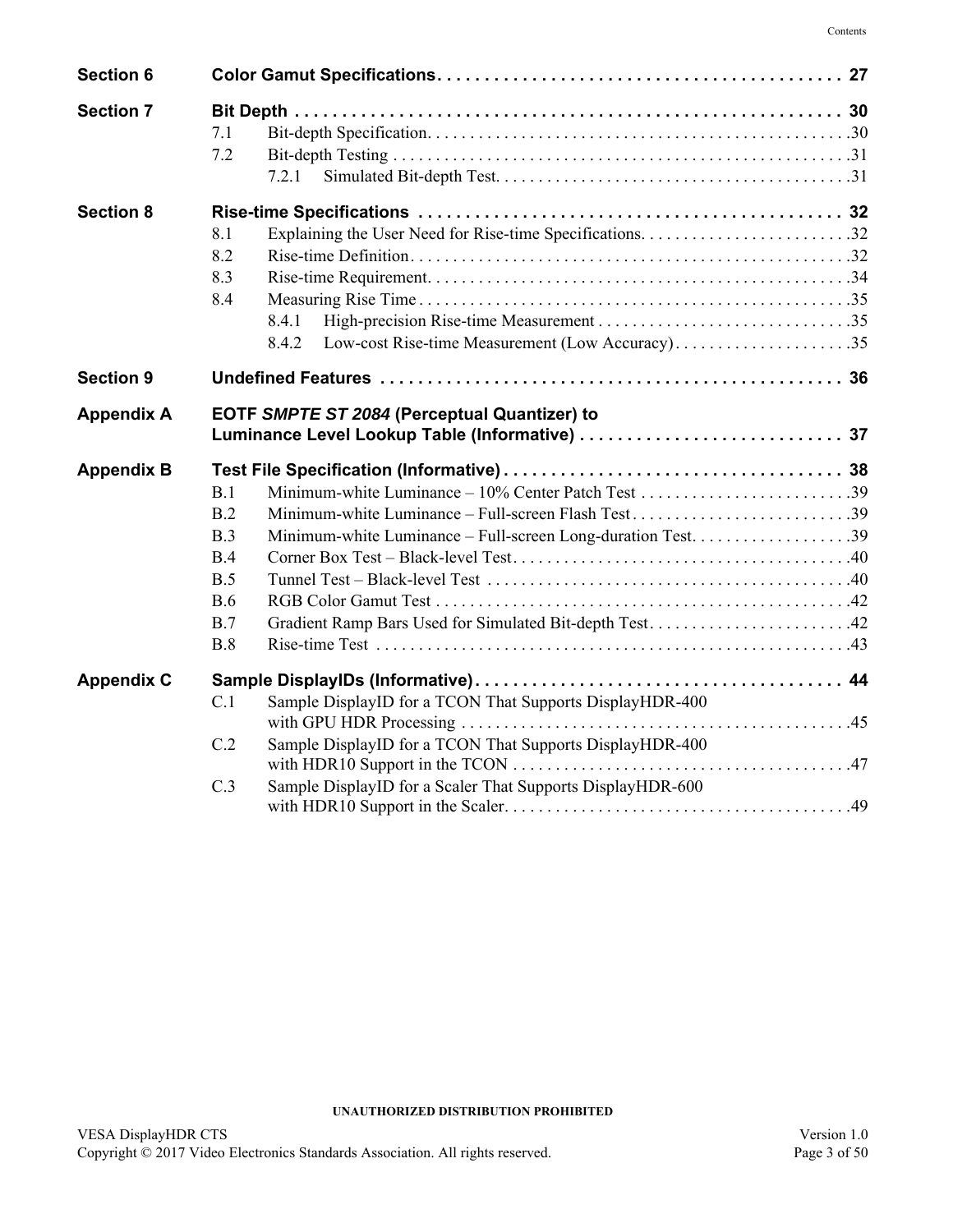**Section 6** **Color Gamut Specifications** 27

**Section 7** **Bit Depth** 30

- 7.1 Bit-depth Specification 30
- 7.2 Bit-depth Testing 31
  - 7.2.1 Simulated Bit-depth Test 31

**Section 8** **Rise-time Specifications** 32

- 8.1 Explaining the User Need for Rise-time Specifications 32
- 8.2 Rise-time Definition 32
- 8.3 Rise-time Requirement 34
- 8.4 Measuring Rise Time 35
  - 8.4.1 High-precision Rise-time Measurement 35
  - 8.4.2 Low-cost Rise-time Measurement (Low Accuracy) 35

**Section 9** **Undefined Features** 36

**Appendix A** **EOTF *SMPTE ST 2084* (Perceptual Quantizer) to Luminance Level Lookup Table (Informative)** 37

**Appendix B** **Test File Specification (Informative)** 38

- B.1 Minimum-white Luminance – 10% Center Patch Test 39
- B.2 Minimum-white Luminance – Full-screen Flash Test 39
- B.3 Minimum-white Luminance – Full-screen Long-duration Test 39
- B.4 Corner Box Test – Black-level Test 40
- B.5 Tunnel Test – Black-level Test 40
- B.6 RGB Color Gamut Test 42
- B.7 Gradient Ramp Bars Used for Simulated Bit-depth Test 42
- B.8 Rise-time Test 43

**Appendix C** **Sample DisplayIDs (Informative)** 44

- C.1 Sample DisplayID for a TCON That Supports DisplayHDR-400 with GPU HDR Processing 45
- C.2 Sample DisplayID for a TCON That Supports DisplayHDR-400 with HDR10 Support in the TCON 47
- C.3 Sample DisplayID for a Scaler That Supports DisplayHDR-600 with HDR10 Support in the Scaler 49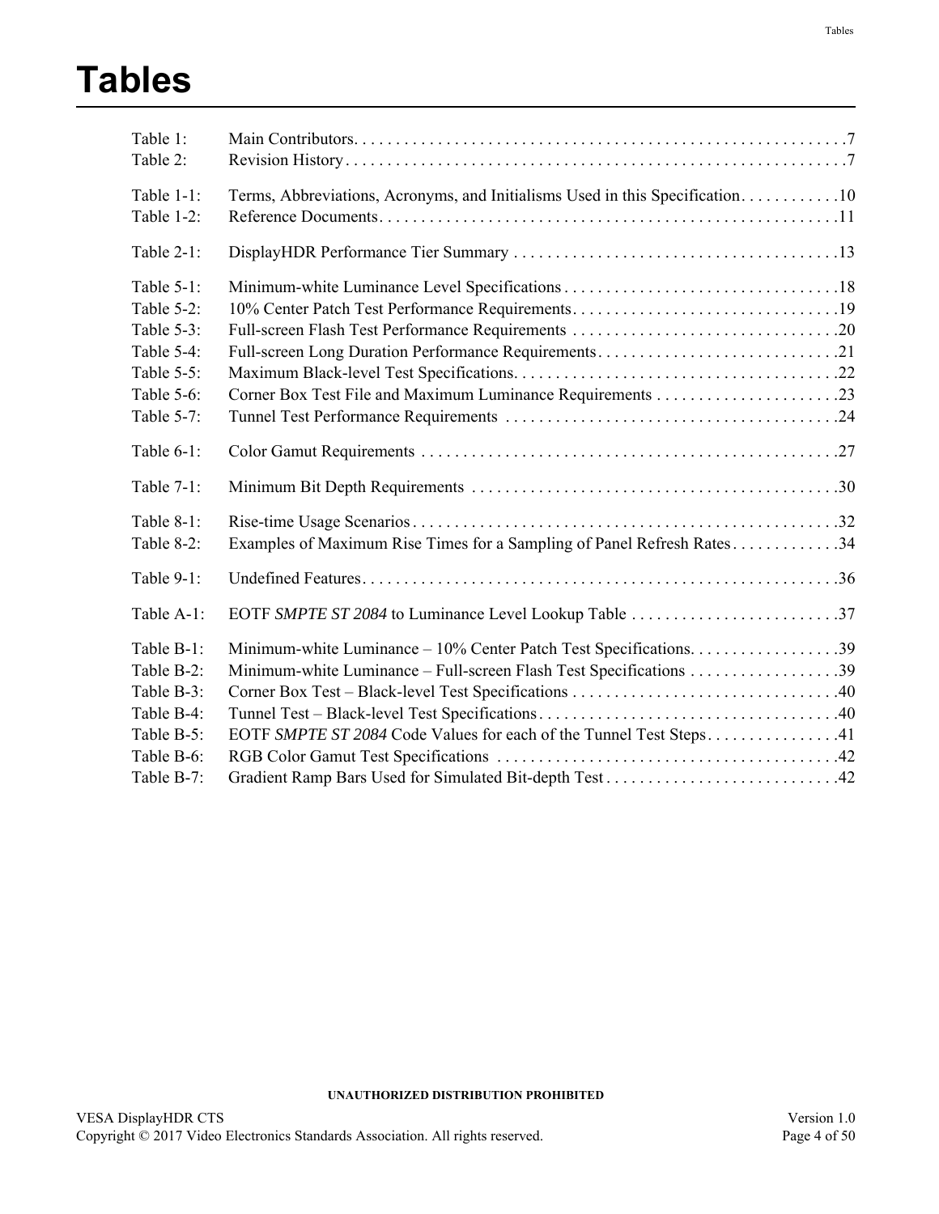# Tables

Table 1: Main Contributors . . . . . . . . . . . . . . . . . . . . . . . . . . . . . . . . . . . . . . . . . . . . . . . . . . . . . . . . . 7
Table 2: Revision History . . . . . . . . . . . . . . . . . . . . . . . . . . . . . . . . . . . . . . . . . . . . . . . . . . . . . . . . . . . 7

Table 1-1: Terms, Abbreviations, Acronyms, and Initialisms Used in this Specification . . . . . . . . . . . . 10
Table 1-2: Reference Documents . . . . . . . . . . . . . . . . . . . . . . . . . . . . . . . . . . . . . . . . . . . . . . . . . . . . . . 11

Table 2-1: DisplayHDR Performance Tier Summary . . . . . . . . . . . . . . . . . . . . . . . . . . . . . . . . . . . . . . 13

Table 5-1: Minimum-white Luminance Level Specifications . . . . . . . . . . . . . . . . . . . . . . . . . . . . . . . . . 18
Table 5-2: 10% Center Patch Test Performance Requirements . . . . . . . . . . . . . . . . . . . . . . . . . . . . . . . . 19
Table 5-3: Full-screen Flash Test Performance Requirements . . . . . . . . . . . . . . . . . . . . . . . . . . . . . . . . 20
Table 5-4: Full-screen Long Duration Performance Requirements . . . . . . . . . . . . . . . . . . . . . . . . . . . . . 21
Table 5-5: Maximum Black-level Test Specifications . . . . . . . . . . . . . . . . . . . . . . . . . . . . . . . . . . . . . . . 22
Table 5-6: Corner Box Test File and Maximum Luminance Requirements . . . . . . . . . . . . . . . . . . . . . . 23
Table 5-7: Tunnel Test Performance Requirements . . . . . . . . . . . . . . . . . . . . . . . . . . . . . . . . . . . . . . . . 24

Table 6-1: Color Gamut Requirements . . . . . . . . . . . . . . . . . . . . . . . . . . . . . . . . . . . . . . . . . . . . . . . . . . 27

Table 7-1: Minimum Bit Depth Requirements . . . . . . . . . . . . . . . . . . . . . . . . . . . . . . . . . . . . . . . . . . . . 30

Table 8-1: Rise-time Usage Scenarios . . . . . . . . . . . . . . . . . . . . . . . . . . . . . . . . . . . . . . . . . . . . . . . . . . . 32
Table 8-2: Examples of Maximum Rise Times for a Sampling of Panel Refresh Rates . . . . . . . . . . . . . 34

Table 9-1: Undefined Features . . . . . . . . . . . . . . . . . . . . . . . . . . . . . . . . . . . . . . . . . . . . . . . . . . . . . . . . . 36

Table A-1: EOTF *SMPTE ST 2084* to Luminance Level Lookup Table . . . . . . . . . . . . . . . . . . . . . . . . . 37

Table B-1: Minimum-white Luminance – 10% Center Patch Test Specifications . . . . . . . . . . . . . . . . . . 39
Table B-2: Minimum-white Luminance – Full-screen Flash Test Specifications . . . . . . . . . . . . . . . . . . 39
Table B-3: Corner Box Test – Black-level Test Specifications . . . . . . . . . . . . . . . . . . . . . . . . . . . . . . . . 40
Table B-4: Tunnel Test – Black-level Test Specifications . . . . . . . . . . . . . . . . . . . . . . . . . . . . . . . . . . . . 40
Table B-5: EOTF *SMPTE ST 2084* Code Values for each of the Tunnel Test Steps . . . . . . . . . . . . . . . . 41
Table B-6: RGB Color Gamut Test Specifications . . . . . . . . . . . . . . . . . . . . . . . . . . . . . . . . . . . . . . . . . 42
Table B-7: Gradient Ramp Bars Used for Simulated Bit-depth Test . . . . . . . . . . . . . . . . . . . . . . . . . . . . 42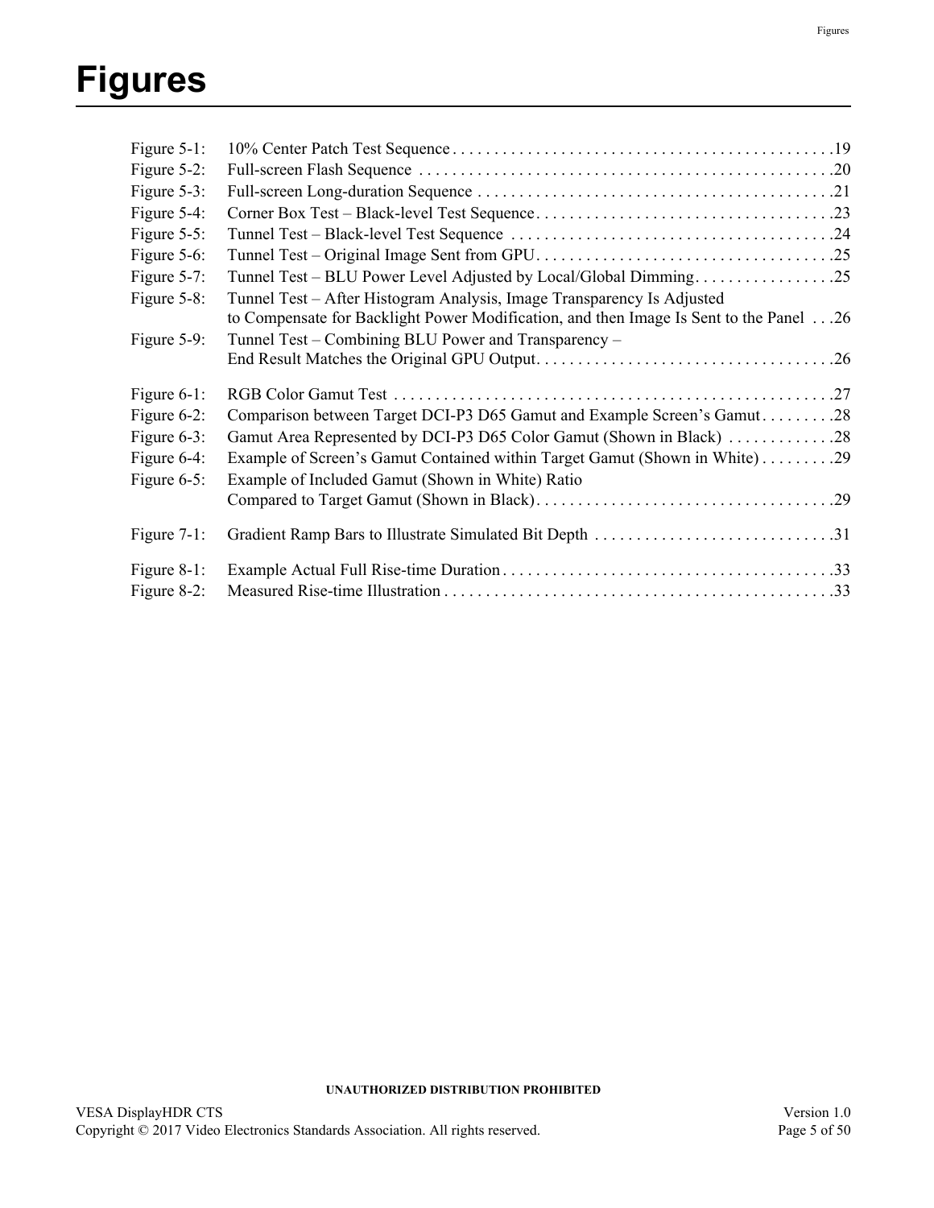# Figures

Figure 5-1: 10% Center Patch Test Sequence . . . . . . . . . . . . . . . . . . . . . . . . . . . . . . . . . . . . . . . . . . . . . 19
Figure 5-2: Full-screen Flash Sequence . . . . . . . . . . . . . . . . . . . . . . . . . . . . . . . . . . . . . . . . . . . . . . . . . 20
Figure 5-3: Full-screen Long-duration Sequence . . . . . . . . . . . . . . . . . . . . . . . . . . . . . . . . . . . . . . . . . . 21
Figure 5-4: Corner Box Test – Black-level Test Sequence . . . . . . . . . . . . . . . . . . . . . . . . . . . . . . . . . . . 23
Figure 5-5: Tunnel Test – Black-level Test Sequence . . . . . . . . . . . . . . . . . . . . . . . . . . . . . . . . . . . . . . 24
Figure 5-6: Tunnel Test – Original Image Sent from GPU . . . . . . . . . . . . . . . . . . . . . . . . . . . . . . . . . . . 25
Figure 5-7: Tunnel Test – BLU Power Level Adjusted by Local/Global Dimming . . . . . . . . . . . . . . . . . 25
Figure 5-8: Tunnel Test – After Histogram Analysis, Image Transparency Is Adjusted to Compensate for Backlight Power Modification, and then Image Is Sent to the Panel . . . 26
Figure 5-9: Tunnel Test – Combining BLU Power and Transparency – End Result Matches the Original GPU Output . . . . . . . . . . . . . . . . . . . . . . . . . . . . . . . . . . . 26

Figure 6-1: RGB Color Gamut Test . . . . . . . . . . . . . . . . . . . . . . . . . . . . . . . . . . . . . . . . . . . . . . . . . . . . 27
Figure 6-2: Comparison between Target DCI-P3 D65 Gamut and Example Screen's Gamut . . . . . . . . . 28
Figure 6-3: Gamut Area Represented by DCI-P3 D65 Color Gamut (Shown in Black) . . . . . . . . . . . . . 28
Figure 6-4: Example of Screen's Gamut Contained within Target Gamut (Shown in White) . . . . . . . . . 29
Figure 6-5: Example of Included Gamut (Shown in White) Ratio Compared to Target Gamut (Shown in Black) . . . . . . . . . . . . . . . . . . . . . . . . . . . . . . . . . . . 29

Figure 7-1: Gradient Ramp Bars to Illustrate Simulated Bit Depth . . . . . . . . . . . . . . . . . . . . . . . . . . . . 31

Figure 8-1: Example Actual Full Rise-time Duration . . . . . . . . . . . . . . . . . . . . . . . . . . . . . . . . . . . . . . . 33
Figure 8-2: Measured Rise-time Illustration . . . . . . . . . . . . . . . . . . . . . . . . . . . . . . . . . . . . . . . . . . . . . . 33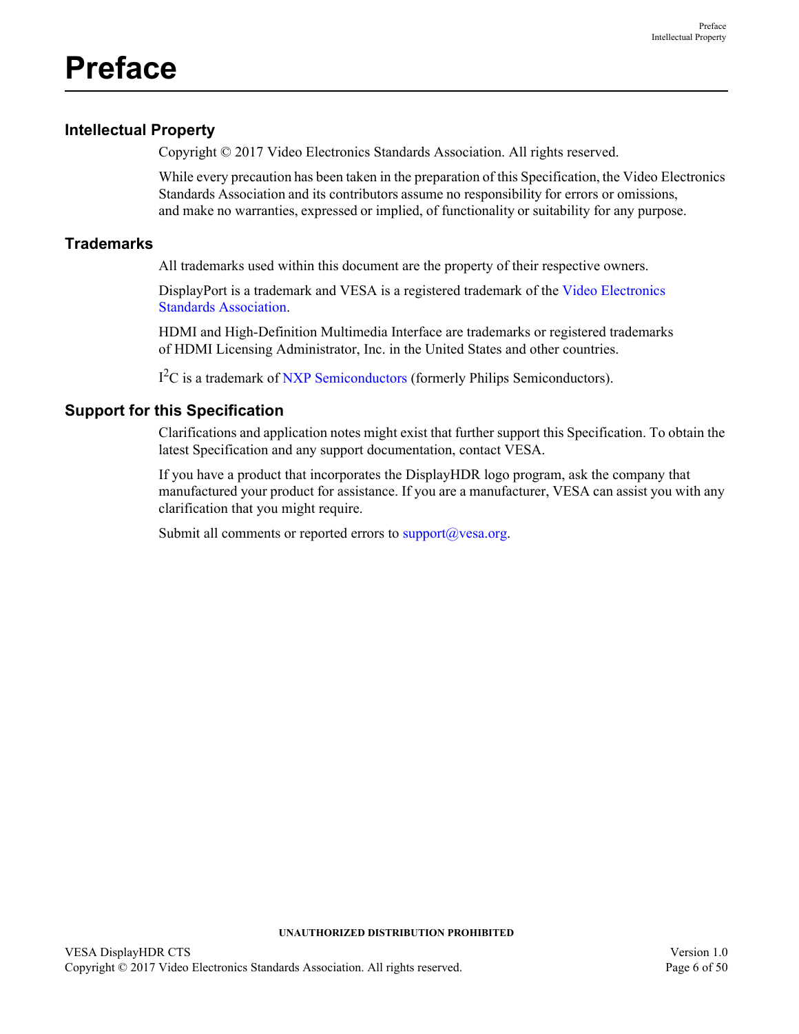# Preface

## Intellectual Property

Copyright © 2017 Video Electronics Standards Association. All rights reserved.

While every precaution has been taken in the preparation of this Specification, the Video Electronics Standards Association and its contributors assume no responsibility for errors or omissions, and make no warranties, expressed or implied, of functionality or suitability for any purpose.

## Trademarks

All trademarks used within this document are the property of their respective owners.

DisplayPort is a trademark and VESA is a registered trademark of the Video Electronics Standards Association.

HDMI and High-Definition Multimedia Interface are trademarks or registered trademarks of HDMI Licensing Administrator, Inc. in the United States and other countries.

I²C is a trademark of NXP Semiconductors (formerly Philips Semiconductors).

## Support for this Specification

Clarifications and application notes might exist that further support this Specification. To obtain the latest Specification and any support documentation, contact VESA.

If you have a product that incorporates the DisplayHDR logo program, ask the company that manufactured your product for assistance. If you are a manufacturer, VESA can assist you with any clarification that you might require.

Submit all comments or reported errors to support@vesa.org.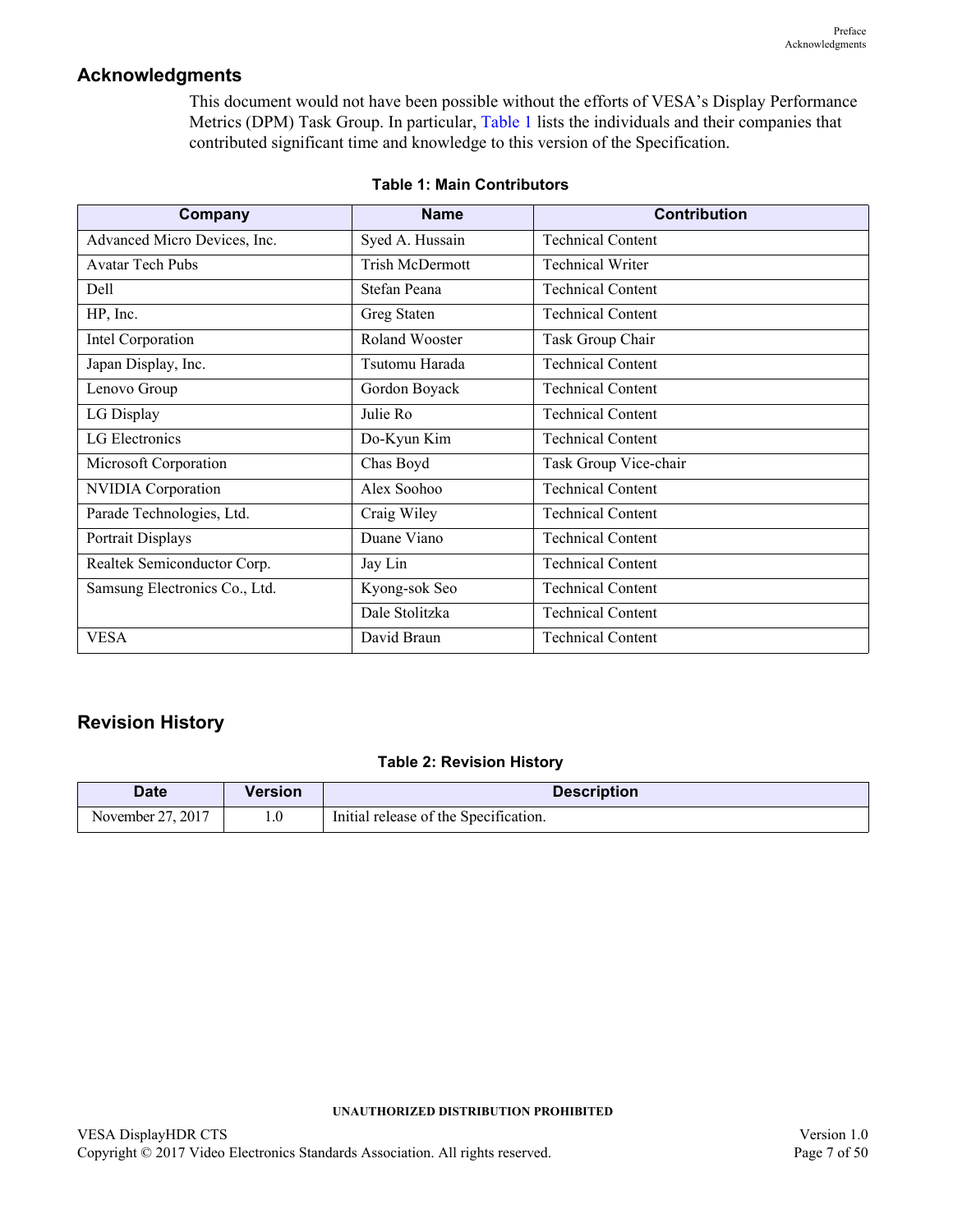## Acknowledgments

This document would not have been possible without the efforts of VESA's Display Performance Metrics (DPM) Task Group. In particular, Table 1 lists the individuals and their companies that contributed significant time and knowledge to this version of the Specification.

**Table 1: Main Contributors**

| Company | Name | Contribution |
|---|---|---|
| Advanced Micro Devices, Inc. | Syed A. Hussain | Technical Content |
| Avatar Tech Pubs | Trish McDermott | Technical Writer |
| Dell | Stefan Peana | Technical Content |
| HP, Inc. | Greg Staten | Technical Content |
| Intel Corporation | Roland Wooster | Task Group Chair |
| Japan Display, Inc. | Tsutomu Harada | Technical Content |
| Lenovo Group | Gordon Boyack | Technical Content |
| LG Display | Julie Ro | Technical Content |
| LG Electronics | Do-Kyun Kim | Technical Content |
| Microsoft Corporation | Chas Boyd | Task Group Vice-chair |
| NVIDIA Corporation | Alex Soohoo | Technical Content |
| Parade Technologies, Ltd. | Craig Wiley | Technical Content |
| Portrait Displays | Duane Viano | Technical Content |
| Realtek Semiconductor Corp. | Jay Lin | Technical Content |
| Samsung Electronics Co., Ltd. | Kyong-sok Seo | Technical Content |
| | Dale Stolitzka | Technical Content |
| VESA | David Braun | Technical Content |

## Revision History

**Table 2: Revision History**

| Date | Version | Description |
|---|---|---|
| November 27, 2017 | 1.0 | Initial release of the Specification. |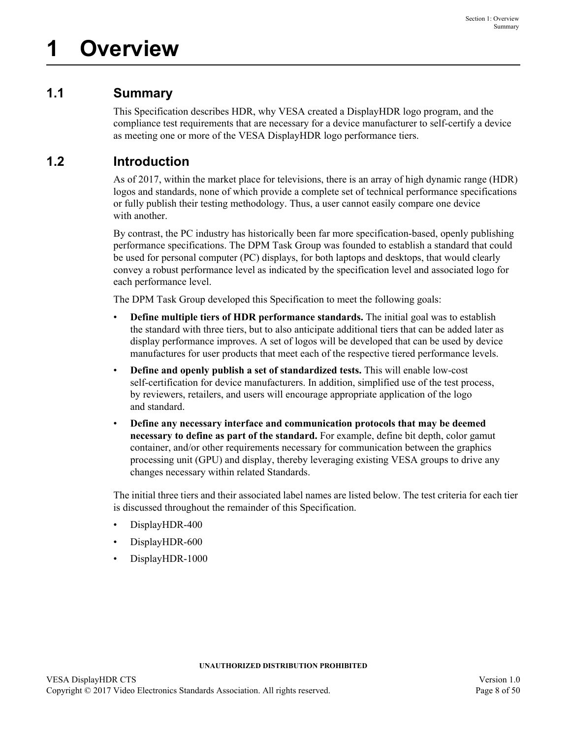# 1 Overview

## 1.1 Summary

This Specification describes HDR, why VESA created a DisplayHDR logo program, and the compliance test requirements that are necessary for a device manufacturer to self-certify a device as meeting one or more of the VESA DisplayHDR logo performance tiers.

## 1.2 Introduction

As of 2017, within the market place for televisions, there is an array of high dynamic range (HDR) logos and standards, none of which provide a complete set of technical performance specifications or fully publish their testing methodology. Thus, a user cannot easily compare one device with another.

By contrast, the PC industry has historically been far more specification-based, openly publishing performance specifications. The DPM Task Group was founded to establish a standard that could be used for personal computer (PC) displays, for both laptops and desktops, that would clearly convey a robust performance level as indicated by the specification level and associated logo for each performance level.

The DPM Task Group developed this Specification to meet the following goals:

- **Define multiple tiers of HDR performance standards.** The initial goal was to establish the standard with three tiers, but to also anticipate additional tiers that can be added later as display performance improves. A set of logos will be developed that can be used by device manufactures for user products that meet each of the respective tiered performance levels.
- **Define and openly publish a set of standardized tests.** This will enable low-cost self-certification for device manufacturers. In addition, simplified use of the test process, by reviewers, retailers, and users will encourage appropriate application of the logo and standard.
- **Define any necessary interface and communication protocols that may be deemed necessary to define as part of the standard.** For example, define bit depth, color gamut container, and/or other requirements necessary for communication between the graphics processing unit (GPU) and display, thereby leveraging existing VESA groups to drive any changes necessary within related Standards.

The initial three tiers and their associated label names are listed below. The test criteria for each tier is discussed throughout the remainder of this Specification.

- DisplayHDR-400
- DisplayHDR-600
- DisplayHDR-1000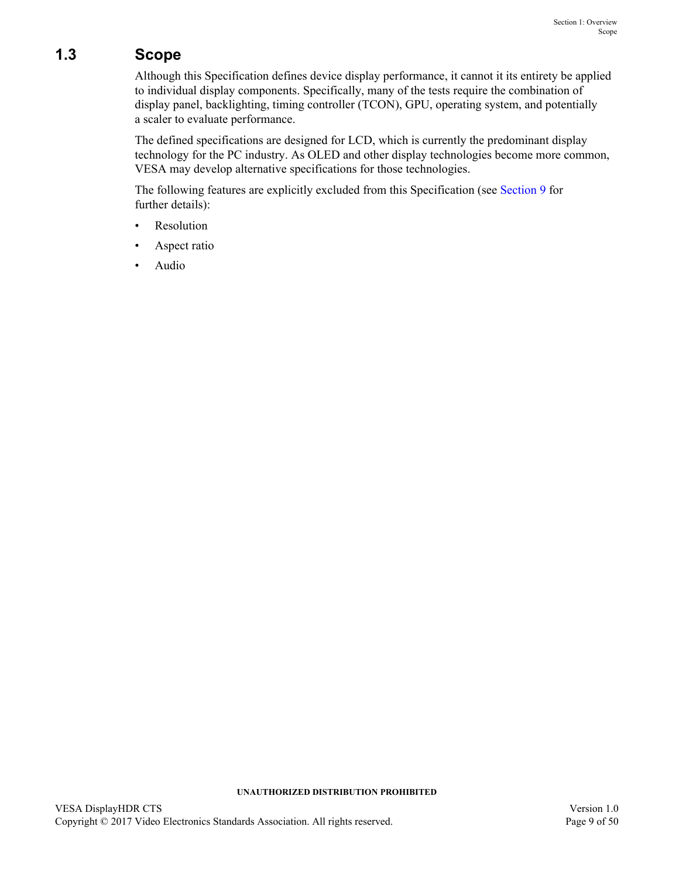## 1.3 Scope

Although this Specification defines device display performance, it cannot it its entirety be applied to individual display components. Specifically, many of the tests require the combination of display panel, backlighting, timing controller (TCON), GPU, operating system, and potentially a scaler to evaluate performance.

The defined specifications are designed for LCD, which is currently the predominant display technology for the PC industry. As OLED and other display technologies become more common, VESA may develop alternative specifications for those technologies.

The following features are explicitly excluded from this Specification (see Section 9 for further details):

- Resolution
- Aspect ratio
- Audio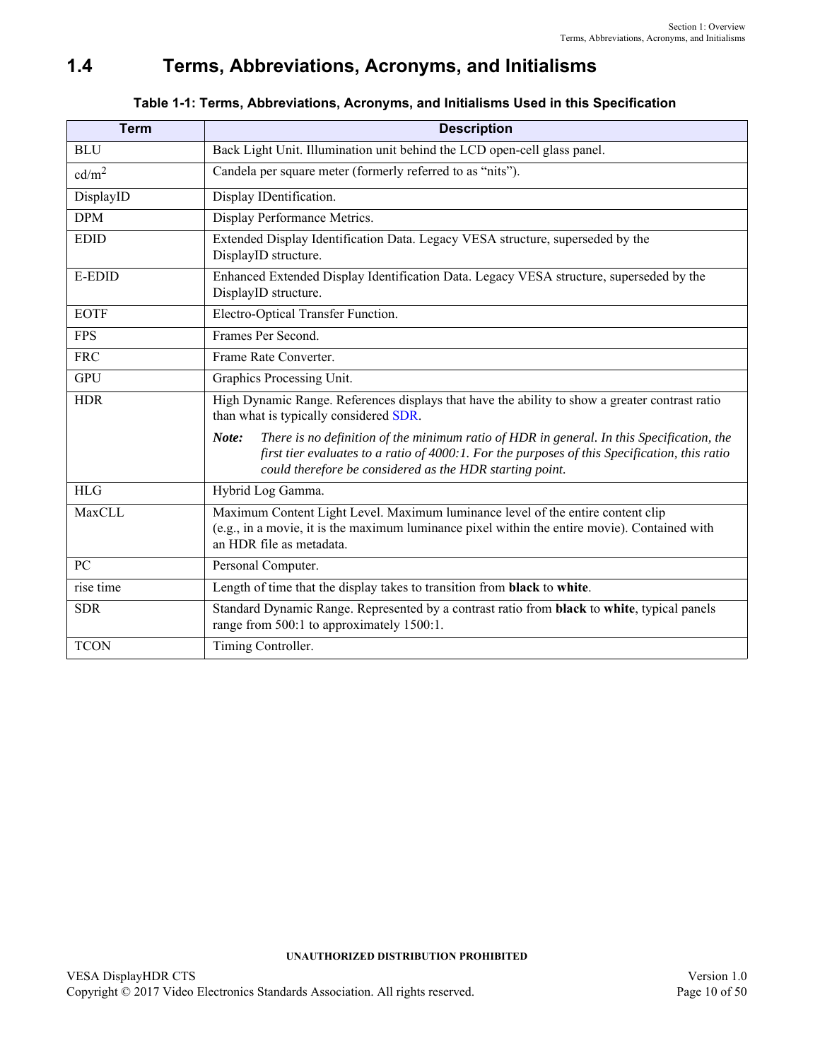## 1.4 Terms, Abbreviations, Acronyms, and Initialisms

**Table 1-1: Terms, Abbreviations, Acronyms, and Initialisms Used in this Specification**

| Term | Description |
|---|---|
| BLU | Back Light Unit. Illumination unit behind the LCD open-cell glass panel. |
| cd/m$^2$ | Candela per square meter (formerly referred to as “nits”). |
| DisplayID | Display IDentification. |
| DPM | Display Performance Metrics. |
| EDID | Extended Display Identification Data. Legacy VESA structure, superseded by the DisplayID structure. |
| E-EDID | Enhanced Extended Display Identification Data. Legacy VESA structure, superseded by the DisplayID structure. |
| EOTF | Electro-Optical Transfer Function. |
| FPS | Frames Per Second. |
| FRC | Frame Rate Converter. |
| GPU | Graphics Processing Unit. |
| HDR | High Dynamic Range. References displays that have the ability to show a greater contrast ratio than what is typically considered SDR. ***Note:*** *There is no definition of the minimum ratio of HDR in general. In this Specification, the first tier evaluates to a ratio of 4000:1. For the purposes of this Specification, this ratio could therefore be considered as the HDR starting point.* |
| HLG | Hybrid Log Gamma. |
| MaxCLL | Maximum Content Light Level. Maximum luminance level of the entire content clip (e.g., in a movie, it is the maximum luminance pixel within the entire movie). Contained with an HDR file as metadata. |
| PC | Personal Computer. |
| rise time | Length of time that the display takes to transition from **black** to **white**. |
| SDR | Standard Dynamic Range. Represented by a contrast ratio from **black** to **white**, typical panels range from 500:1 to approximately 1500:1. |
| TCON | Timing Controller. |

UNAUTHORIZED DISTRIBUTION PROHIBITED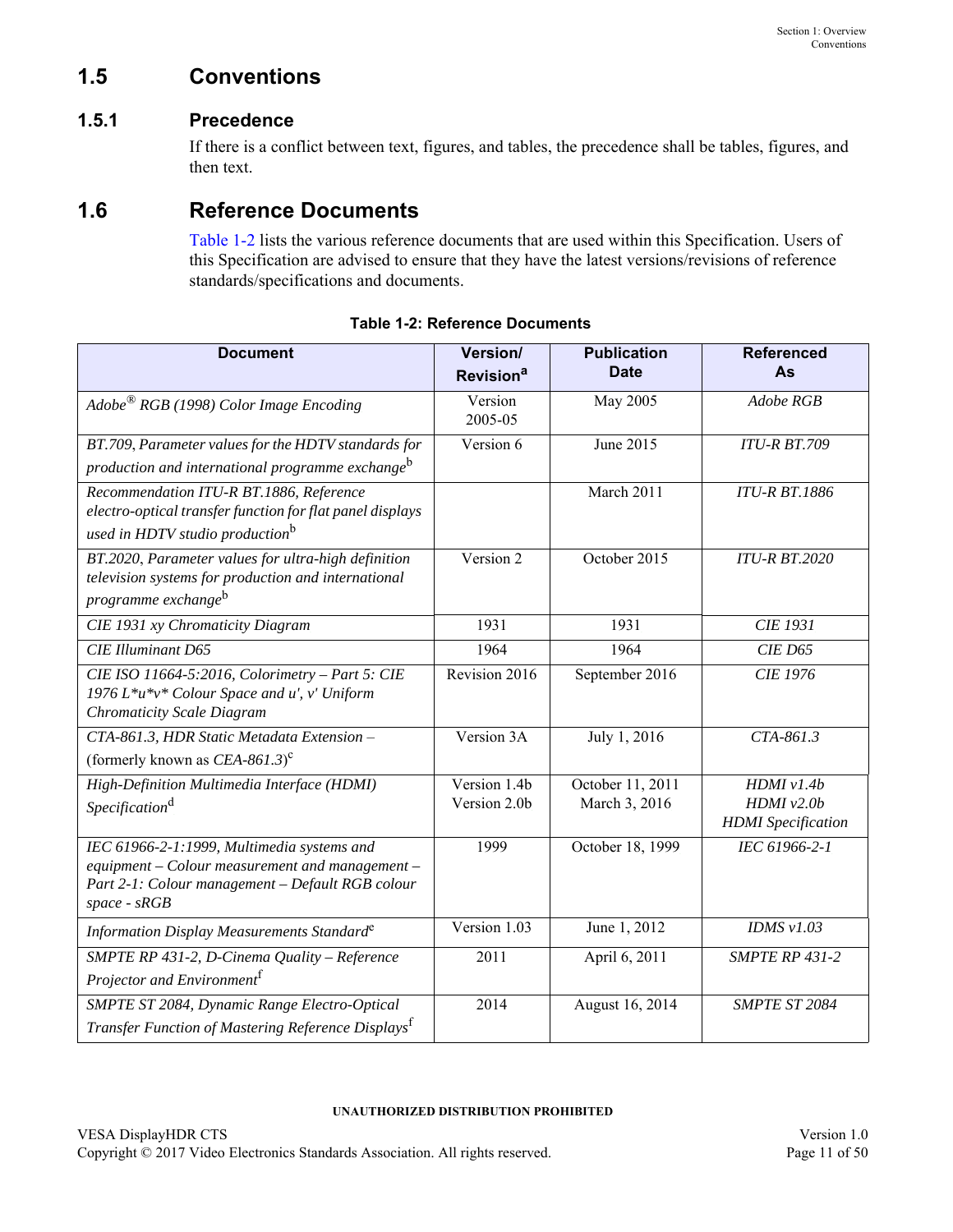## 1.5 Conventions

### 1.5.1 Precedence

If there is a conflict between text, figures, and tables, the precedence shall be tables, figures, and then text.

## 1.6 Reference Documents

Table 1-2 lists the various reference documents that are used within this Specification. Users of this Specification are advised to ensure that they have the latest versions/revisions of reference standards/specifications and documents.

**Table 1-2: Reference Documents**

| Document | Version/ Revision[a] | Publication Date | Referenced As |
|---|---|---|---|
| *Adobe® RGB (1998) Color Image Encoding* | Version 2005-05 | May 2005 | *Adobe RGB* |
| *BT.709, Parameter values for the HDTV standards for production and international programme exchange*[b] | Version 6 | June 2015 | *ITU-R BT.709* |
| *Recommendation ITU-R BT.1886, Reference electro-optical transfer function for flat panel displays used in HDTV studio production*[b] | | March 2011 | *ITU-R BT.1886* |
| *BT.2020, Parameter values for ultra-high definition television systems for production and international programme exchange*[b] | Version 2 | October 2015 | *ITU-R BT.2020* |
| *CIE 1931 xy Chromaticity Diagram* | 1931 | 1931 | *CIE 1931* |
| *CIE Illuminant D65* | 1964 | 1964 | *CIE D65* |
| *CIE ISO 11664-5:2016, Colorimetry – Part 5: CIE 1976 L\*u\*v\* Colour Space and u', v' Uniform Chromaticity Scale Diagram* | Revision 2016 | September 2016 | *CIE 1976* |
| *CTA-861.3, HDR Static Metadata Extension –* (formerly known as *CEA-861.3*)[c] | Version 3A | July 1, 2016 | *CTA-861.3* |
| *High-Definition Multimedia Interface (HDMI) Specification*[d] | Version 1.4b<br>Version 2.0b | October 11, 2011<br>March 3, 2016 | *HDMI v1.4b*<br>*HDMI v2.0b*<br>*HDMI Specification* |
| *IEC 61966-2-1:1999, Multimedia systems and equipment – Colour measurement and management – Part 2-1: Colour management – Default RGB colour space - sRGB* | 1999 | October 18, 1999 | *IEC 61966-2-1* |
| *Information Display Measurements Standard*[e] | Version 1.03 | June 1, 2012 | *IDMS v1.03* |
| *SMPTE RP 431-2, D-Cinema Quality – Reference Projector and Environment*[f] | 2011 | April 6, 2011 | *SMPTE RP 431-2* |
| *SMPTE ST 2084, Dynamic Range Electro-Optical Transfer Function of Mastering Reference Displays*[f] | 2014 | August 16, 2014 | *SMPTE ST 2084* |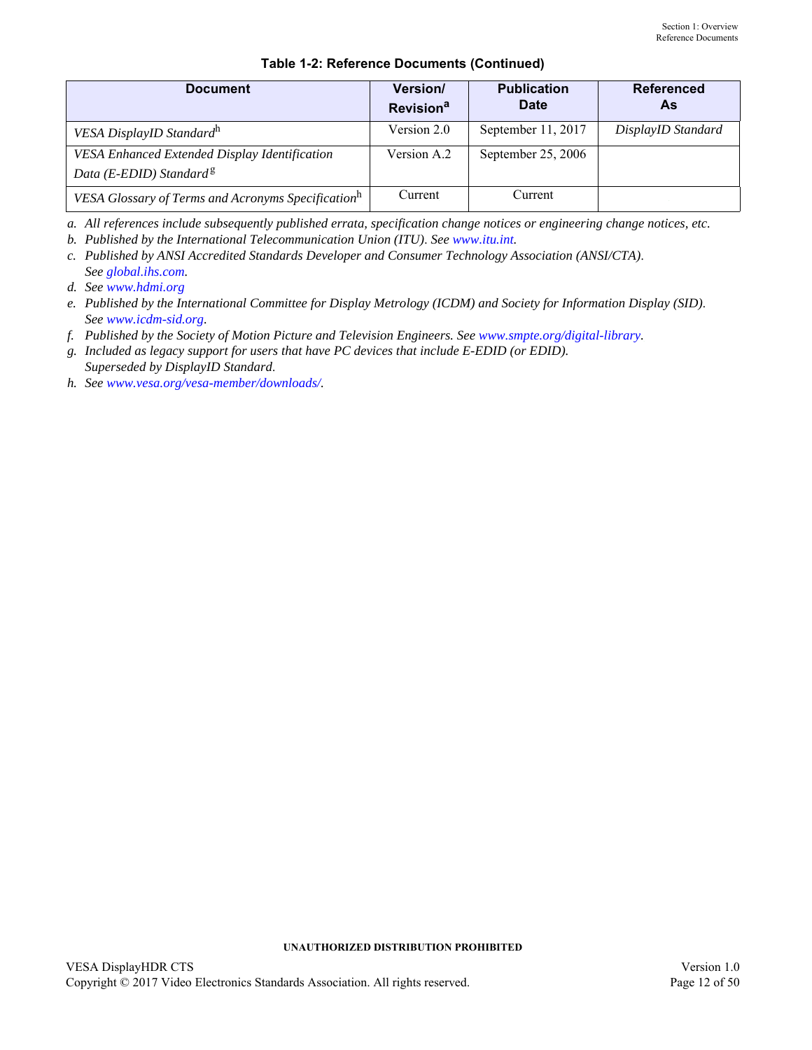**Table 1-2: Reference Documents (Continued)**

| Document | Version/ Revision[a] | Publication Date | Referenced As |
|---|---|---|---|
| *VESA DisplayID Standard*[h] | Version 2.0 | September 11, 2017 | *DisplayID Standard* |
| *VESA Enhanced Extended Display Identification Data (E-EDID) Standard*[g] | Version A.2 | September 25, 2006 | |
| *VESA Glossary of Terms and Acronyms Specification*[h] | Current | Current | |

*a. All references include subsequently published errata, specification change notices or engineering change notices, etc.*

*b. Published by the International Telecommunication Union (ITU). See www.itu.int.*

*c. Published by ANSI Accredited Standards Developer and Consumer Technology Association (ANSI/CTA). See global.ihs.com.*

*d. See www.hdmi.org*

*e. Published by the International Committee for Display Metrology (ICDM) and Society for Information Display (SID). See www.icdm-sid.org.*

*f. Published by the Society of Motion Picture and Television Engineers. See www.smpte.org/digital-library.*

*g. Included as legacy support for users that have PC devices that include E-EDID (or EDID). Superseded by DisplayID Standard.*

*h. See www.vesa.org/vesa-member/downloads/.*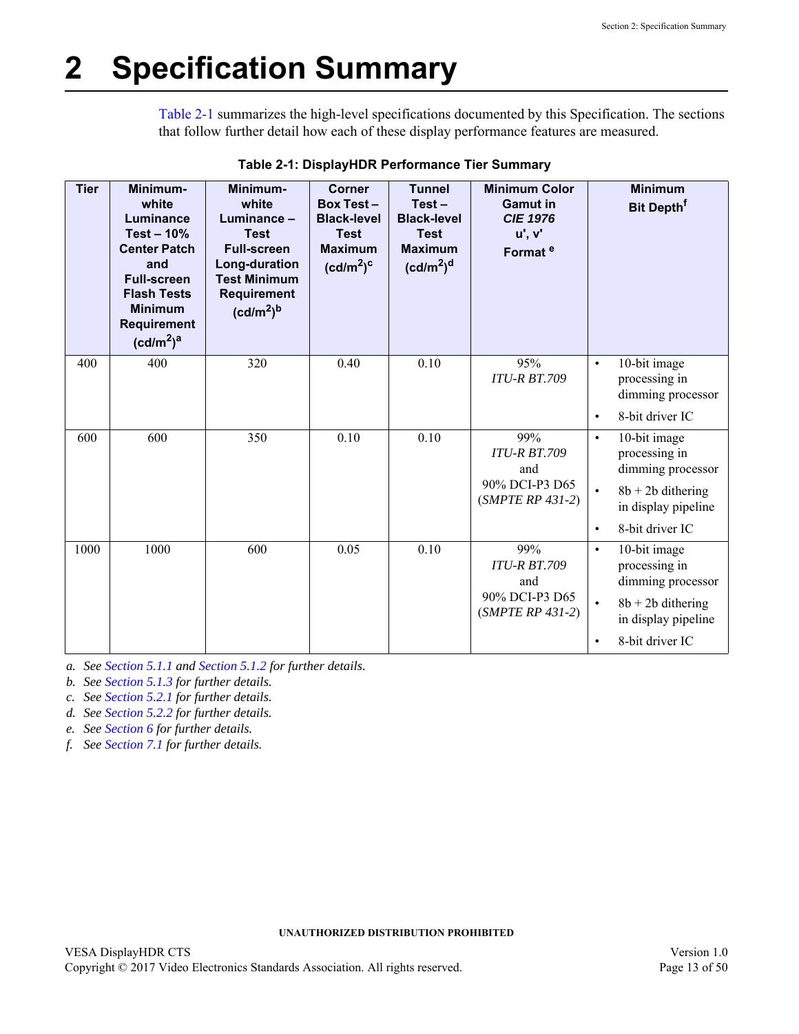# 2 Specification Summary

Table 2-1 summarizes the high-level specifications documented by this Specification. The sections that follow further detail how each of these display performance features are measured.

**Table 2-1: DisplayHDR Performance Tier Summary**

| Tier | Minimum-white Luminance Test – 10% Center Patch and Full-screen Flash Tests Minimum Requirement ($cd/m^2$)[a] | Minimum-white Luminance – Test Full-screen Long-duration Test Minimum Requirement ($cd/m^2$)[b] | Corner Box Test – Black-level Test Maximum ($cd/m^2$)[c] | Tunnel Test – Black-level Test Maximum ($cd/m^2$)[d] | Minimum Color Gamut in *CIE 1976* u', v' Format[e] | Minimum Bit Depth[f] |
|---|---|---|---|---|---|---|
| 400 | 400 | 320 | 0.40 | 0.10 | 95% *ITU-R BT.709* | • 10-bit image processing in dimming processor<br>• 8-bit driver IC |
| 600 | 600 | 350 | 0.10 | 0.10 | 99% *ITU-R BT.709* and 90% DCI-P3 D65 (*SMPTE RP 431-2*) | • 10-bit image processing in dimming processor<br>• 8b + 2b dithering in display pipeline<br>• 8-bit driver IC |
| 1000 | 1000 | 600 | 0.05 | 0.10 | 99% *ITU-R BT.709* and 90% DCI-P3 D65 (*SMPTE RP 431-2*) | • 10-bit image processing in dimming processor<br>• 8b + 2b dithering in display pipeline<br>• 8-bit driver IC |

*a. See Section 5.1.1 and Section 5.1.2 for further details.*
*b. See Section 5.1.3 for further details.*
*c. See Section 5.2.1 for further details.*
*d. See Section 5.2.2 for further details.*
*e. See Section 6 for further details.*
*f. See Section 7.1 for further details.*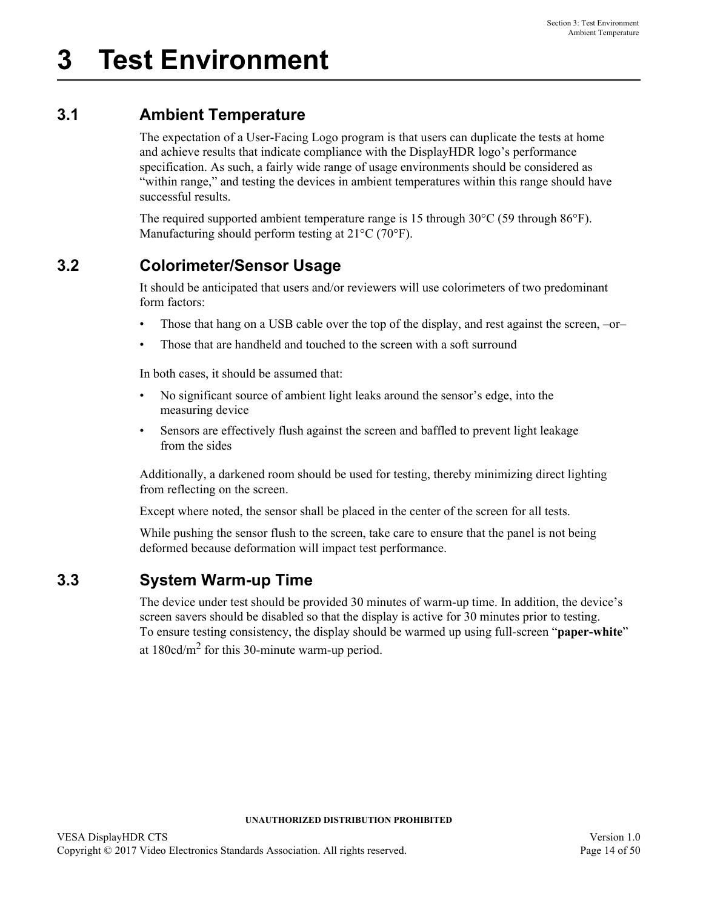# 3 Test Environment

## 3.1 Ambient Temperature

The expectation of a User-Facing Logo program is that users can duplicate the tests at home and achieve results that indicate compliance with the DisplayHDR logo's performance specification. As such, a fairly wide range of usage environments should be considered as "within range," and testing the devices in ambient temperatures within this range should have successful results.

The required supported ambient temperature range is 15 through 30°C (59 through 86°F). Manufacturing should perform testing at 21°C (70°F).

## 3.2 Colorimeter/Sensor Usage

It should be anticipated that users and/or reviewers will use colorimeters of two predominant form factors:

- Those that hang on a USB cable over the top of the display, and rest against the screen, –or–
- Those that are handheld and touched to the screen with a soft surround

In both cases, it should be assumed that:

- No significant source of ambient light leaks around the sensor's edge, into the measuring device
- Sensors are effectively flush against the screen and baffled to prevent light leakage from the sides

Additionally, a darkened room should be used for testing, thereby minimizing direct lighting from reflecting on the screen.

Except where noted, the sensor shall be placed in the center of the screen for all tests.

While pushing the sensor flush to the screen, take care to ensure that the panel is not being deformed because deformation will impact test performance.

## 3.3 System Warm-up Time

The device under test should be provided 30 minutes of warm-up time. In addition, the device's screen savers should be disabled so that the display is active for 30 minutes prior to testing. To ensure testing consistency, the display should be warmed up using full-screen "**paper-white**" at 180cd/$m^2$ for this 30-minute warm-up period.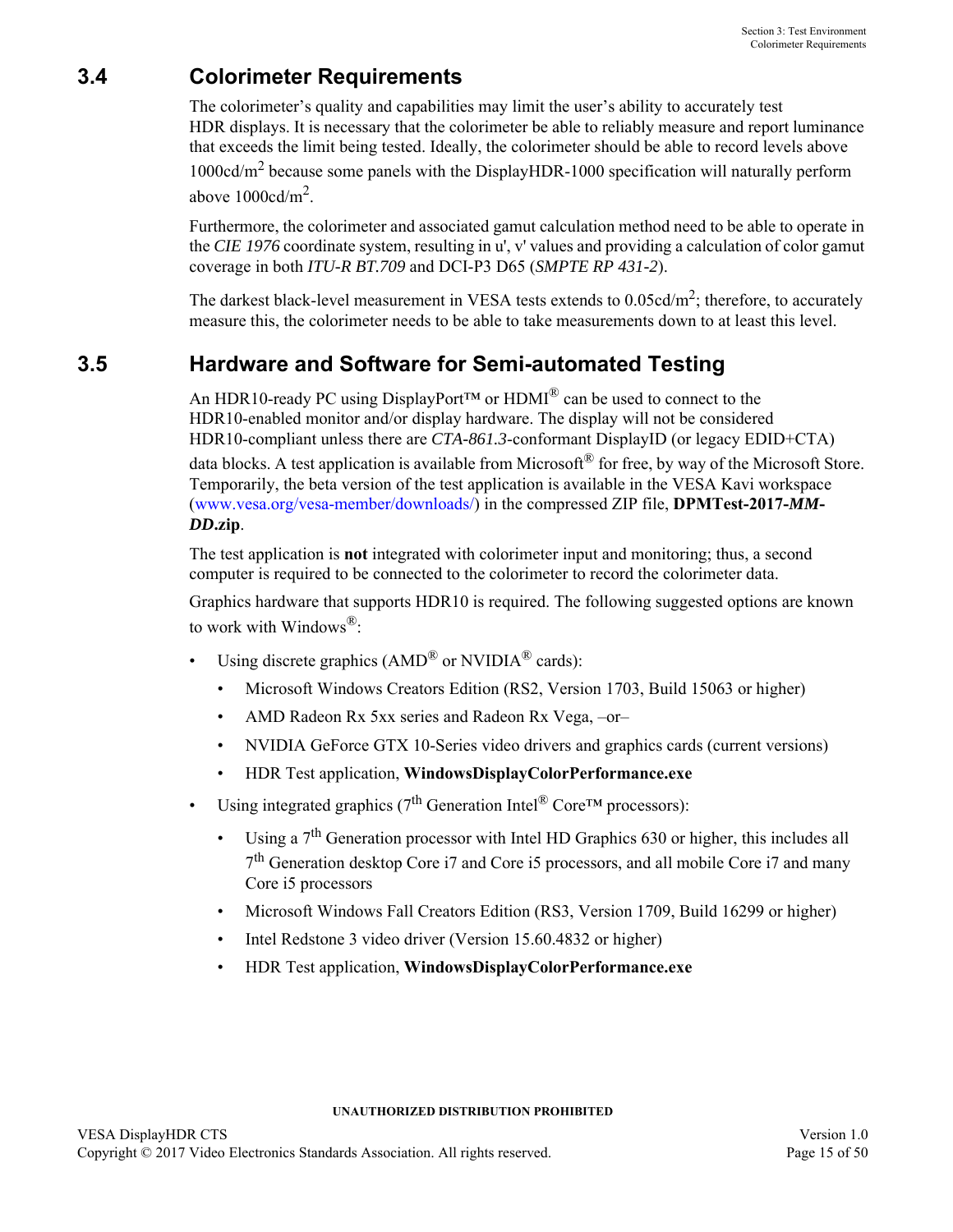## 3.4 Colorimeter Requirements

The colorimeter's quality and capabilities may limit the user's ability to accurately test HDR displays. It is necessary that the colorimeter be able to reliably measure and report luminance that exceeds the limit being tested. Ideally, the colorimeter should be able to record levels above 1000cd/m$^2$ because some panels with the DisplayHDR-1000 specification will naturally perform above 1000cd/m$^2$.

Furthermore, the colorimeter and associated gamut calculation method need to be able to operate in the *CIE 1976* coordinate system, resulting in u', v' values and providing a calculation of color gamut coverage in both *ITU-R BT.709* and DCI-P3 D65 (*SMPTE RP 431-2*).

The darkest black-level measurement in VESA tests extends to 0.05cd/m$^2$; therefore, to accurately measure this, the colorimeter needs to be able to take measurements down to at least this level.

## 3.5 Hardware and Software for Semi-automated Testing

An HDR10-ready PC using DisplayPort™ or HDMI® can be used to connect to the HDR10-enabled monitor and/or display hardware. The display will not be considered HDR10-compliant unless there are *CTA-861.3*-conformant DisplayID (or legacy EDID+CTA) data blocks. A test application is available from Microsoft® for free, by way of the Microsoft Store. Temporarily, the beta version of the test application is available in the VESA Kavi workspace (www.vesa.org/vesa-member/downloads/) in the compressed ZIP file, **DPMTest-2017-*MM-DD*.zip**.

The test application is **not** integrated with colorimeter input and monitoring; thus, a second computer is required to be connected to the colorimeter to record the colorimeter data.

Graphics hardware that supports HDR10 is required. The following suggested options are known to work with Windows®:

- Using discrete graphics (AMD® or NVIDIA® cards):
  - Microsoft Windows Creators Edition (RS2, Version 1703, Build 15063 or higher)
  - AMD Radeon Rx 5xx series and Radeon Rx Vega, –or–
  - NVIDIA GeForce GTX 10-Series video drivers and graphics cards (current versions)
  - HDR Test application, **WindowsDisplayColorPerformance.exe**
- Using integrated graphics (7th Generation Intel® Core™ processors):
  - Using a 7th Generation processor with Intel HD Graphics 630 or higher, this includes all 7th Generation desktop Core i7 and Core i5 processors, and all mobile Core i7 and many Core i5 processors
  - Microsoft Windows Fall Creators Edition (RS3, Version 1709, Build 16299 or higher)
  - Intel Redstone 3 video driver (Version 15.60.4832 or higher)
  - HDR Test application, **WindowsDisplayColorPerformance.exe**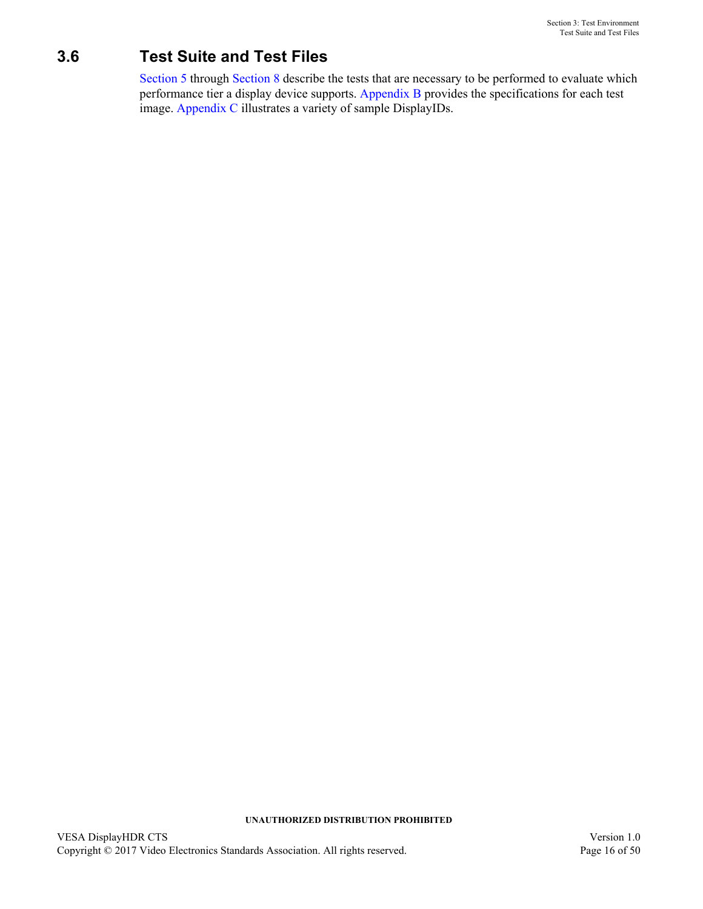### 3.6 Test Suite and Test Files

Section 5 through Section 8 describe the tests that are necessary to be performed to evaluate which performance tier a display device supports. Appendix B provides the specifications for each test image. Appendix C illustrates a variety of sample DisplayIDs.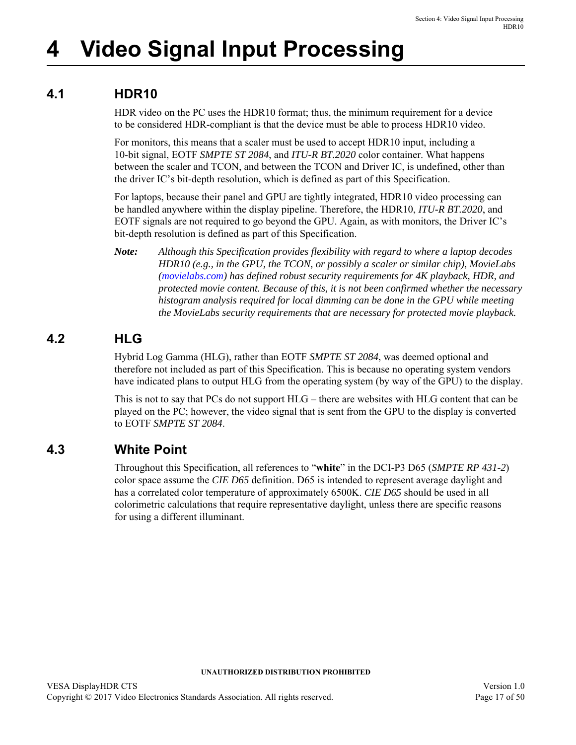# 4 Video Signal Input Processing

## 4.1 HDR10

HDR video on the PC uses the HDR10 format; thus, the minimum requirement for a device to be considered HDR-compliant is that the device must be able to process HDR10 video.

For monitors, this means that a scaler must be used to accept HDR10 input, including a 10-bit signal, EOTF *SMPTE ST 2084*, and *ITU-R BT.2020* color container. What happens between the scaler and TCON, and between the TCON and Driver IC, is undefined, other than the driver IC's bit-depth resolution, which is defined as part of this Specification.

For laptops, because their panel and GPU are tightly integrated, HDR10 video processing can be handled anywhere within the display pipeline. Therefore, the HDR10, *ITU-R BT.2020*, and EOTF signals are not required to go beyond the GPU. Again, as with monitors, the Driver IC's bit-depth resolution is defined as part of this Specification.

***Note:*** *Although this Specification provides flexibility with regard to where a laptop decodes HDR10 (e.g., in the GPU, the TCON, or possibly a scaler or similar chip), MovieLabs (movielabs.com) has defined robust security requirements for 4K playback, HDR, and protected movie content. Because of this, it is not been confirmed whether the necessary histogram analysis required for local dimming can be done in the GPU while meeting the MovieLabs security requirements that are necessary for protected movie playback.*

## 4.2 HLG

Hybrid Log Gamma (HLG), rather than EOTF *SMPTE ST 2084*, was deemed optional and therefore not included as part of this Specification. This is because no operating system vendors have indicated plans to output HLG from the operating system (by way of the GPU) to the display.

This is not to say that PCs do not support HLG – there are websites with HLG content that can be played on the PC; however, the video signal that is sent from the GPU to the display is converted to EOTF *SMPTE ST 2084*.

## 4.3 White Point

Throughout this Specification, all references to "**white**" in the DCI-P3 D65 (*SMPTE RP 431-2*) color space assume the *CIE D65* definition. D65 is intended to represent average daylight and has a correlated color temperature of approximately 6500K. *CIE D65* should be used in all colorimetric calculations that require representative daylight, unless there are specific reasons for using a different illuminant.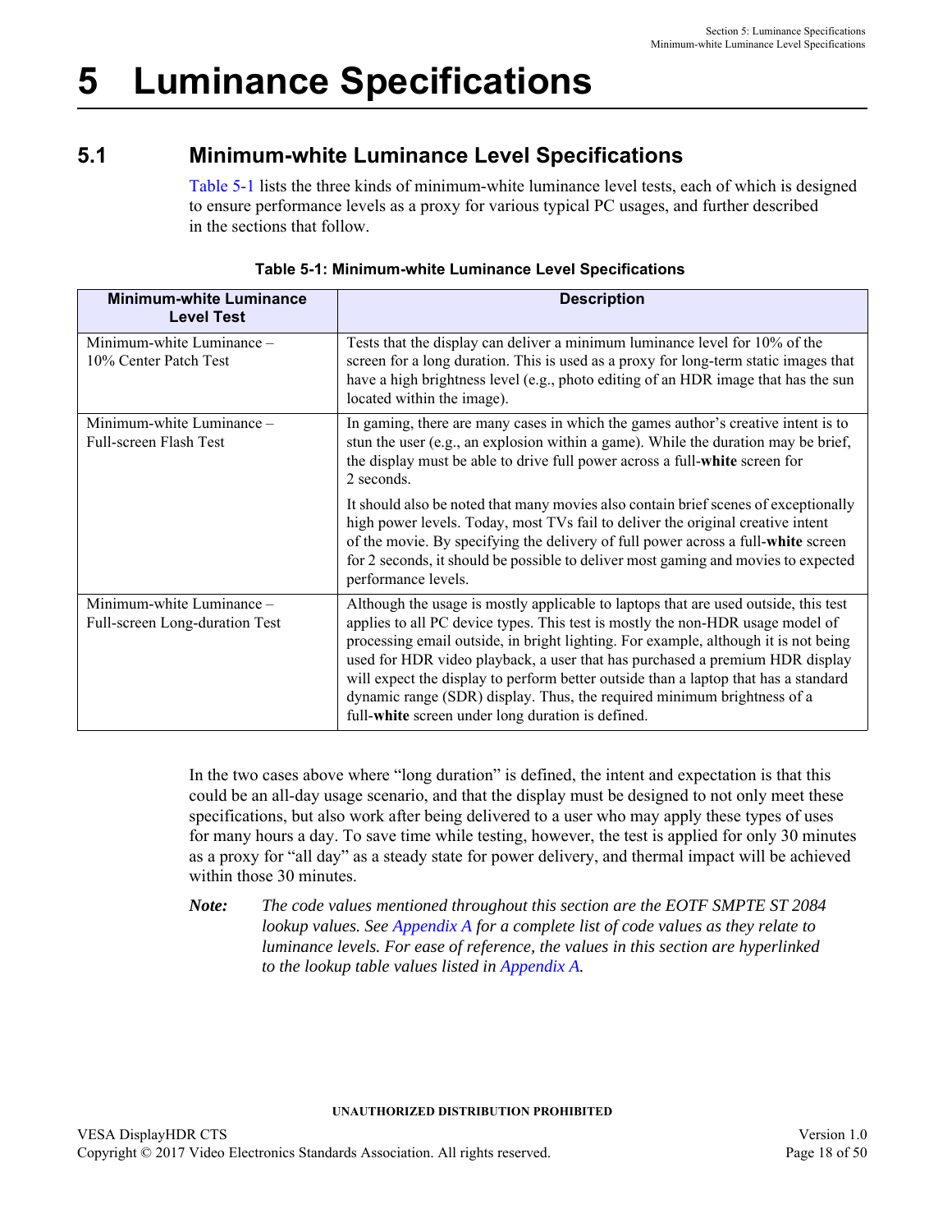# 5 Luminance Specifications

## 5.1 Minimum-white Luminance Level Specifications

Table 5-1 lists the three kinds of minimum-white luminance level tests, each of which is designed to ensure performance levels as a proxy for various typical PC usages, and further described in the sections that follow.

**Table 5-1: Minimum-white Luminance Level Specifications**

| Minimum-white Luminance Level Test | Description |
|---|---|
| Minimum-white Luminance – 10% Center Patch Test | Tests that the display can deliver a minimum luminance level for 10% of the screen for a long duration. This is used as a proxy for long-term static images that have a high brightness level (e.g., photo editing of an HDR image that has the sun located within the image). |
| Minimum-white Luminance – Full-screen Flash Test | In gaming, there are many cases in which the games author's creative intent is to stun the user (e.g., an explosion within a game). While the duration may be brief, the display must be able to drive full power across a full-**white** screen for 2 seconds.<br><br>It should also be noted that many movies also contain brief scenes of exceptionally high power levels. Today, most TVs fail to deliver the original creative intent of the movie. By specifying the delivery of full power across a full-**white** screen for 2 seconds, it should be possible to deliver most gaming and movies to expected performance levels. |
| Minimum-white Luminance – Full-screen Long-duration Test | Although the usage is mostly applicable to laptops that are used outside, this test applies to all PC device types. This test is mostly the non-HDR usage model of processing email outside, in bright lighting. For example, although it is not being used for HDR video playback, a user that has purchased a premium HDR display will expect the display to perform better outside than a laptop that has a standard dynamic range (SDR) display. Thus, the required minimum brightness of a full-**white** screen under long duration is defined. |

In the two cases above where "long duration" is defined, the intent and expectation is that this could be an all-day usage scenario, and that the display must be designed to not only meet these specifications, but also work after being delivered to a user who may apply these types of uses for many hours a day. To save time while testing, however, the test is applied for only 30 minutes as a proxy for "all day" as a steady state for power delivery, and thermal impact will be achieved within those 30 minutes.

***Note:*** *The code values mentioned throughout this section are the EOTF SMPTE ST 2084 lookup values. See Appendix A for a complete list of code values as they relate to luminance levels. For ease of reference, the values in this section are hyperlinked to the lookup table values listed in Appendix A.*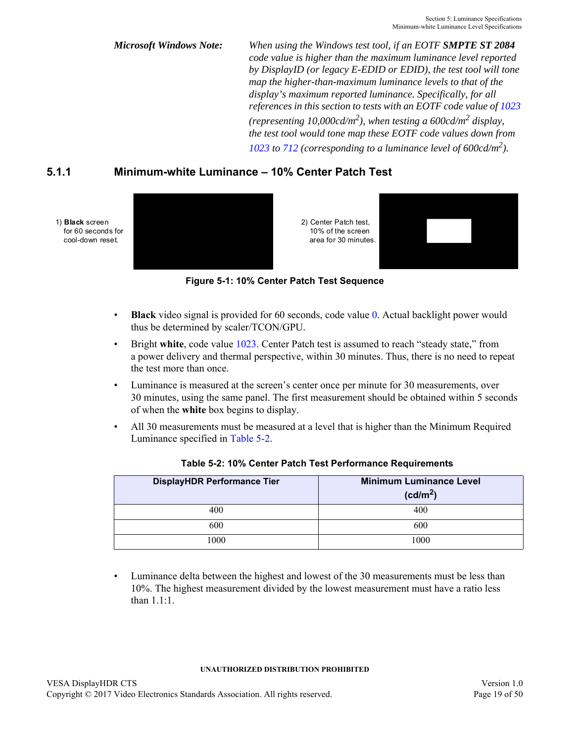*Microsoft Windows Note:* *When using the Windows test tool, if an EOTF **SMPTE ST 2084** code value is higher than the maximum luminance level reported by DisplayID (or legacy E-EDID or EDID), the test tool will tone map the higher-than-maximum luminance levels to that of the display's maximum reported luminance. Specifically, for all references in this section to tests with an EOTF code value of 1023 (representing 10,000cd/m$^2$), when testing a 600cd/m$^2$ display, the test tool would tone map these EOTF code values down from 1023 to 712 (corresponding to a luminance level of 600cd/m$^2$).*

### 5.1.1 Minimum-white Luminance – 10% Center Patch Test

1) **Black** screen for 60 seconds for cool-down reset.

2) Center Patch test, 10% of the screen area for 30 minutes.

**Figure 5-1: 10% Center Patch Test Sequence**

- **Black** video signal is provided for 60 seconds, code value 0. Actual backlight power would thus be determined by scaler/TCON/GPU.
- Bright **white**, code value 1023. Center Patch test is assumed to reach "steady state," from a power delivery and thermal perspective, within 30 minutes. Thus, there is no need to repeat the test more than once.
- Luminance is measured at the screen's center once per minute for 30 measurements, over 30 minutes, using the same panel. The first measurement should be obtained within 5 seconds of when the **white** box begins to display.
- All 30 measurements must be measured at a level that is higher than the Minimum Required Luminance specified in Table 5-2.

**Table 5-2: 10% Center Patch Test Performance Requirements**

| DisplayHDR Performance Tier | Minimum Luminance Level (cd/m$^2$) |
|---|---|
| 400 | 400 |
| 600 | 600 |
| 1000 | 1000 |

- Luminance delta between the highest and lowest of the 30 measurements must be less than 10%. The highest measurement divided by the lowest measurement must have a ratio less than 1.1:1.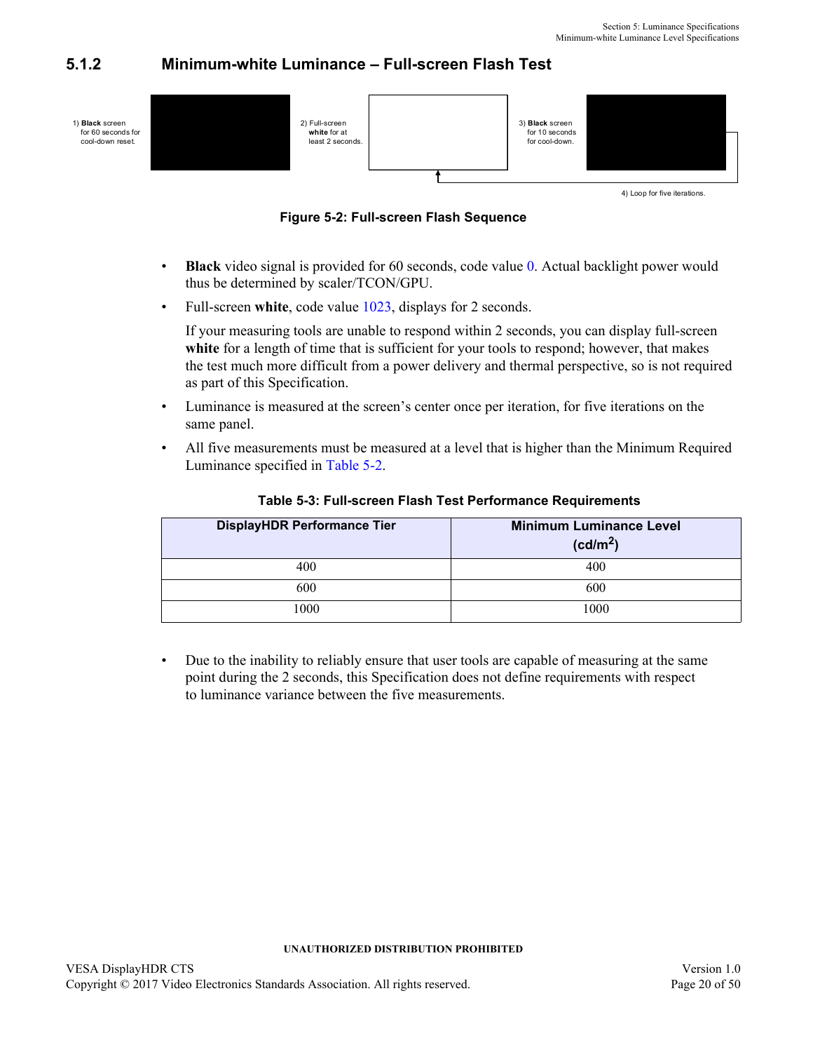### 5.1.2 Minimum-white Luminance – Full-screen Flash Test

1) **Black** screen for 60 seconds for cool-down reset.

2) Full-screen **white** for at least 2 seconds.

3) **Black** screen for 10 seconds for cool-down.

4) Loop for five iterations.

**Figure 5-2: Full-screen Flash Sequence**

- **Black** video signal is provided for 60 seconds, code value 0. Actual backlight power would thus be determined by scaler/TCON/GPU.
- Full-screen **white**, code value 1023, displays for 2 seconds.

  If your measuring tools are unable to respond within 2 seconds, you can display full-screen **white** for a length of time that is sufficient for your tools to respond; however, that makes the test much more difficult from a power delivery and thermal perspective, so is not required as part of this Specification.
- Luminance is measured at the screen's center once per iteration, for five iterations on the same panel.
- All five measurements must be measured at a level that is higher than the Minimum Required Luminance specified in Table 5-2.

**Table 5-3: Full-screen Flash Test Performance Requirements**

| DisplayHDR Performance Tier | Minimum Luminance Level (cd/m$^2$) |
|---|---|
| 400 | 400 |
| 600 | 600 |
| 1000 | 1000 |

- Due to the inability to reliably ensure that user tools are capable of measuring at the same point during the 2 seconds, this Specification does not define requirements with respect to luminance variance between the five measurements.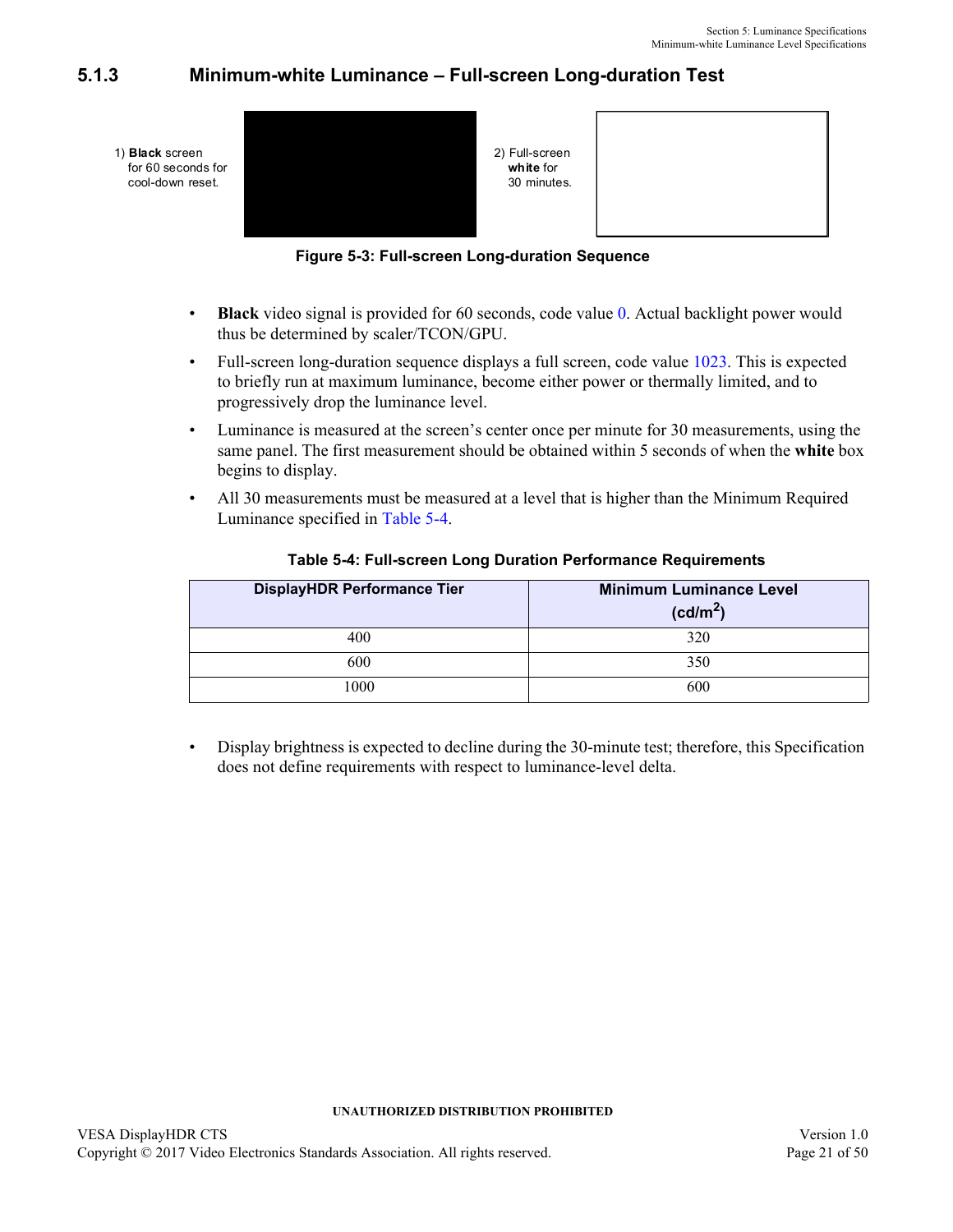### 5.1.3 Minimum-white Luminance – Full-screen Long-duration Test

1) **Black** screen for 60 seconds for cool-down reset.

2) Full-screen **white** for 30 minutes.

**Figure 5-3: Full-screen Long-duration Sequence**

- **Black** video signal is provided for 60 seconds, code value 0. Actual backlight power would thus be determined by scaler/TCON/GPU.
- Full-screen long-duration sequence displays a full screen, code value 1023. This is expected to briefly run at maximum luminance, become either power or thermally limited, and to progressively drop the luminance level.
- Luminance is measured at the screen's center once per minute for 30 measurements, using the same panel. The first measurement should be obtained within 5 seconds of when the **white** box begins to display.
- All 30 measurements must be measured at a level that is higher than the Minimum Required Luminance specified in Table 5-4.

**Table 5-4: Full-screen Long Duration Performance Requirements**

| DisplayHDR Performance Tier | Minimum Luminance Level ($cd/m^2$) |
|---|---|
| 400 | 320 |
| 600 | 350 |
| 1000 | 600 |

- Display brightness is expected to decline during the 30-minute test; therefore, this Specification does not define requirements with respect to luminance-level delta.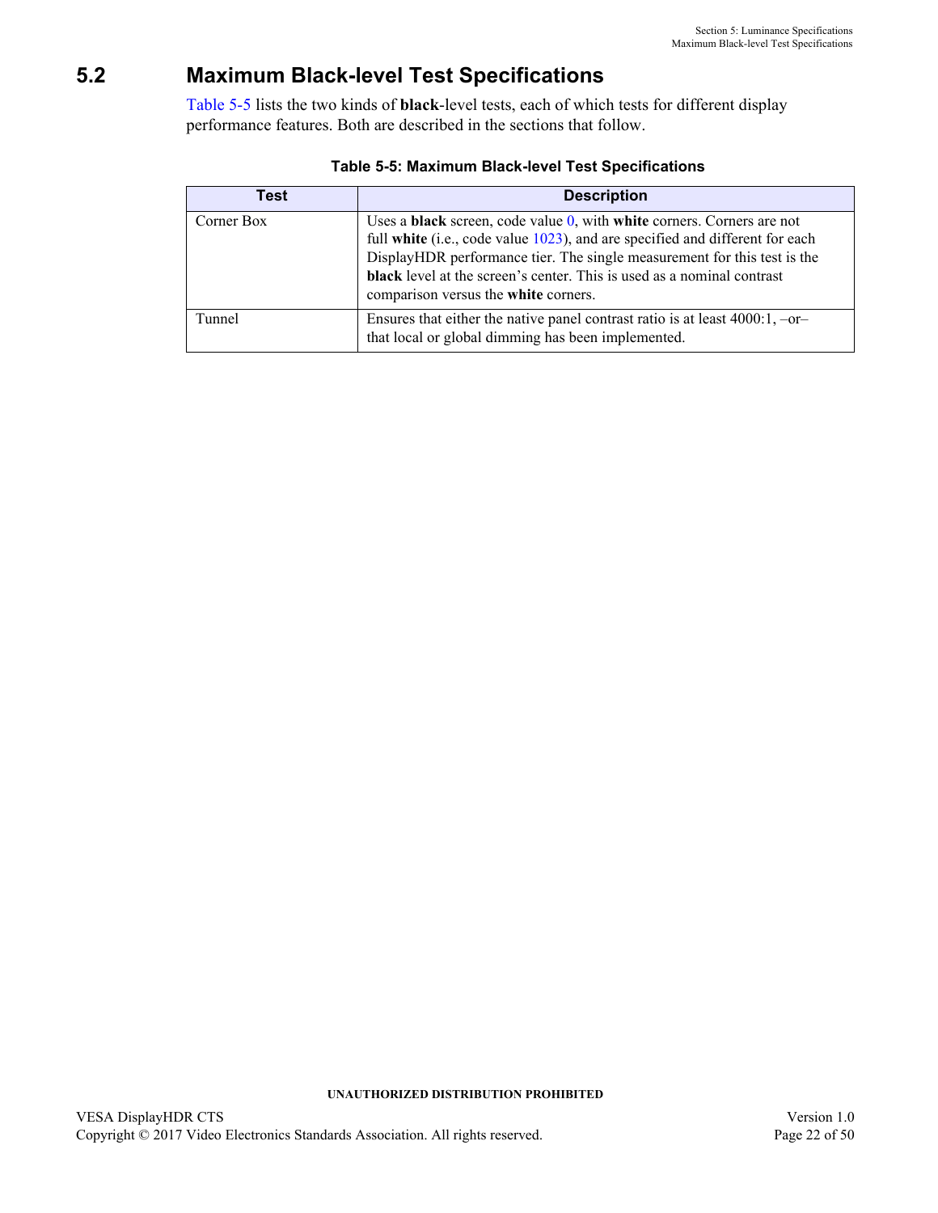## 5.2 Maximum Black-level Test Specifications

Table 5-5 lists the two kinds of **black**-level tests, each of which tests for different display performance features. Both are described in the sections that follow.

**Table 5-5: Maximum Black-level Test Specifications**

| Test | Description |
|---|---|
| Corner Box | Uses a **black** screen, code value 0, with **white** corners. Corners are not full **white** (i.e., code value 1023), and are specified and different for each DisplayHDR performance tier. The single measurement for this test is the **black** level at the screen's center. This is used as a nominal contrast comparison versus the **white** corners. |
| Tunnel | Ensures that either the native panel contrast ratio is at least 4000:1, –or– that local or global dimming has been implemented. |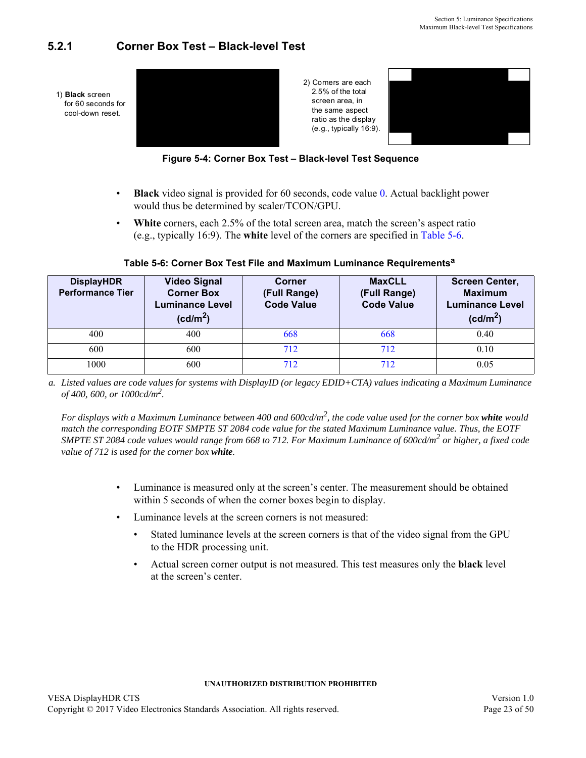### 5.2.1 Corner Box Test – Black-level Test

1) **Black** screen for 60 seconds for cool-down reset.

2) Corners are each 2.5% of the total screen area, in the same aspect ratio as the display (e.g., typically 16:9).

**Figure 5-4: Corner Box Test – Black-level Test Sequence**

- **Black** video signal is provided for 60 seconds, code value 0. Actual backlight power would thus be determined by scaler/TCON/GPU.
- **White** corners, each 2.5% of the total screen area, match the screen's aspect ratio (e.g., typically 16:9). The **white** level of the corners are specified in Table 5-6.

**Table 5-6: Corner Box Test File and Maximum Luminance Requirements[a]**

| DisplayHDR Performance Tier | Video Signal Corner Box Luminance Level (cd/m$^2$) | Corner (Full Range) Code Value | MaxCLL (Full Range) Code Value | Screen Center, Maximum Luminance Level (cd/m$^2$) |
|---|---|---|---|---|
| 400 | 400 | 668 | 668 | 0.40 |
| 600 | 600 | 712 | 712 | 0.10 |
| 1000 | 600 | 712 | 712 | 0.05 |

a. *Listed values are code values for systems with DisplayID (or legacy EDID+CTA) values indicating a Maximum Luminance of 400, 600, or 1000cd/m$^2$.*

*For displays with a Maximum Luminance between 400 and 600cd/m$^2$, the code value used for the corner box* ***white*** *would match the corresponding EOTF SMPTE ST 2084 code value for the stated Maximum Luminance value. Thus, the EOTF SMPTE ST 2084 code values would range from 668 to 712. For Maximum Luminance of 600cd/m$^2$ or higher, a fixed code value of 712 is used for the corner box* ***white****.*

- Luminance is measured only at the screen's center. The measurement should be obtained within 5 seconds of when the corner boxes begin to display.
- Luminance levels at the screen corners is not measured:
  - Stated luminance levels at the screen corners is that of the video signal from the GPU to the HDR processing unit.
  - Actual screen corner output is not measured. This test measures only the **black** level at the screen's center.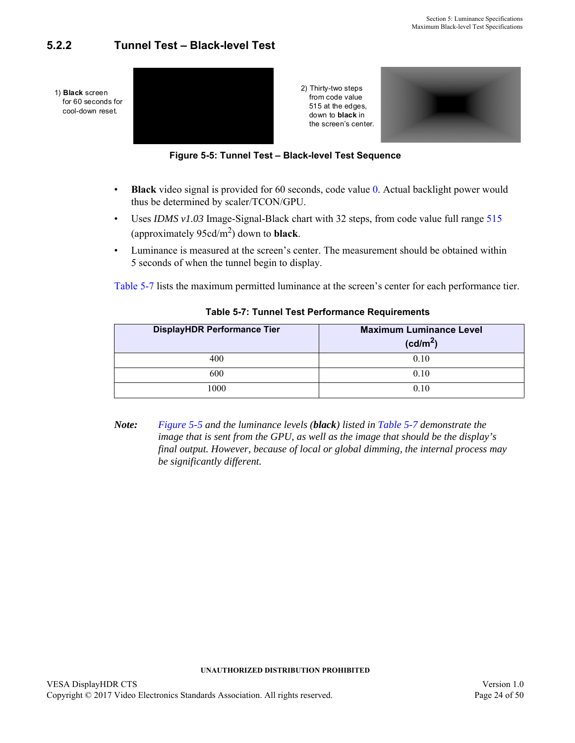### 5.2.2 Tunnel Test – Black-level Test

1) **Black** screen for 60 seconds for cool-down reset.

2) Thirty-two steps from code value 515 at the edges, down to **black** in the screen's center.

**Figure 5-5: Tunnel Test – Black-level Test Sequence**

- **Black** video signal is provided for 60 seconds, code value 0. Actual backlight power would thus be determined by scaler/TCON/GPU.
- Uses *IDMS v1.03* Image-Signal-Black chart with 32 steps, from code value full range 515 (approximately 95cd/m$^2$) down to **black**.
- Luminance is measured at the screen's center. The measurement should be obtained within 5 seconds of when the tunnel begin to display.

Table 5-7 lists the maximum permitted luminance at the screen's center for each performance tier.

**Table 5-7: Tunnel Test Performance Requirements**

| DisplayHDR Performance Tier | Maximum Luminance Level (cd/m$^2$) |
|---|---|
| 400 | 0.10 |
| 600 | 0.10 |
| 1000 | 0.10 |

***Note:*** *Figure 5-5 and the luminance levels (**black**) listed in Table 5-7 demonstrate the image that is sent from the GPU, as well as the image that should be the display's final output. However, because of local or global dimming, the internal process may be significantly different.*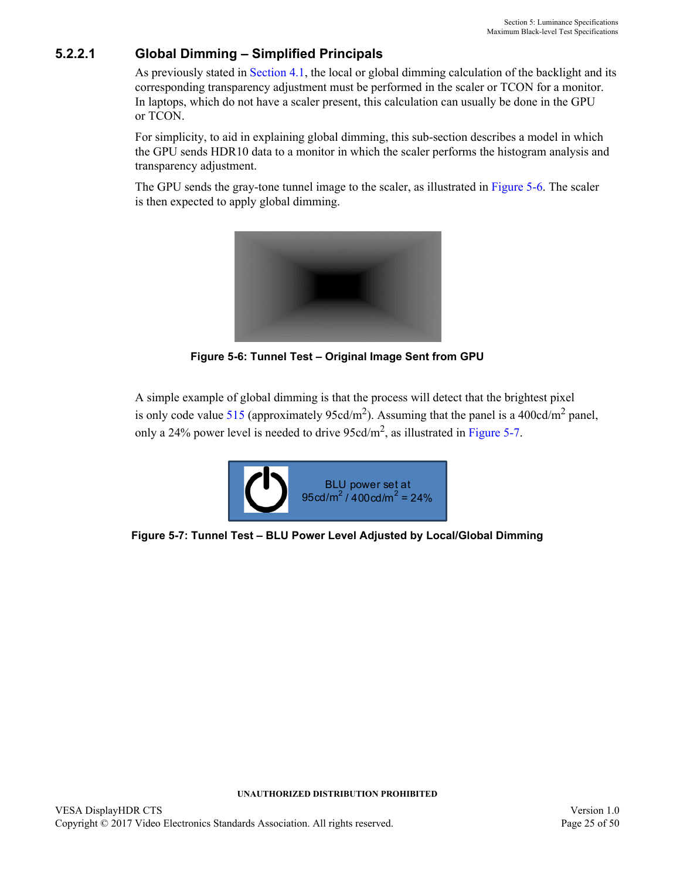#### 5.2.2.1 Global Dimming – Simplified Principals

As previously stated in Section 4.1, the local or global dimming calculation of the backlight and its corresponding transparency adjustment must be performed in the scaler or TCON for a monitor. In laptops, which do not have a scaler present, this calculation can usually be done in the GPU or TCON.

For simplicity, to aid in explaining global dimming, this sub-section describes a model in which the GPU sends HDR10 data to a monitor in which the scaler performs the histogram analysis and transparency adjustment.

The GPU sends the gray-tone tunnel image to the scaler, as illustrated in Figure 5-6. The scaler is then expected to apply global dimming.

**Figure 5-6: Tunnel Test – Original Image Sent from GPU**

A simple example of global dimming is that the process will detect that the brightest pixel is only code value 515 (approximately 95cd/m$^2$). Assuming that the panel is a 400cd/m$^2$ panel, only a 24% power level is needed to drive 95cd/m$^2$, as illustrated in Figure 5-7.

BLU power set at
95cd/m$^2$ / 400cd/m$^2$ = 24%

**Figure 5-7: Tunnel Test – BLU Power Level Adjusted by Local/Global Dimming**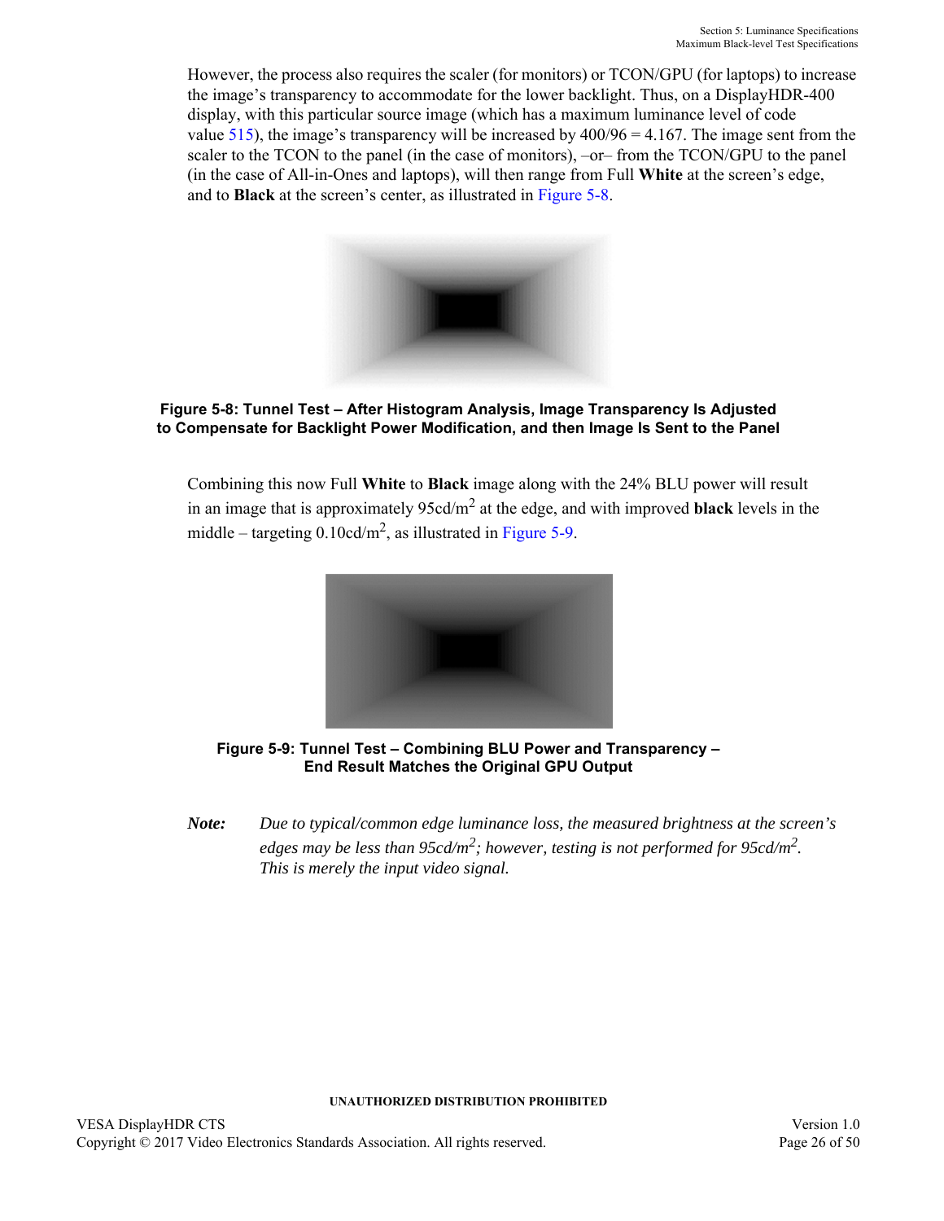However, the process also requires the scaler (for monitors) or TCON/GPU (for laptops) to increase the image's transparency to accommodate for the lower backlight. Thus, on a DisplayHDR-400 display, with this particular source image (which has a maximum luminance level of code value 515), the image's transparency will be increased by 400/96 = 4.167. The image sent from the scaler to the TCON to the panel (in the case of monitors), –or– from the TCON/GPU to the panel (in the case of All-in-Ones and laptops), will then range from Full **White** at the screen's edge, and to **Black** at the screen's center, as illustrated in Figure 5-8.

**Figure 5-8: Tunnel Test – After Histogram Analysis, Image Transparency Is Adjusted to Compensate for Backlight Power Modification, and then Image Is Sent to the Panel**

Combining this now Full **White** to **Black** image along with the 24% BLU power will result in an image that is approximately 95cd/m$^2$ at the edge, and with improved **black** levels in the middle – targeting 0.10cd/m$^2$, as illustrated in Figure 5-9.

**Figure 5-9: Tunnel Test – Combining BLU Power and Transparency – End Result Matches the Original GPU Output**

***Note:*** *Due to typical/common edge luminance loss, the measured brightness at the screen's edges may be less than 95cd/m$^2$; however, testing is not performed for 95cd/m$^2$. This is merely the input video signal.*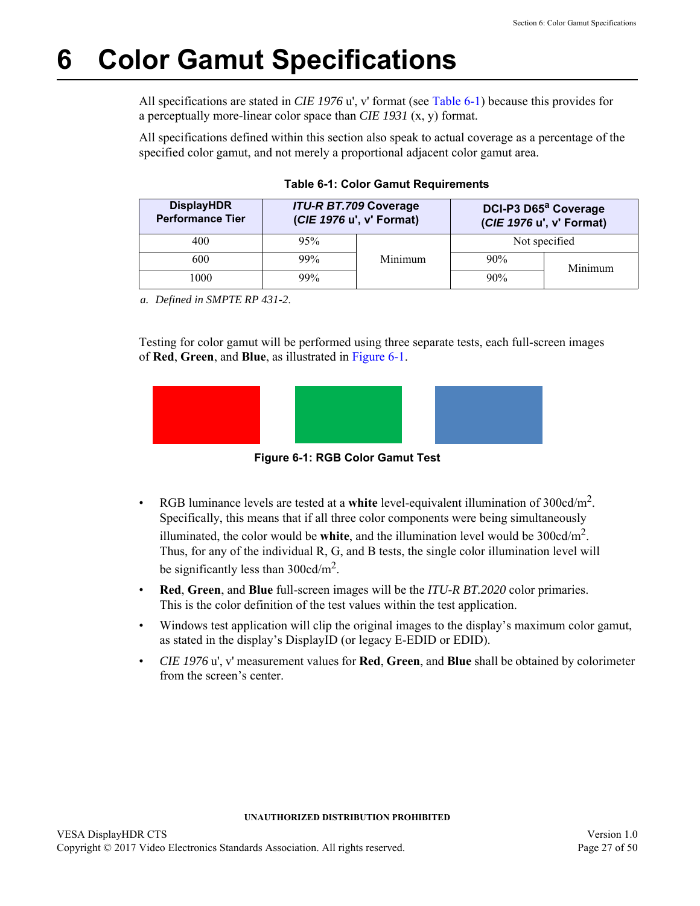// Section 6: Color Gamut Specifications

# 6 Color Gamut Specifications

All specifications are stated in *CIE 1976* u', v' format (see Table 6-1) because this provides for a perceptually more-linear color space than *CIE 1931* (x, y) format.

All specifications defined within this section also speak to actual coverage as a percentage of the specified color gamut, and not merely a proportional adjacent color gamut area.

**Table 6-1: Color Gamut Requirements**

| DisplayHDR Performance Tier | *ITU-R BT.709* Coverage (*CIE 1976* u', v' Format) | | DCI-P3 D65[a] Coverage (*CIE 1976* u', v' Format) | |
|---|---|---|---|---|
| 400 | 95% | Minimum | Not specified | |
| 600 | 99% | Minimum | 90% | Minimum |
| 1000 | 99% | Minimum | 90% | Minimum |

a. *Defined in SMPTE RP 431-2.*

Testing for color gamut will be performed using three separate tests, each full-screen images of **Red**, **Green**, and **Blue**, as illustrated in Figure 6-1.

**Figure 6-1: RGB Color Gamut Test**

- RGB luminance levels are tested at a **white** level-equivalent illumination of 300cd/m$^2$. Specifically, this means that if all three color components were being simultaneously illuminated, the color would be **white**, and the illumination level would be 300cd/m$^2$. Thus, for any of the individual R, G, and B tests, the single color illumination level will be significantly less than 300cd/m$^2$.
- **Red**, **Green**, and **Blue** full-screen images will be the *ITU-R BT.2020* color primaries. This is the color definition of the test values within the test application.
- Windows test application will clip the original images to the display's maximum color gamut, as stated in the display's DisplayID (or legacy E-EDID or EDID).
- *CIE 1976* u', v' measurement values for **Red**, **Green**, and **Blue** shall be obtained by colorimeter from the screen's center.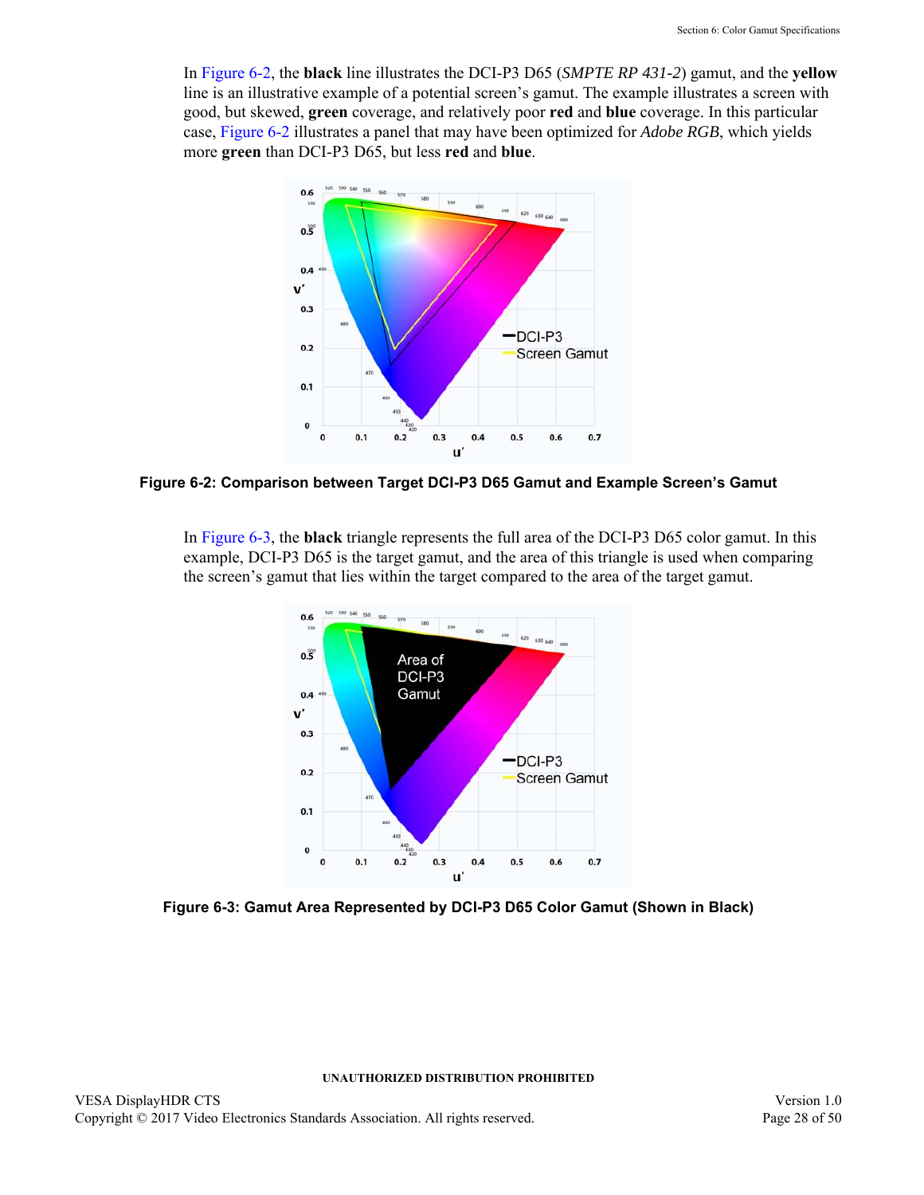In Figure 6-2, the **black** line illustrates the DCI-P3 D65 (*SMPTE RP 431-2*) gamut, and the **yellow** line is an illustrative example of a potential screen's gamut. The example illustrates a screen with good, but skewed, **green** coverage, and relatively poor **red** and **blue** coverage. In this particular case, Figure 6-2 illustrates a panel that may have been optimized for *Adobe RGB*, which yields more **green** than DCI-P3 D65, but less **red** and **blue**.

**Figure 6-2: Comparison between Target DCI-P3 D65 Gamut and Example Screen's Gamut**

In Figure 6-3, the **black** triangle represents the full area of the DCI-P3 D65 color gamut. In this example, DCI-P3 D65 is the target gamut, and the area of this triangle is used when comparing the screen's gamut that lies within the target compared to the area of the target gamut.

**Figure 6-3: Gamut Area Represented by DCI-P3 D65 Color Gamut (Shown in Black)**

UNAUTHORIZED DISTRIBUTION PROHIBITED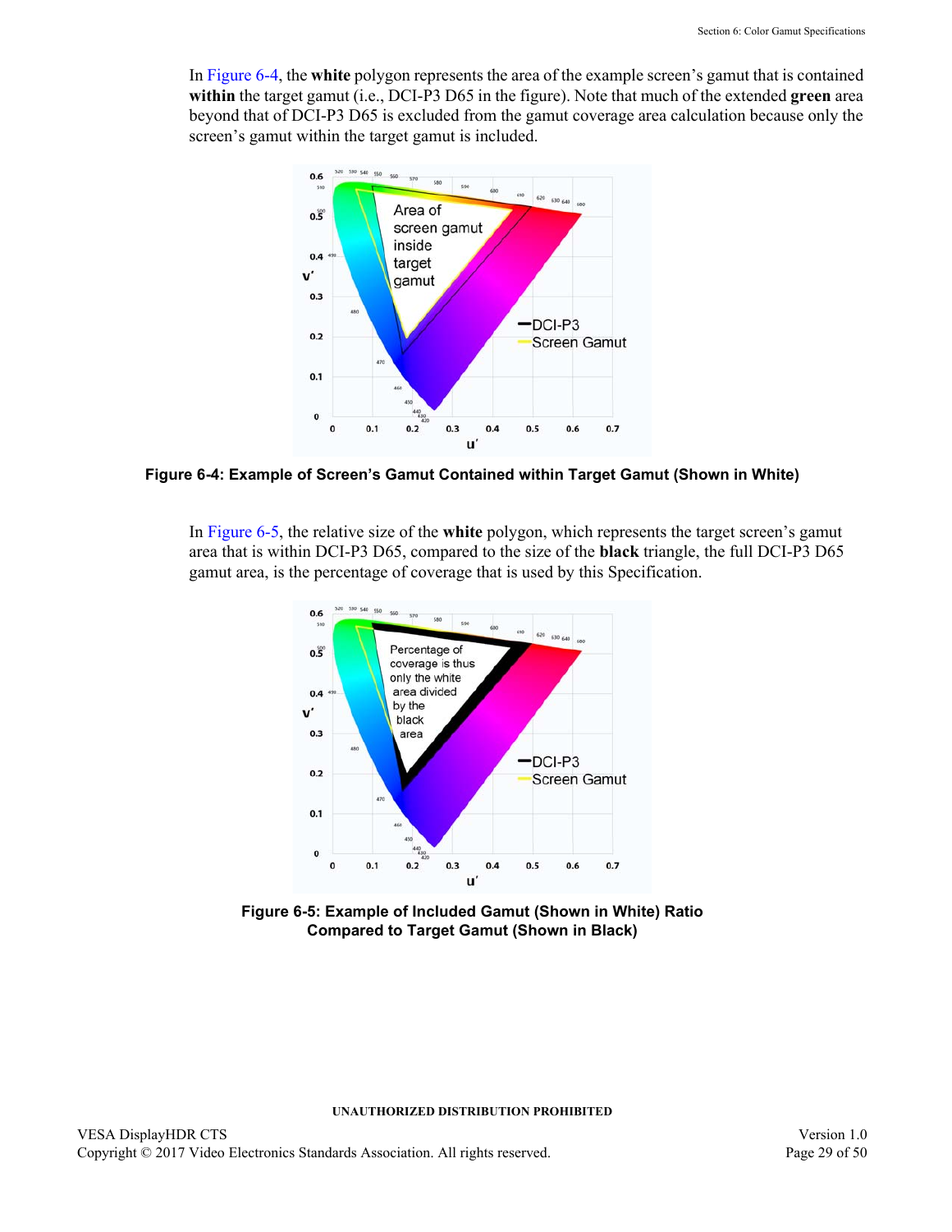In Figure 6-4, the **white** polygon represents the area of the example screen's gamut that is contained **within** the target gamut (i.e., DCI-P3 D65 in the figure). Note that much of the extended **green** area beyond that of DCI-P3 D65 is excluded from the gamut coverage area calculation because only the screen's gamut within the target gamut is included.

**Figure 6-4: Example of Screen's Gamut Contained within Target Gamut (Shown in White)**

In Figure 6-5, the relative size of the **white** polygon, which represents the target screen's gamut area that is within DCI-P3 D65, compared to the size of the **black** triangle, the full DCI-P3 D65 gamut area, is the percentage of coverage that is used by this Specification.

**Figure 6-5: Example of Included Gamut (Shown in White) Ratio Compared to Target Gamut (Shown in Black)**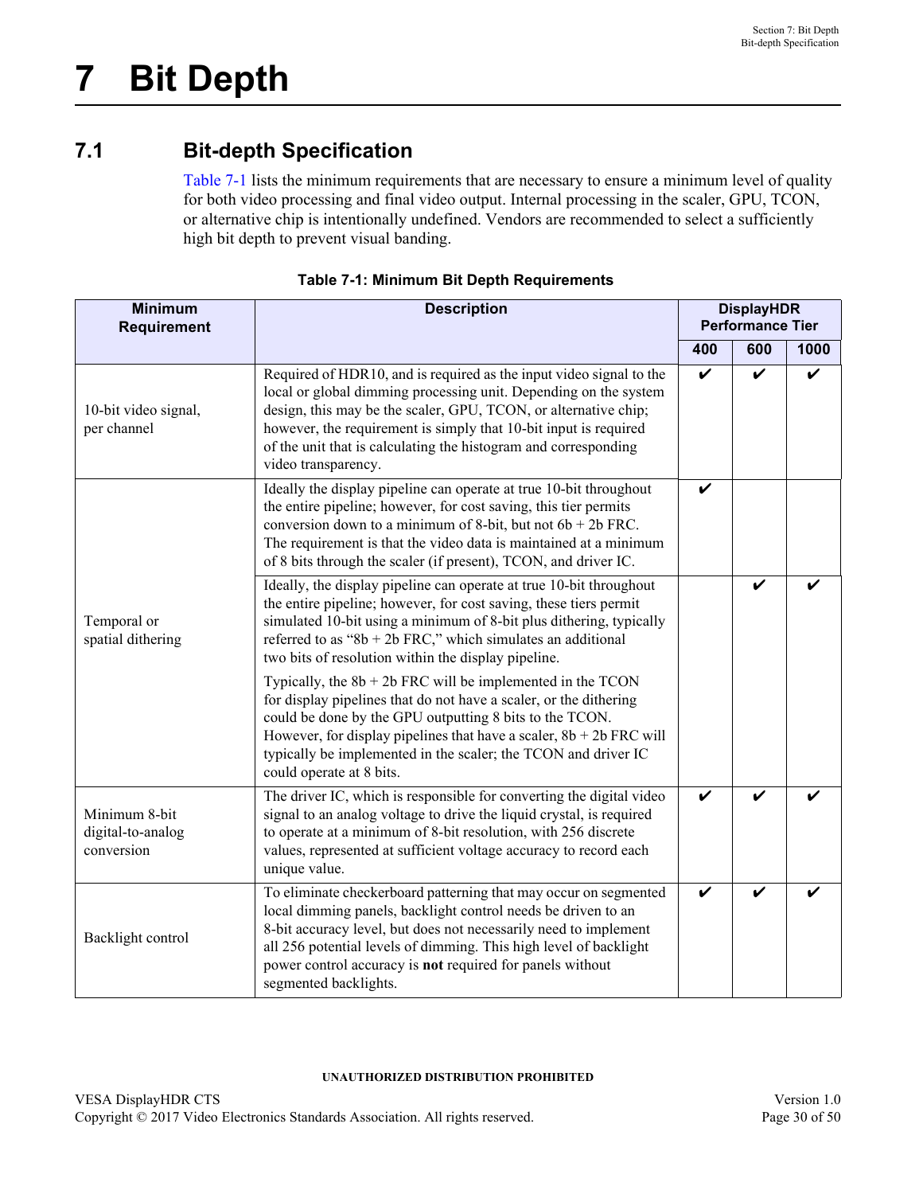# 7 Bit Depth

## 7.1 Bit-depth Specification

Table 7-1 lists the minimum requirements that are necessary to ensure a minimum level of quality for both video processing and final video output. Internal processing in the scaler, GPU, TCON, or alternative chip is intentionally undefined. Vendors are recommended to select a sufficiently high bit depth to prevent visual banding.

**Table 7-1: Minimum Bit Depth Requirements**

| Minimum Requirement | Description | DisplayHDR Performance Tier | | |
|---|---|---|---|---|
| | | 400 | 600 | 1000 |
| 10-bit video signal, per channel | Required of HDR10, and is required as the input video signal to the local or global dimming processing unit. Depending on the system design, this may be the scaler, GPU, TCON, or alternative chip; however, the requirement is simply that 10-bit input is required of the unit that is calculating the histogram and corresponding video transparency. | ✔ | ✔ | ✔ |
| Temporal or spatial dithering | Ideally the display pipeline can operate at true 10-bit throughout the entire pipeline; however, for cost saving, this tier permits conversion down to a minimum of 8-bit, but not 6b + 2b FRC. The requirement is that the video data is maintained at a minimum of 8 bits through the scaler (if present), TCON, and driver IC. | ✔ | | |
| | Ideally, the display pipeline can operate at true 10-bit throughout the entire pipeline; however, for cost saving, these tiers permit simulated 10-bit using a minimum of 8-bit plus dithering, typically referred to as “8b + 2b FRC,” which simulates an additional two bits of resolution within the display pipeline.<br><br>Typically, the 8b + 2b FRC will be implemented in the TCON for display pipelines that do not have a scaler, or the dithering could be done by the GPU outputting 8 bits to the TCON. However, for display pipelines that have a scaler, 8b + 2b FRC will typically be implemented in the scaler; the TCON and driver IC could operate at 8 bits. | | ✔ | ✔ |
| Minimum 8-bit digital-to-analog conversion | The driver IC, which is responsible for converting the digital video signal to an analog voltage to drive the liquid crystal, is required to operate at a minimum of 8-bit resolution, with 256 discrete values, represented at sufficient voltage accuracy to record each unique value. | ✔ | ✔ | ✔ |
| Backlight control | To eliminate checkerboard patterning that may occur on segmented local dimming panels, backlight control needs be driven to an 8-bit accuracy level, but does not necessarily need to implement all 256 potential levels of dimming. This high level of backlight power control accuracy is **not** required for panels without segmented backlights. | ✔ | ✔ | ✔ |

UNAUTHORIZED DISTRIBUTION PROHIBITED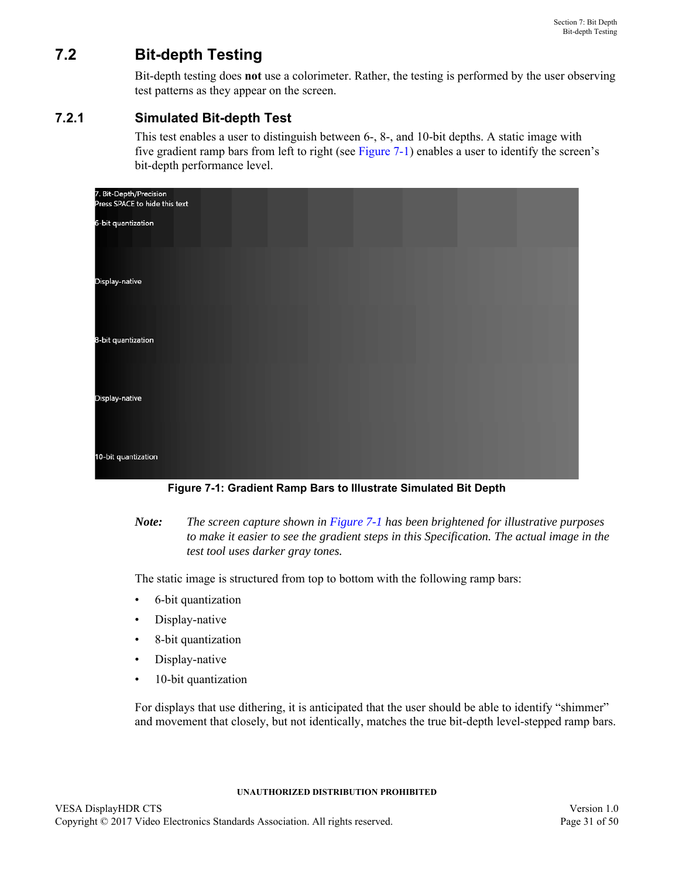## 7.2 Bit-depth Testing

Bit-depth testing does **not** use a colorimeter. Rather, the testing is performed by the user observing test patterns as they appear on the screen.

### 7.2.1 Simulated Bit-depth Test

This test enables a user to distinguish between 6-, 8-, and 10-bit depths. A static image with five gradient ramp bars from left to right (see Figure 7-1) enables a user to identify the screen's bit-depth performance level.

**Figure 7-1: Gradient Ramp Bars to Illustrate Simulated Bit Depth**

***Note:*** *The screen capture shown in Figure 7-1 has been brightened for illustrative purposes to make it easier to see the gradient steps in this Specification. The actual image in the test tool uses darker gray tones.*

The static image is structured from top to bottom with the following ramp bars:

- 6-bit quantization
- Display-native
- 8-bit quantization
- Display-native
- 10-bit quantization

For displays that use dithering, it is anticipated that the user should be able to identify "shimmer" and movement that closely, but not identically, matches the true bit-depth level-stepped ramp bars.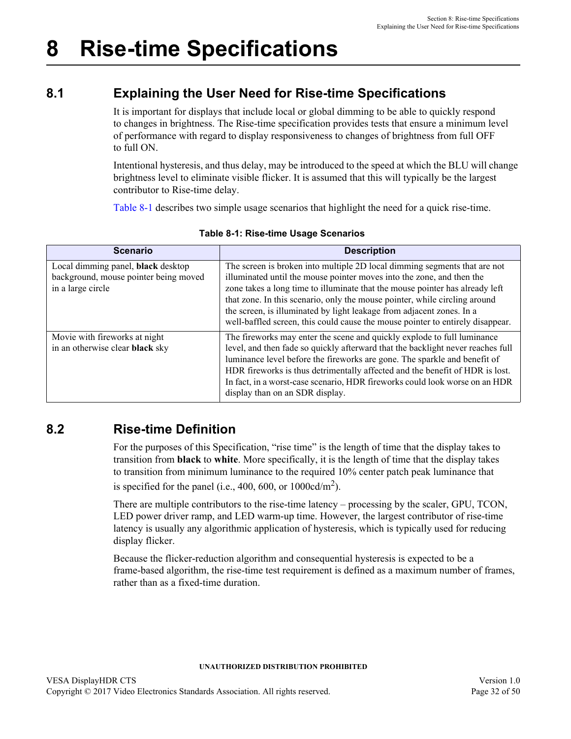# 8 Rise-time Specifications

## 8.1 Explaining the User Need for Rise-time Specifications

It is important for displays that include local or global dimming to be able to quickly respond to changes in brightness. The Rise-time specification provides tests that ensure a minimum level of performance with regard to display responsiveness to changes of brightness from full OFF to full ON.

Intentional hysteresis, and thus delay, may be introduced to the speed at which the BLU will change brightness level to eliminate visible flicker. It is assumed that this will typically be the largest contributor to Rise-time delay.

Table 8-1 describes two simple usage scenarios that highlight the need for a quick rise-time.

**Table 8-1: Rise-time Usage Scenarios**

| Scenario | Description |
|---|---|
| Local dimming panel, **black** desktop background, mouse pointer being moved in a large circle | The screen is broken into multiple 2D local dimming segments that are not illuminated until the mouse pointer moves into the zone, and then the zone takes a long time to illuminate that the mouse pointer has already left that zone. In this scenario, only the mouse pointer, while circling around the screen, is illuminated by light leakage from adjacent zones. In a well-baffled screen, this could cause the mouse pointer to entirely disappear. |
| Movie with fireworks at night in an otherwise clear **black** sky | The fireworks may enter the scene and quickly explode to full luminance level, and then fade so quickly afterward that the backlight never reaches full luminance level before the fireworks are gone. The sparkle and benefit of HDR fireworks is thus detrimentally affected and the benefit of HDR is lost. In fact, in a worst-case scenario, HDR fireworks could look worse on an HDR display than on an SDR display. |

## 8.2 Rise-time Definition

For the purposes of this Specification, "rise time" is the length of time that the display takes to transition from **black** to **white**. More specifically, it is the length of time that the display takes to transition from minimum luminance to the required 10% center patch peak luminance that is specified for the panel (i.e., 400, 600, or 1000cd/$m^2$).

There are multiple contributors to the rise-time latency – processing by the scaler, GPU, TCON, LED power driver ramp, and LED warm-up time. However, the largest contributor of rise-time latency is usually any algorithmic application of hysteresis, which is typically used for reducing display flicker.

Because the flicker-reduction algorithm and consequential hysteresis is expected to be a frame-based algorithm, the rise-time test requirement is defined as a maximum number of frames, rather than as a fixed-time duration.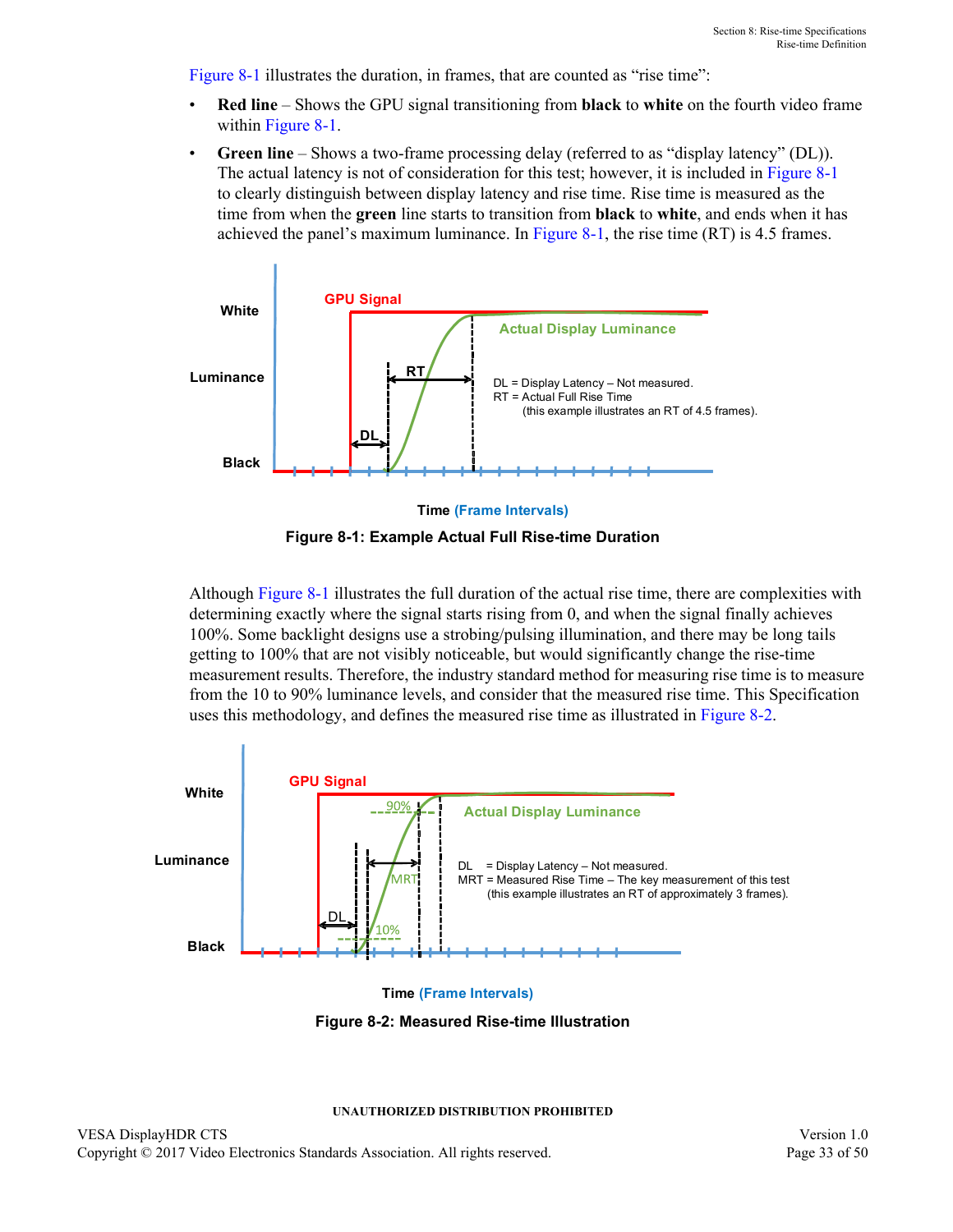Figure 8-1 illustrates the duration, in frames, that are counted as "rise time":

- **Red line** – Shows the GPU signal transitioning from **black** to **white** on the fourth video frame within Figure 8-1.
- **Green line** – Shows a two-frame processing delay (referred to as "display latency" (DL)). The actual latency is not of consideration for this test; however, it is included in Figure 8-1 to clearly distinguish between display latency and rise time. Rise time is measured as the time from when the **green** line starts to transition from **black** to **white**, and ends when it has achieved the panel's maximum luminance. In Figure 8-1, the rise time (RT) is 4.5 frames.

**Figure 8-1: Example Actual Full Rise-time Duration**

Although Figure 8-1 illustrates the full duration of the actual rise time, there are complexities with determining exactly where the signal starts rising from 0, and when the signal finally achieves 100%. Some backlight designs use a strobing/pulsing illumination, and there may be long tails getting to 100% that are not visibly noticeable, but would significantly change the rise-time measurement results. Therefore, the industry standard method for measuring rise time is to measure from the 10 to 90% luminance levels, and consider that the measured rise time. This Specification uses this methodology, and defines the measured rise time as illustrated in Figure 8-2.

**Figure 8-2: Measured Rise-time Illustration**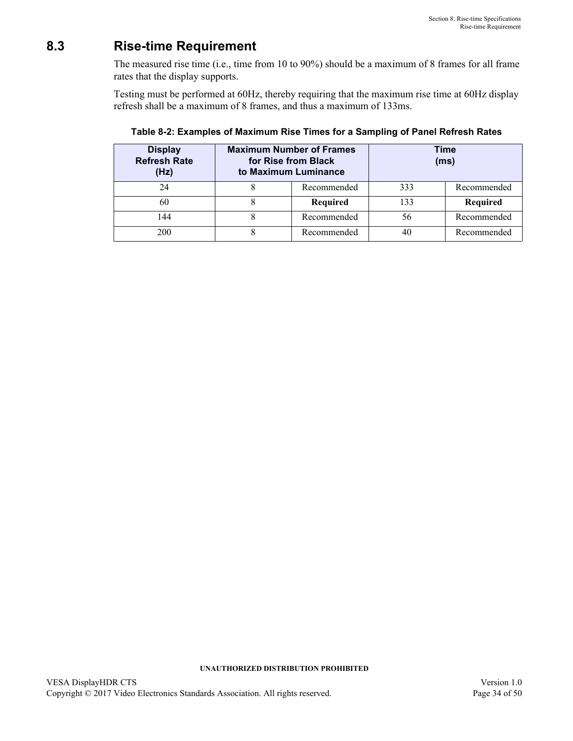## 8.3 Rise-time Requirement

The measured rise time (i.e., time from 10 to 90%) should be a maximum of 8 frames for all frame rates that the display supports.

Testing must be performed at 60Hz, thereby requiring that the maximum rise time at 60Hz display refresh shall be a maximum of 8 frames, and thus a maximum of 133ms.

**Table 8-2: Examples of Maximum Rise Times for a Sampling of Panel Refresh Rates**

| Display Refresh Rate (Hz) | Maximum Number of Frames for Rise from Black to Maximum Luminance | | Time (ms) | |
|---|---|---|---|---|
| 24 | 8 | Recommended | 333 | Recommended |
| 60 | 8 | **Required** | 133 | **Required** |
| 144 | 8 | Recommended | 56 | Recommended |
| 200 | 8 | Recommended | 40 | Recommended |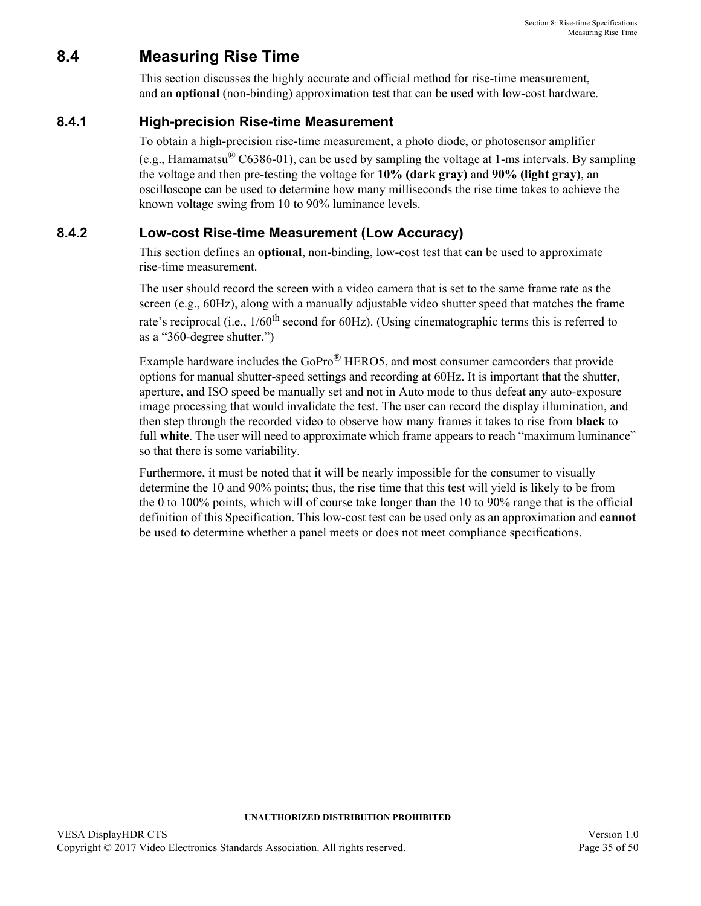## 8.4 Measuring Rise Time

This section discusses the highly accurate and official method for rise-time measurement, and an **optional** (non-binding) approximation test that can be used with low-cost hardware.

### 8.4.1 High-precision Rise-time Measurement

To obtain a high-precision rise-time measurement, a photo diode, or photosensor amplifier (e.g., Hamamatsu® C6386-01), can be used by sampling the voltage at 1-ms intervals. By sampling the voltage and then pre-testing the voltage for **10% (dark gray)** and **90% (light gray)**, an oscilloscope can be used to determine how many milliseconds the rise time takes to achieve the known voltage swing from 10 to 90% luminance levels.

### 8.4.2 Low-cost Rise-time Measurement (Low Accuracy)

This section defines an **optional**, non-binding, low-cost test that can be used to approximate rise-time measurement.

The user should record the screen with a video camera that is set to the same frame rate as the screen (e.g., 60Hz), along with a manually adjustable video shutter speed that matches the frame rate's reciprocal (i.e., 1/60th second for 60Hz). (Using cinematographic terms this is referred to as a "360-degree shutter.")

Example hardware includes the GoPro® HERO5, and most consumer camcorders that provide options for manual shutter-speed settings and recording at 60Hz. It is important that the shutter, aperture, and ISO speed be manually set and not in Auto mode to thus defeat any auto-exposure image processing that would invalidate the test. The user can record the display illumination, and then step through the recorded video to observe how many frames it takes to rise from **black** to full **white**. The user will need to approximate which frame appears to reach "maximum luminance" so that there is some variability.

Furthermore, it must be noted that it will be nearly impossible for the consumer to visually determine the 10 and 90% points; thus, the rise time that this test will yield is likely to be from the 0 to 100% points, which will of course take longer than the 10 to 90% range that is the official definition of this Specification. This low-cost test can be used only as an approximation and **cannot** be used to determine whether a panel meets or does not meet compliance specifications.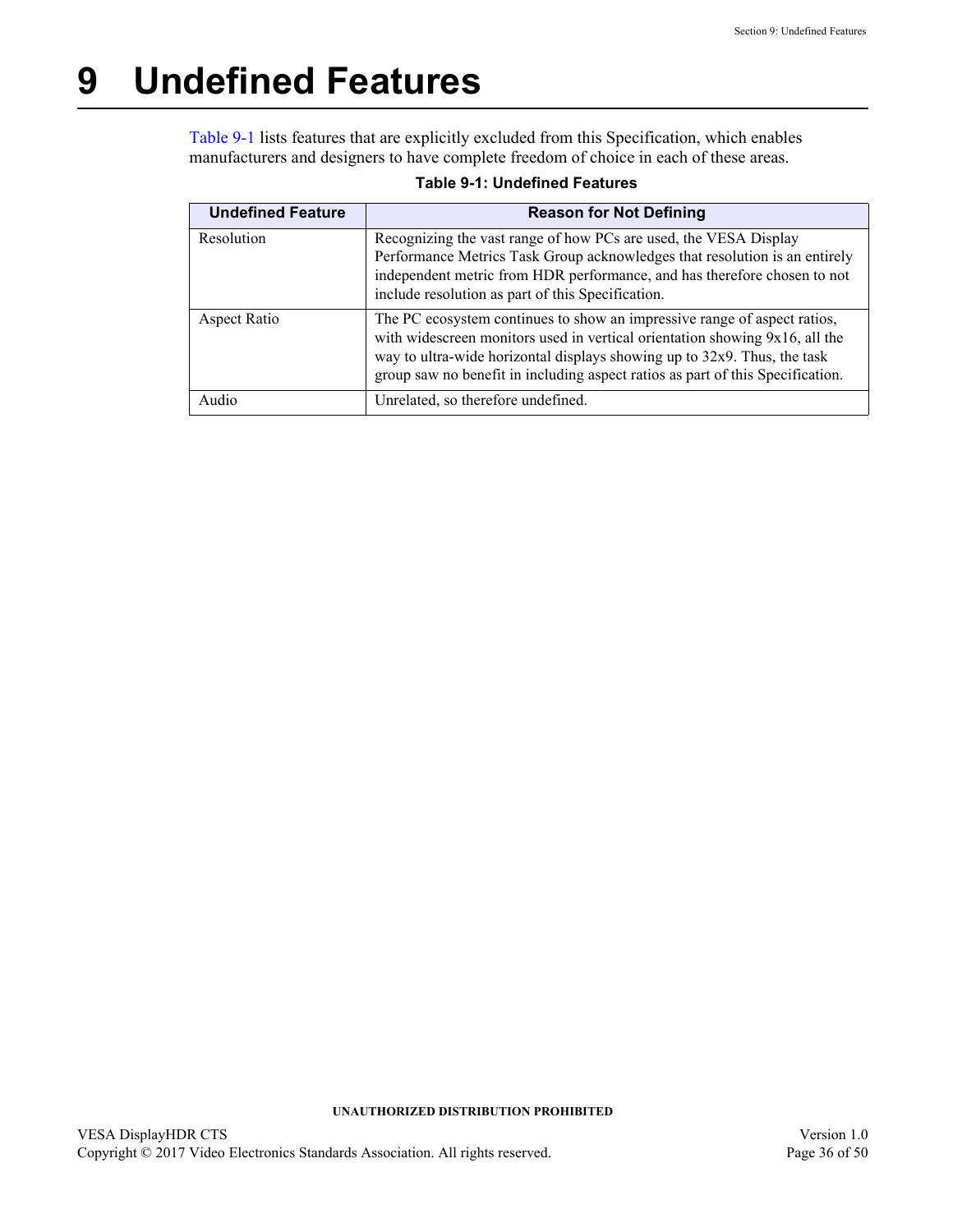# 9 Undefined Features

Table 9-1 lists features that are explicitly excluded from this Specification, which enables manufacturers and designers to have complete freedom of choice in each of these areas.

**Table 9-1: Undefined Features**

| Undefined Feature | Reason for Not Defining |
|---|---|
| Resolution | Recognizing the vast range of how PCs are used, the VESA Display Performance Metrics Task Group acknowledges that resolution is an entirely independent metric from HDR performance, and has therefore chosen to not include resolution as part of this Specification. |
| Aspect Ratio | The PC ecosystem continues to show an impressive range of aspect ratios, with widescreen monitors used in vertical orientation showing 9x16, all the way to ultra-wide horizontal displays showing up to 32x9. Thus, the task group saw no benefit in including aspect ratios as part of this Specification. |
| Audio | Unrelated, so therefore undefined. |

UNAUTHORIZED DISTRIBUTION PROHIBITED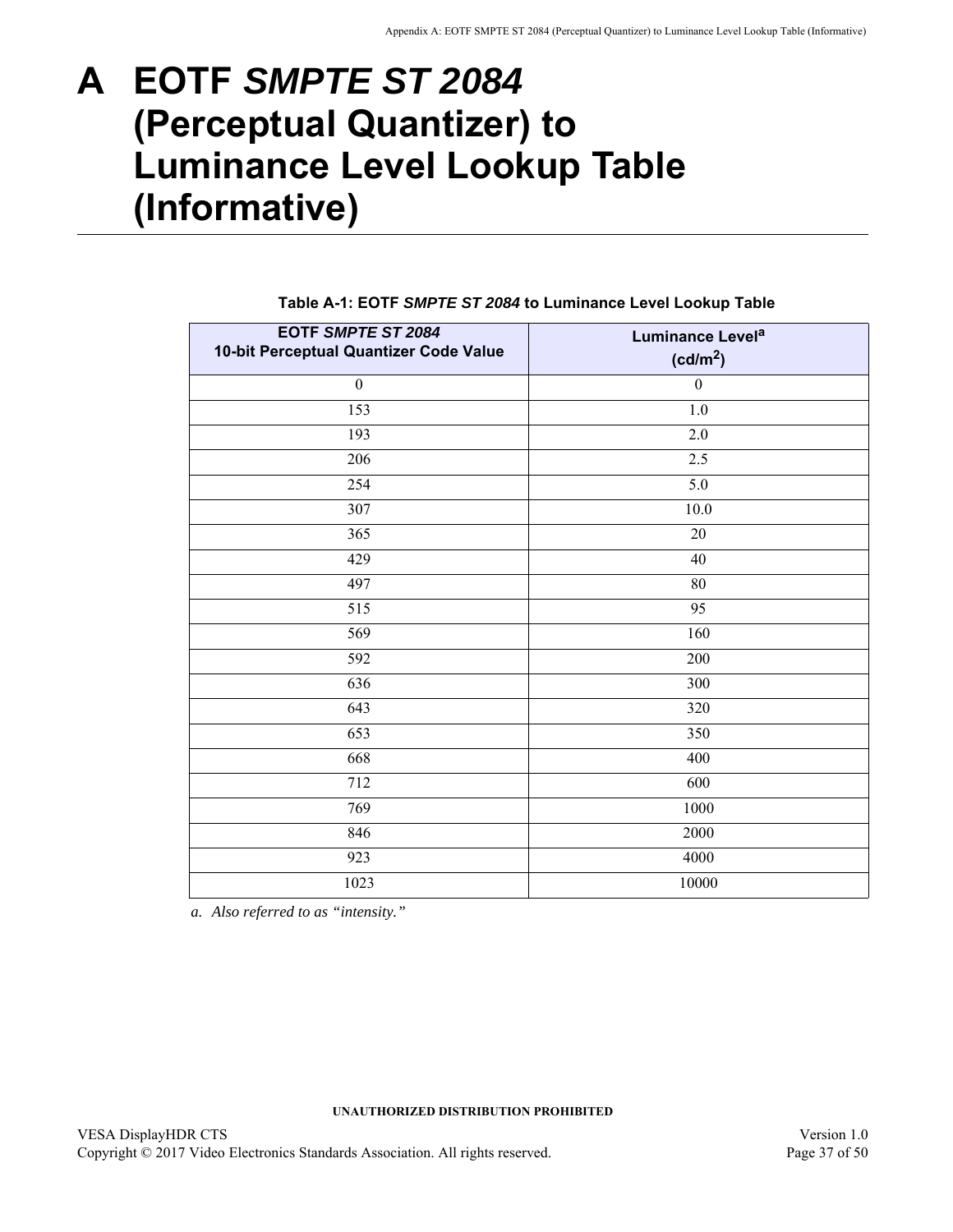# A EOTF *SMPTE ST 2084* (Perceptual Quantizer) to Luminance Level Lookup Table (Informative)

**Table A-1: EOTF *SMPTE ST 2084* to Luminance Level Lookup Table**

| EOTF *SMPTE ST 2084* 10-bit Perceptual Quantizer Code Value | Luminance Level[a] ($cd/m^2$) |
|---|---|
| 0 | 0 |
| 153 | 1.0 |
| 193 | 2.0 |
| 206 | 2.5 |
| 254 | 5.0 |
| 307 | 10.0 |
| 365 | 20 |
| 429 | 40 |
| 497 | 80 |
| 515 | 95 |
| 569 | 160 |
| 592 | 200 |
| 636 | 300 |
| 643 | 320 |
| 653 | 350 |
| 668 | 400 |
| 712 | 600 |
| 769 | 1000 |
| 846 | 2000 |
| 923 | 4000 |
| 1023 | 10000 |

*a. Also referred to as "intensity."*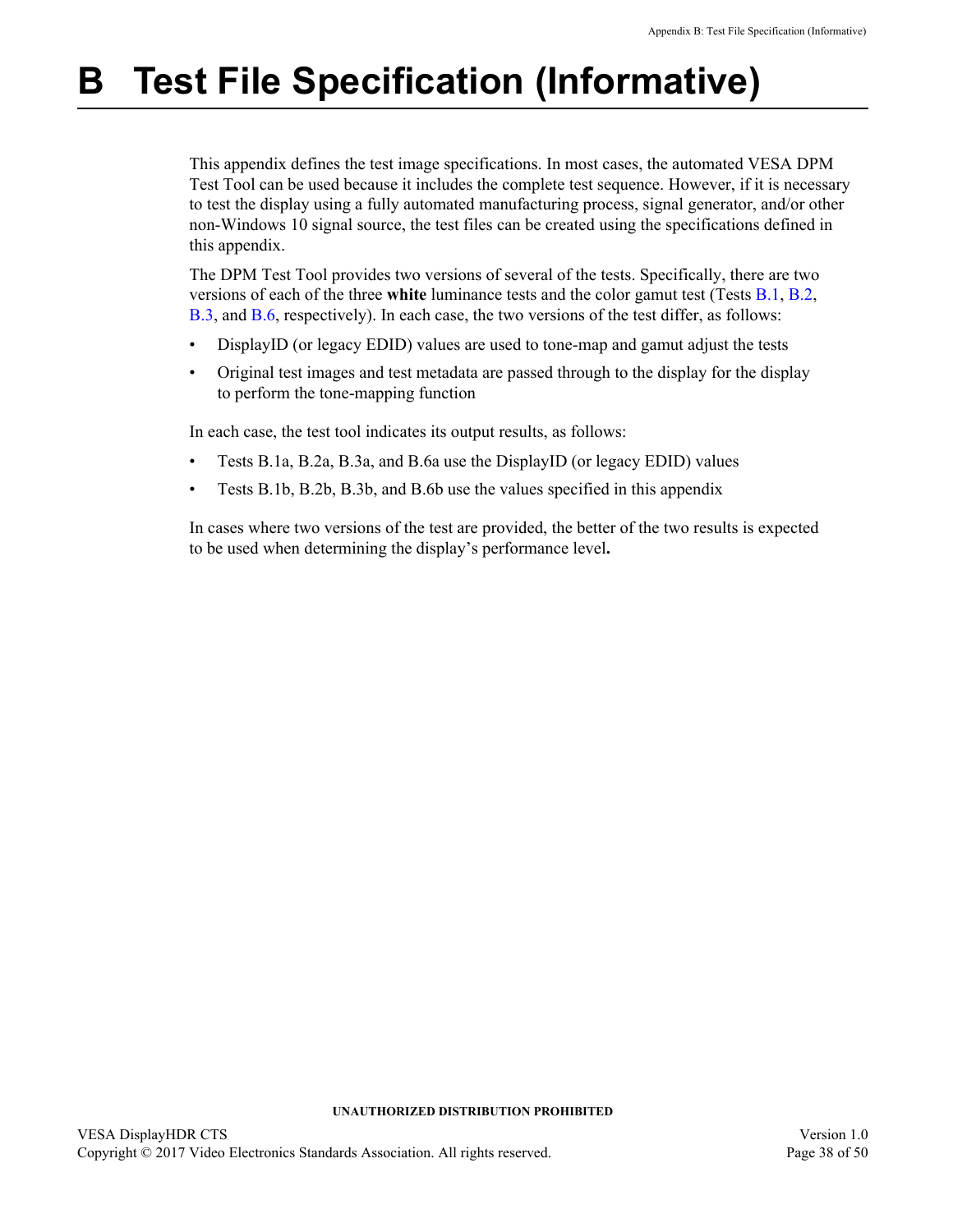# B Test File Specification (Informative)

This appendix defines the test image specifications. In most cases, the automated VESA DPM Test Tool can be used because it includes the complete test sequence. However, if it is necessary to test the display using a fully automated manufacturing process, signal generator, and/or other non-Windows 10 signal source, the test files can be created using the specifications defined in this appendix.

The DPM Test Tool provides two versions of several of the tests. Specifically, there are two versions of each of the three **white** luminance tests and the color gamut test (Tests B.1, B.2, B.3, and B.6, respectively). In each case, the two versions of the test differ, as follows:

- DisplayID (or legacy EDID) values are used to tone-map and gamut adjust the tests
- Original test images and test metadata are passed through to the display for the display to perform the tone-mapping function

In each case, the test tool indicates its output results, as follows:

- Tests B.1a, B.2a, B.3a, and B.6a use the DisplayID (or legacy EDID) values
- Tests B.1b, B.2b, B.3b, and B.6b use the values specified in this appendix

In cases where two versions of the test are provided, the better of the two results is expected to be used when determining the display's performance level**.**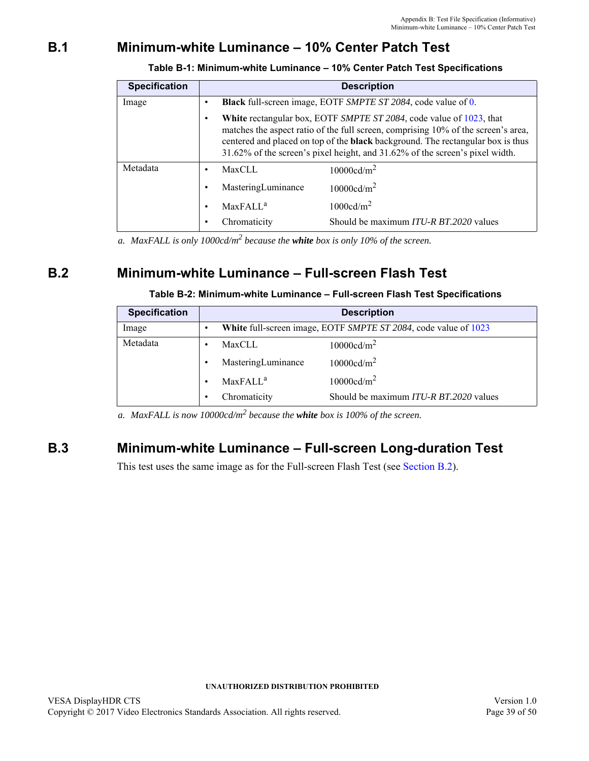## B.1 Minimum-white Luminance – 10% Center Patch Test

**Table B-1: Minimum-white Luminance – 10% Center Patch Test Specifications**

| Specification | Description | |
|---|---|---|
| Image | • **Black** full-screen image, EOTF *SMPTE ST 2084*, code value of 0. | |
| | • **White** rectangular box, EOTF *SMPTE ST 2084*, code value of 1023, that matches the aspect ratio of the full screen, comprising 10% of the screen's area, centered and placed on top of the **black** background. The rectangular box is thus 31.62% of the screen's pixel height, and 31.62% of the screen's pixel width. | |
| Metadata | • MaxCLL | 10000cd/m$^2$ |
| | • MasteringLuminance | 10000cd/m$^2$ |
| | • MaxFALL[a] | 1000cd/m$^2$ |
| | • Chromaticity | Should be maximum *ITU-R BT.2020* values |

a. *MaxFALL is only 1000cd/m$^2$ because the* ***white*** *box is only 10% of the screen.*

## B.2 Minimum-white Luminance – Full-screen Flash Test

**Table B-2: Minimum-white Luminance – Full-screen Flash Test Specifications**

| Specification | Description | |
|---|---|---|
| Image | • **White** full-screen image, EOTF *SMPTE ST 2084*, code value of 1023 | |
| Metadata | • MaxCLL | 10000cd/m$^2$ |
| | • MasteringLuminance | 10000cd/m$^2$ |
| | • MaxFALL[a] | 10000cd/m$^2$ |
| | • Chromaticity | Should be maximum *ITU-R BT.2020* values |

a. *MaxFALL is now 10000cd/m$^2$ because the* ***white*** *box is 100% of the screen.*

## B.3 Minimum-white Luminance – Full-screen Long-duration Test

This test uses the same image as for the Full-screen Flash Test (see Section B.2).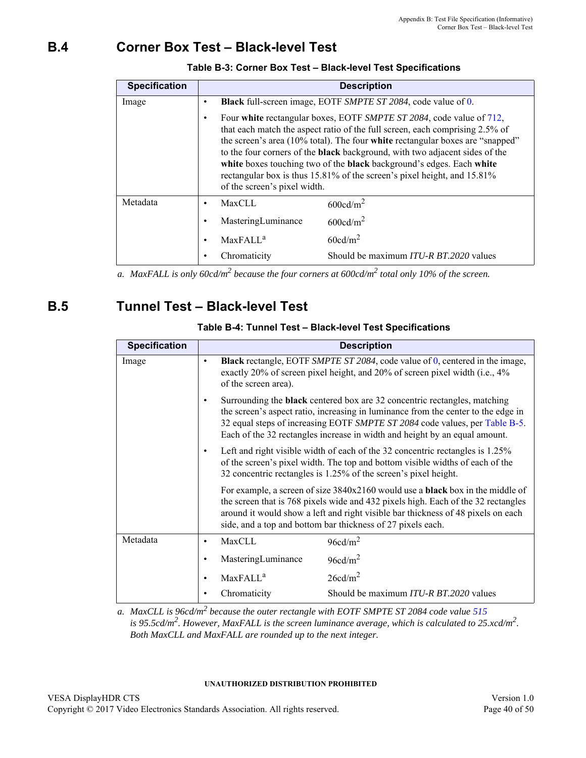## B.4 Corner Box Test – Black-level Test

**Table B-3: Corner Box Test – Black-level Test Specifications**

| Specification | Description |
|---|---|
| Image | • **Black** full-screen image, EOTF *SMPTE ST 2084*, code value of 0.<br>• Four **white** rectangular boxes, EOTF *SMPTE ST 2084*, code value of 712, that each match the aspect ratio of the full screen, each comprising 2.5% of the screen's area (10% total). The four **white** rectangular boxes are "snapped" to the four corners of the **black** background, with two adjacent sides of the **white** boxes touching two of the **black** background's edges. Each **white** rectangular box is thus 15.81% of the screen's pixel height, and 15.81% of the screen's pixel width. |
| Metadata | • MaxCLL: 600cd/m$^2$<br>• MasteringLuminance: 600cd/m$^2$<br>• MaxFALL[a]: 60cd/m$^2$<br>• Chromaticity: Should be maximum *ITU-R BT.2020* values |

*a. MaxFALL is only 60cd/m$^2$ because the four corners at 600cd/m$^2$ total only 10% of the screen.*

## B.5 Tunnel Test – Black-level Test

**Table B-4: Tunnel Test – Black-level Test Specifications**

| Specification | Description |
|---|---|
| Image | • **Black** rectangle, EOTF *SMPTE ST 2084*, code value of 0, centered in the image, exactly 20% of screen pixel height, and 20% of screen pixel width (i.e., 4% of the screen area).<br>• Surrounding the **black** centered box are 32 concentric rectangles, matching the screen's aspect ratio, increasing in luminance from the center to the edge in 32 equal steps of increasing EOTF *SMPTE ST 2084* code values, per Table B-5. Each of the 32 rectangles increase in width and height by an equal amount.<br>• Left and right visible width of each of the 32 concentric rectangles is 1.25% of the screen's pixel width. The top and bottom visible widths of each of the 32 concentric rectangles is 1.25% of the screen's pixel height.<br>For example, a screen of size 3840x2160 would use a **black** box in the middle of the screen that is 768 pixels wide and 432 pixels high. Each of the 32 rectangles around it would show a left and right visible bar thickness of 48 pixels on each side, and a top and bottom bar thickness of 27 pixels each. |
| Metadata | • MaxCLL: 96cd/m$^2$<br>• MasteringLuminance: 96cd/m$^2$<br>• MaxFALL[a]: 26cd/m$^2$<br>• Chromaticity: Should be maximum *ITU-R BT.2020* values |

*a. MaxCLL is 96cd/m$^2$ because the outer rectangle with EOTF SMPTE ST 2084 code value 515 is 95.5cd/m$^2$. However, MaxFALL is the screen luminance average, which is calculated to 25.xcd/m$^2$. Both MaxCLL and MaxFALL are rounded up to the next integer.*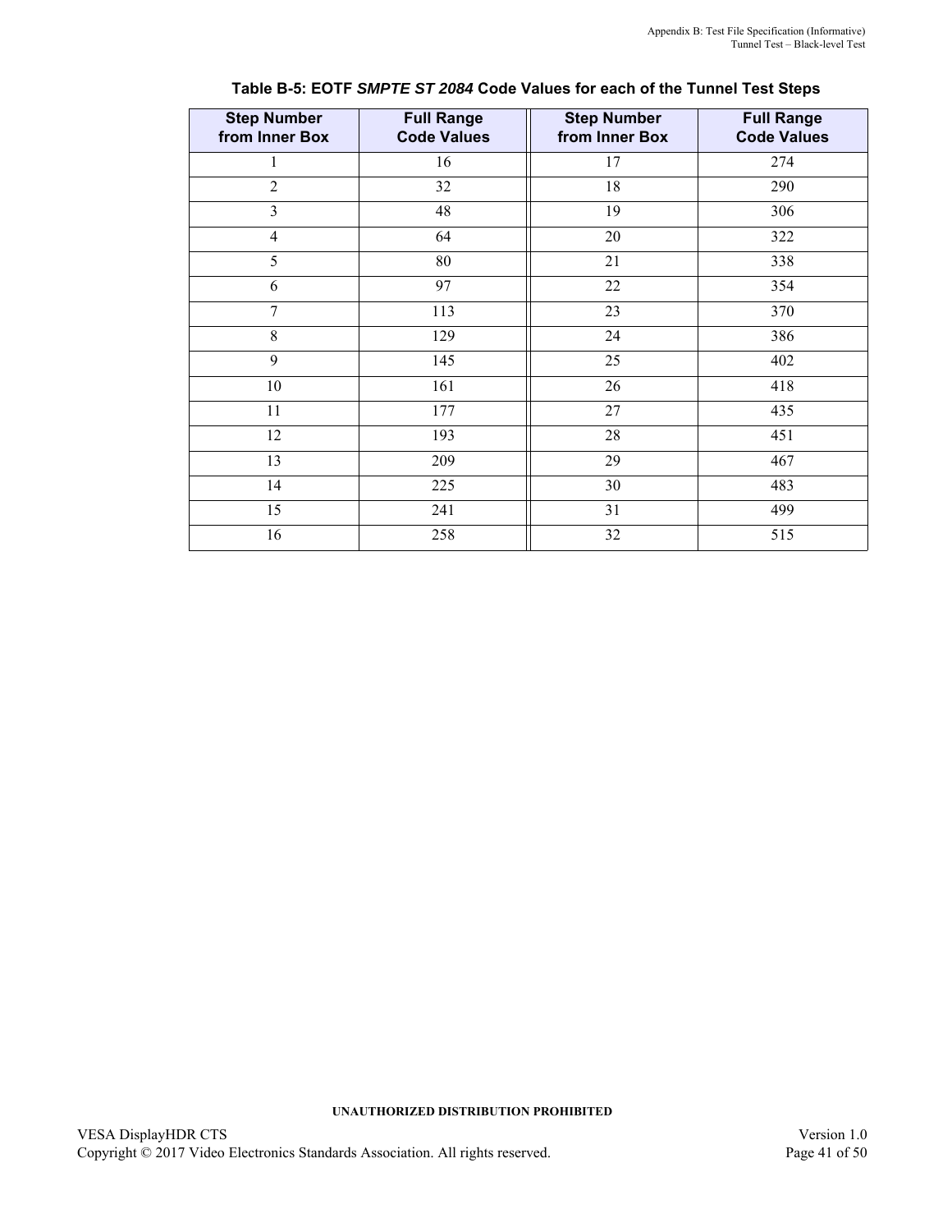**Table B-5: EOTF *SMPTE ST 2084* Code Values for each of the Tunnel Test Steps**

| Step Number from Inner Box | Full Range Code Values | Step Number from Inner Box | Full Range Code Values |
|---|---|---|---|
| 1 | 16 | 17 | 274 |
| 2 | 32 | 18 | 290 |
| 3 | 48 | 19 | 306 |
| 4 | 64 | 20 | 322 |
| 5 | 80 | 21 | 338 |
| 6 | 97 | 22 | 354 |
| 7 | 113 | 23 | 370 |
| 8 | 129 | 24 | 386 |
| 9 | 145 | 25 | 402 |
| 10 | 161 | 26 | 418 |
| 11 | 177 | 27 | 435 |
| 12 | 193 | 28 | 451 |
| 13 | 209 | 29 | 467 |
| 14 | 225 | 30 | 483 |
| 15 | 241 | 31 | 499 |
| 16 | 258 | 32 | 515 |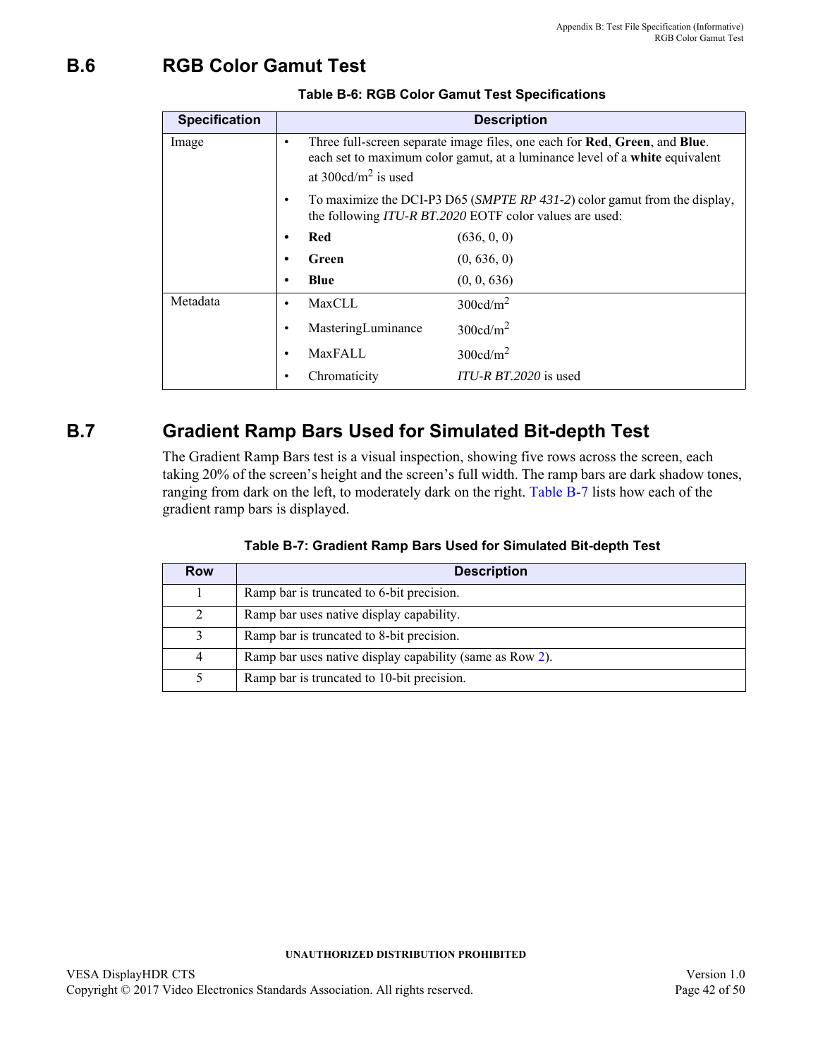## B.6 RGB Color Gamut Test

**Table B-6: RGB Color Gamut Test Specifications**

| Specification | Description |
|---|---|
| Image | • Three full-screen separate image files, one each for **Red**, **Green**, and **Blue**. each set to maximum color gamut, at a luminance level of a **white** equivalent at 300cd/m$^2$ is used<br>• To maximize the DCI-P3 D65 (*SMPTE RP 431-2*) color gamut from the display, the following *ITU-R BT.2020* EOTF color values are used:<br>• **Red** (636, 0, 0)<br>• **Green** (0, 636, 0)<br>• **Blue** (0, 0, 636) |
| Metadata | • MaxCLL 300cd/m$^2$<br>• MasteringLuminance 300cd/m$^2$<br>• MaxFALL 300cd/m$^2$<br>• Chromaticity *ITU-R BT.2020* is used |

## B.7 Gradient Ramp Bars Used for Simulated Bit-depth Test

The Gradient Ramp Bars test is a visual inspection, showing five rows across the screen, each taking 20% of the screen's height and the screen's full width. The ramp bars are dark shadow tones, ranging from dark on the left, to moderately dark on the right. Table B-7 lists how each of the gradient ramp bars is displayed.

**Table B-7: Gradient Ramp Bars Used for Simulated Bit-depth Test**

| Row | Description |
|---|---|
| 1 | Ramp bar is truncated to 6-bit precision. |
| 2 | Ramp bar uses native display capability. |
| 3 | Ramp bar is truncated to 8-bit precision. |
| 4 | Ramp bar uses native display capability (same as Row 2). |
| 5 | Ramp bar is truncated to 10-bit precision. |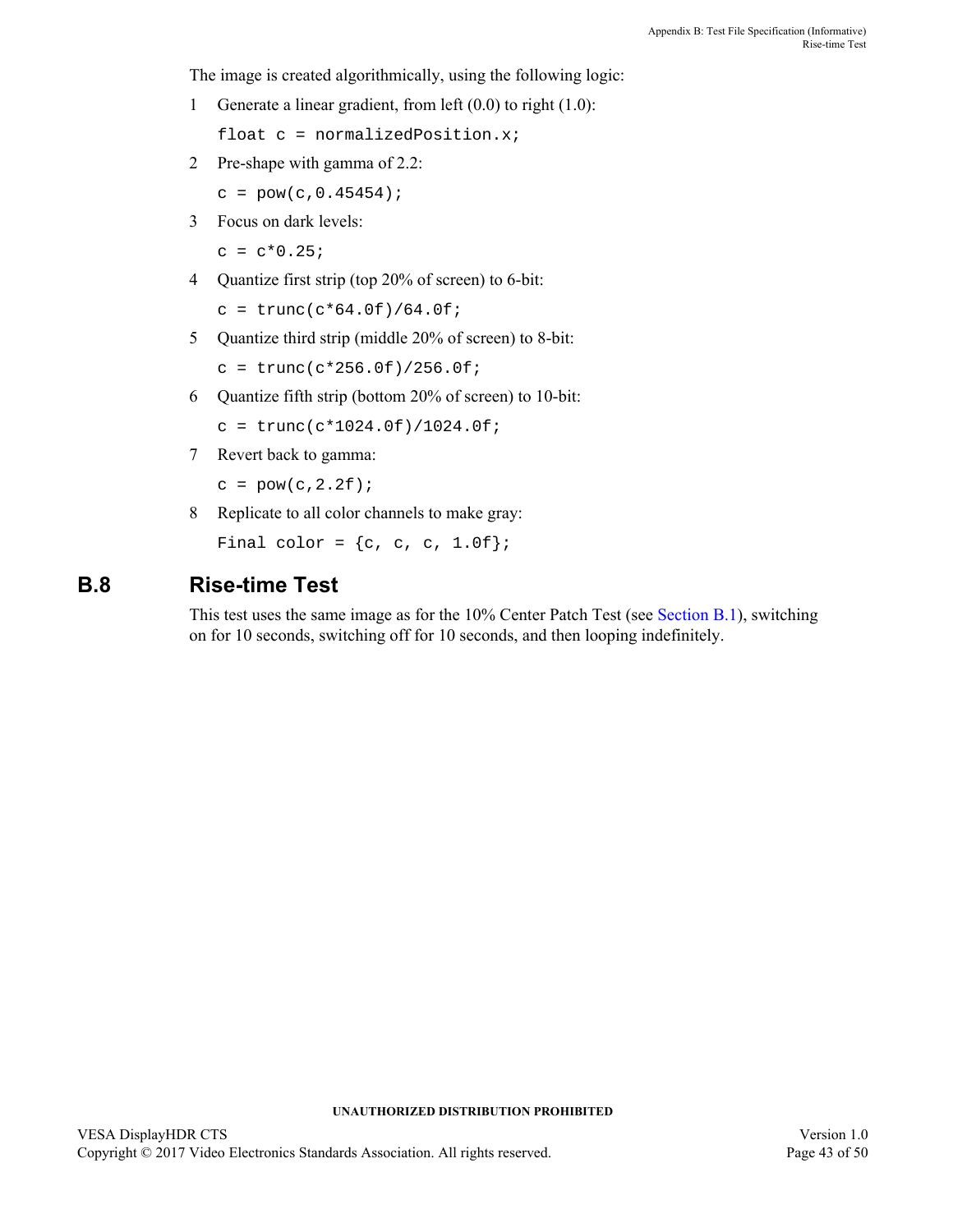The image is created algorithmically, using the following logic:

1. Generate a linear gradient, from left (0.0) to right (1.0):

   ```
   float c = normalizedPosition.x;
   ```

2. Pre-shape with gamma of 2.2:

   ```
   c = pow(c,0.45454);
   ```

3. Focus on dark levels:

   ```
   c = c*0.25;
   ```

4. Quantize first strip (top 20% of screen) to 6-bit:

   ```
   c = trunc(c*64.0f)/64.0f;
   ```

5. Quantize third strip (middle 20% of screen) to 8-bit:

   ```
   c = trunc(c*256.0f)/256.0f;
   ```

6. Quantize fifth strip (bottom 20% of screen) to 10-bit:

   ```
   c = trunc(c*1024.0f)/1024.0f;
   ```

7. Revert back to gamma:

   ```
   c = pow(c,2.2f);
   ```

8. Replicate to all color channels to make gray:

   ```
   Final color = {c, c, c, 1.0f};
   ```

## B.8 Rise-time Test

This test uses the same image as for the 10% Center Patch Test (see Section B.1), switching on for 10 seconds, switching off for 10 seconds, and then looping indefinitely.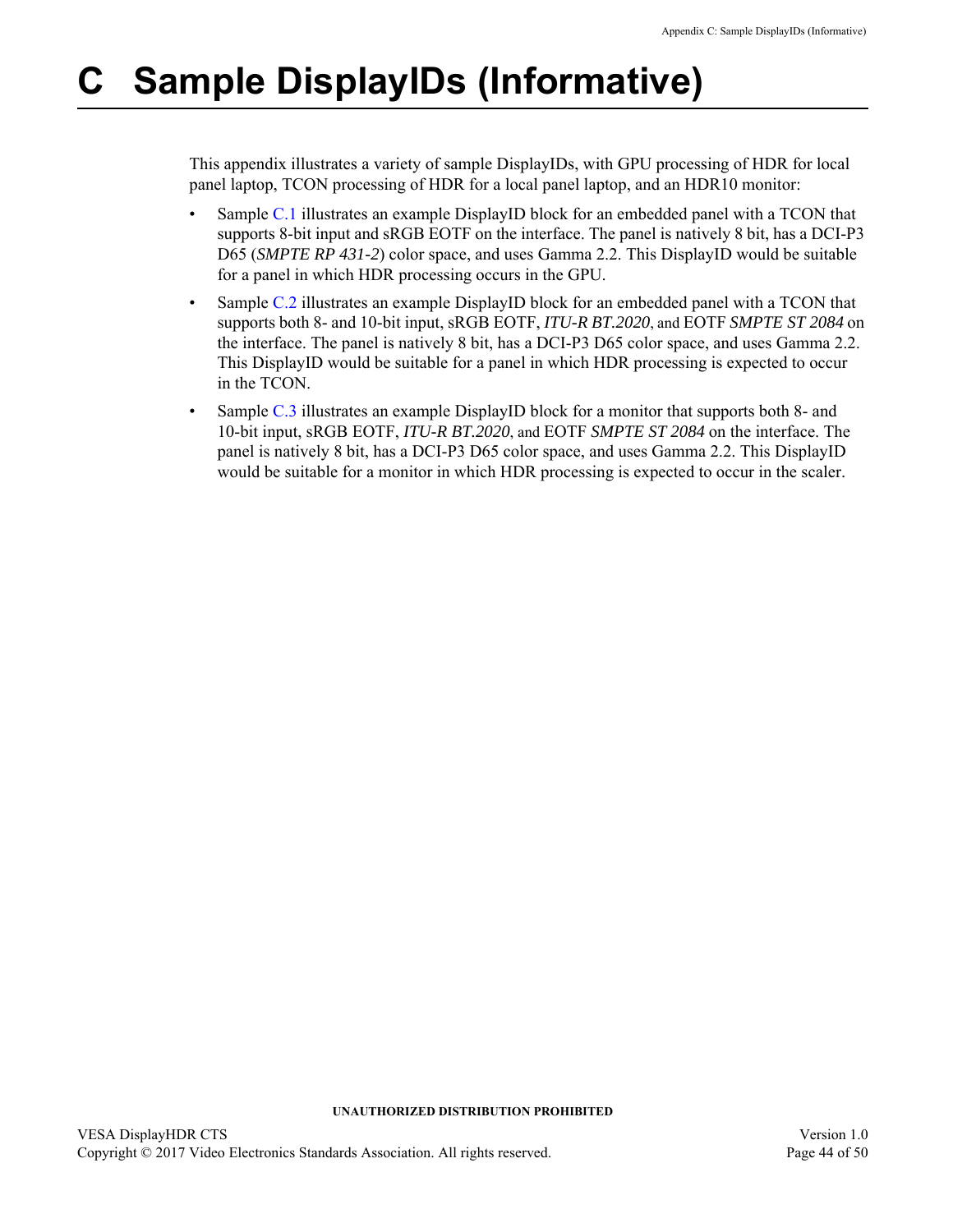# C Sample DisplayIDs (Informative)

This appendix illustrates a variety of sample DisplayIDs, with GPU processing of HDR for local panel laptop, TCON processing of HDR for a local panel laptop, and an HDR10 monitor:

- Sample C.1 illustrates an example DisplayID block for an embedded panel with a TCON that supports 8-bit input and sRGB EOTF on the interface. The panel is natively 8 bit, has a DCI-P3 D65 (*SMPTE RP 431-2*) color space, and uses Gamma 2.2. This DisplayID would be suitable for a panel in which HDR processing occurs in the GPU.
- Sample C.2 illustrates an example DisplayID block for an embedded panel with a TCON that supports both 8- and 10-bit input, sRGB EOTF, *ITU-R BT.2020*, and EOTF *SMPTE ST 2084* on the interface. The panel is natively 8 bit, has a DCI-P3 D65 color space, and uses Gamma 2.2. This DisplayID would be suitable for a panel in which HDR processing is expected to occur in the TCON.
- Sample C.3 illustrates an example DisplayID block for a monitor that supports both 8- and 10-bit input, sRGB EOTF, *ITU-R BT.2020*, and EOTF *SMPTE ST 2084* on the interface. The panel is natively 8 bit, has a DCI-P3 D65 color space, and uses Gamma 2.2. This DisplayID would be suitable for a monitor in which HDR processing is expected to occur in the scaler.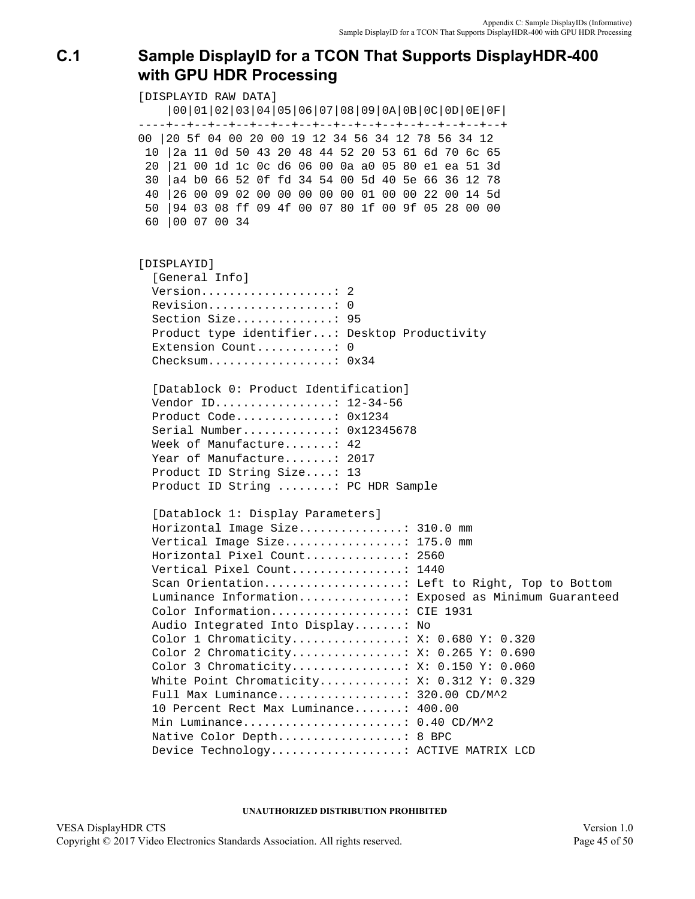## C.1 Sample DisplayID for a TCON That Supports DisplayHDR-400 with GPU HDR Processing

```
[DISPLAYID RAW DATA]
    |00|01|02|03|04|05|06|07|08|09|0A|0B|0C|0D|0E|0F|
----+--+--+--+--+--+--+--+--+--+--+--+--+--+--+--+--+
00 |20 5f 04 00 20 00 19 12 34 56 34 12 78 56 34 12
 10 |2a 11 0d 50 43 20 48 44 52 20 53 61 6d 70 6c 65
 20 |21 00 1d 1c 0c d6 06 00 0a a0 05 80 e1 ea 51 3d
 30 |a4 b0 66 52 0f fd 34 54 00 5d 40 5e 66 36 12 78
 40 |26 00 09 02 00 00 00 00 00 01 00 00 22 00 14 5d
 50 |94 03 08 ff 09 4f 00 07 80 1f 00 9f 05 28 00 00
 60 |00 07 00 34


[DISPLAYID]
  [General Info]
  Version...................: 2
  Revision..................: 0
  Section Size..............: 95
  Product type identifier...: Desktop Productivity
  Extension Count...........: 0
  Checksum..................: 0x34

  [Datablock 0: Product Identification]
  Vendor ID.................: 12-34-56
  Product Code..............: 0x1234
  Serial Number.............: 0x12345678
  Week of Manufacture.......: 42
  Year of Manufacture.......: 2017
  Product ID String Size....: 13
  Product ID String ........: PC HDR Sample

  [Datablock 1: Display Parameters]
  Horizontal Image Size...............: 310.0 mm
  Vertical Image Size.................: 175.0 mm
  Horizontal Pixel Count..............: 2560
  Vertical Pixel Count................: 1440
  Scan Orientation....................: Left to Right, Top to Bottom
  Luminance Information...............: Exposed as Minimum Guaranteed
  Color Information...................: CIE 1931
  Audio Integrated Into Display.......: No
  Color 1 Chromaticity................: X: 0.680 Y: 0.320
  Color 2 Chromaticity................: X: 0.265 Y: 0.690
  Color 3 Chromaticity................: X: 0.150 Y: 0.060
  White Point Chromaticity............: X: 0.312 Y: 0.329
  Full Max Luminance..................: 320.00 CD/M^2
  10 Percent Rect Max Luminance.......: 400.00
  Min Luminance.......................: 0.40 CD/M^2
  Native Color Depth..................: 8 BPC
  Device Technology...................: ACTIVE MATRIX LCD
```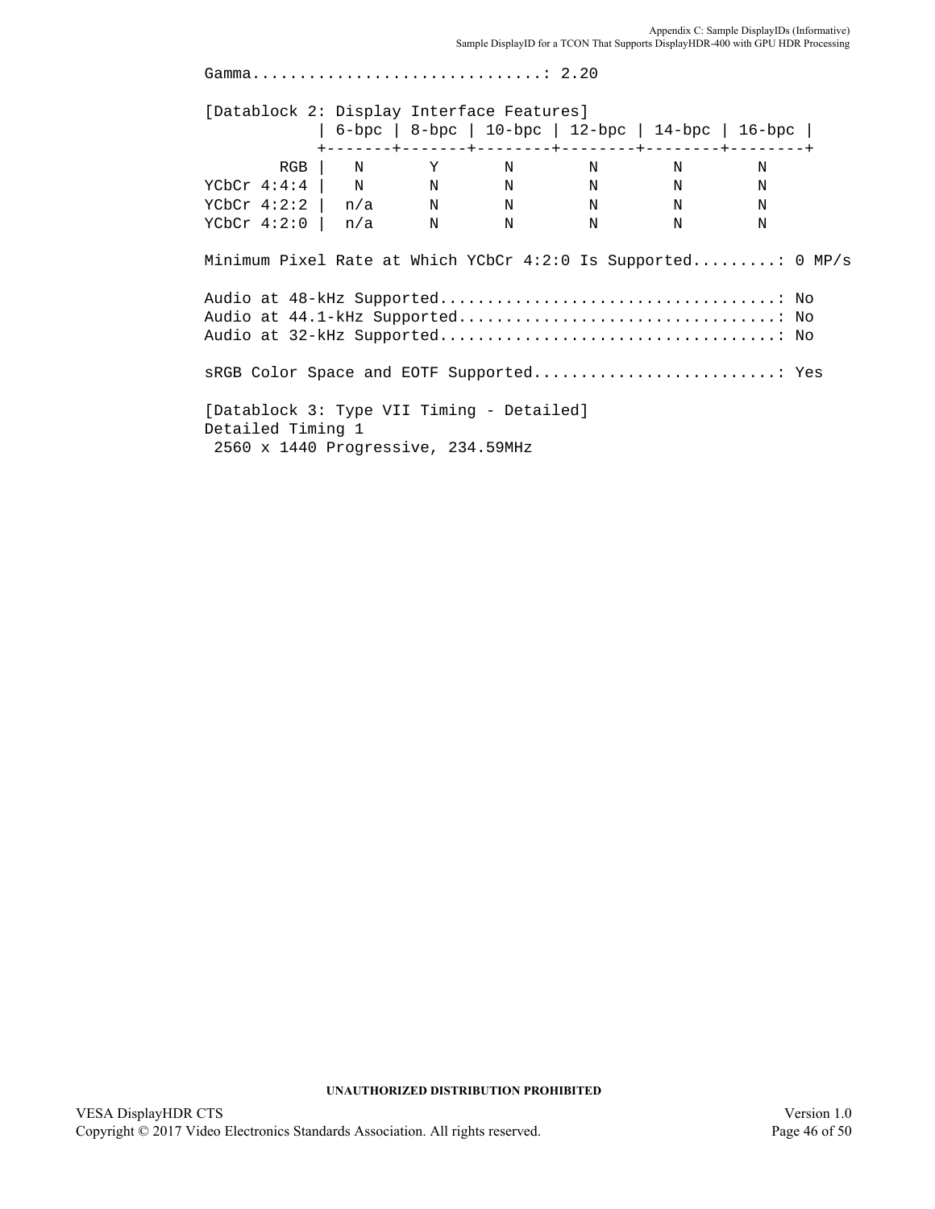```
Gamma..............................: 2.20

[Datablock 2: Display Interface Features]
            | 6-bpc | 8-bpc | 10-bpc | 12-bpc | 14-bpc | 16-bpc |
            +-------+-------+--------+--------+--------+--------+
        RGB |   N       Y       N        N        N        N
YCbCr 4:4:4 |   N       N       N        N        N        N
YCbCr 4:2:2 |  n/a      N       N        N        N        N
YCbCr 4:2:0 |  n/a      N       N        N        N        N

Minimum Pixel Rate at Which YCbCr 4:2:0 Is Supported.........: 0 MP/s

Audio at 48-kHz Supported...................................: No
Audio at 44.1-kHz Supported.................................: No
Audio at 32-kHz Supported...................................: No

sRGB Color Space and EOTF Supported..........................: Yes

[Datablock 3: Type VII Timing - Detailed]
Detailed Timing 1
 2560 x 1440 Progressive, 234.59MHz
```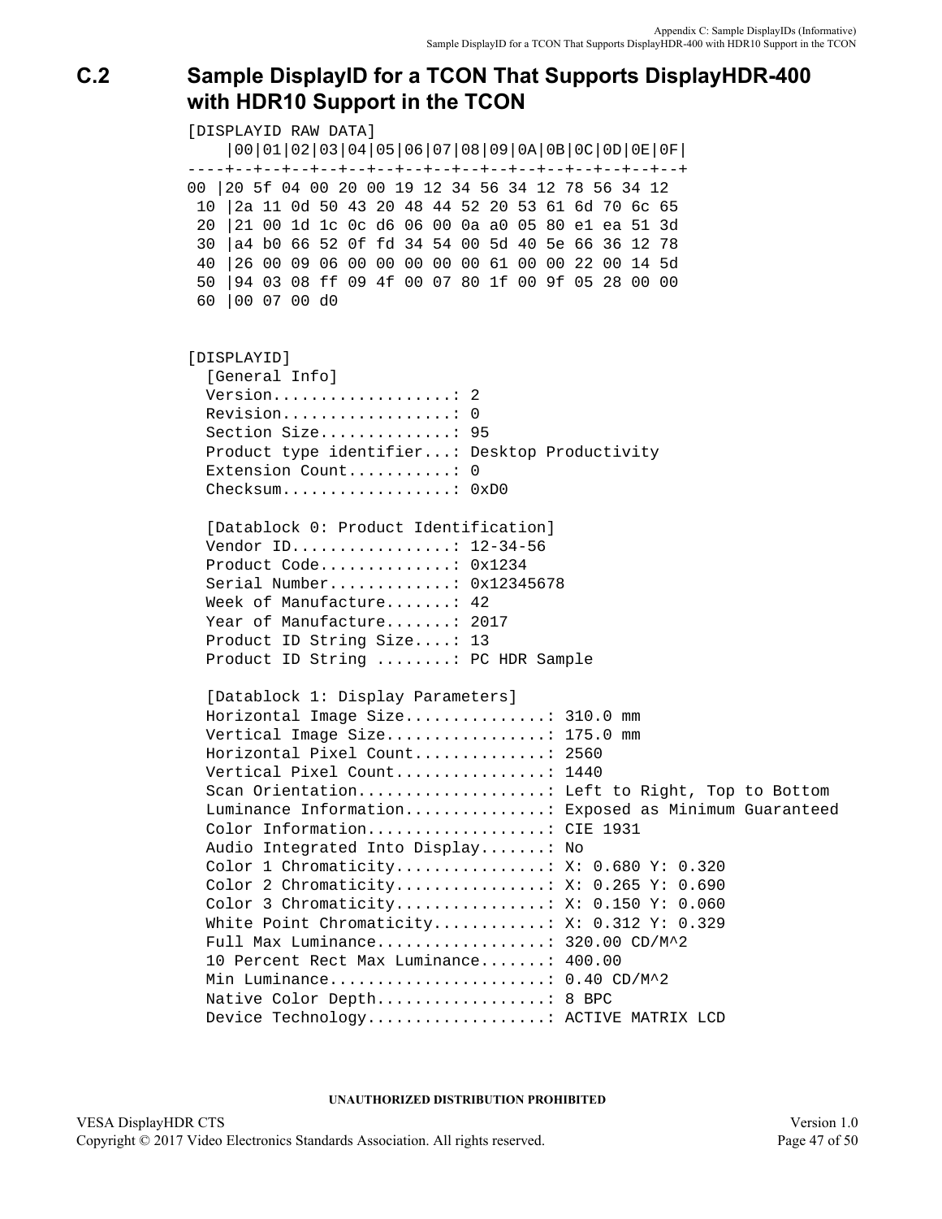## C.2 Sample DisplayID for a TCON That Supports DisplayHDR-400 with HDR10 Support in the TCON

```
[DISPLAYID RAW DATA]
    |00|01|02|03|04|05|06|07|08|09|0A|0B|0C|0D|0E|0F|
----+--+--+--+--+--+--+--+--+--+--+--+--+--+--+--+--+
00 |20 5f 04 00 20 00 19 12 34 56 34 12 78 56 34 12
 10 |2a 11 0d 50 43 20 48 44 52 20 53 61 6d 70 6c 65
 20 |21 00 1d 1c 0c d6 06 00 0a a0 05 80 e1 ea 51 3d
 30 |a4 b0 66 52 0f fd 34 54 00 5d 40 5e 66 36 12 78
 40 |26 00 09 06 00 00 00 00 00 61 00 00 22 00 14 5d
 50 |94 03 08 ff 09 4f 00 07 80 1f 00 9f 05 28 00 00
 60 |00 07 00 d0


[DISPLAYID]
  [General Info]
  Version...................: 2
  Revision..................: 0
  Section Size..............: 95
  Product type identifier...: Desktop Productivity
  Extension Count...........: 0
  Checksum..................: 0xD0

  [Datablock 0: Product Identification]
  Vendor ID.................: 12-34-56
  Product Code..............: 0x1234
  Serial Number.............: 0x12345678
  Week of Manufacture.......: 42
  Year of Manufacture.......: 2017
  Product ID String Size....: 13
  Product ID String ........: PC HDR Sample

  [Datablock 1: Display Parameters]
  Horizontal Image Size...............: 310.0 mm
  Vertical Image Size.................: 175.0 mm
  Horizontal Pixel Count..............: 2560
  Vertical Pixel Count................: 1440
  Scan Orientation....................: Left to Right, Top to Bottom
  Luminance Information...............: Exposed as Minimum Guaranteed
  Color Information...................: CIE 1931
  Audio Integrated Into Display.......: No
  Color 1 Chromaticity................: X: 0.680 Y: 0.320
  Color 2 Chromaticity................: X: 0.265 Y: 0.690
  Color 3 Chromaticity................: X: 0.150 Y: 0.060
  White Point Chromaticity............: X: 0.312 Y: 0.329
  Full Max Luminance..................: 320.00 CD/M^2
  10 Percent Rect Max Luminance.......: 400.00
  Min Luminance.......................: 0.40 CD/M^2
  Native Color Depth..................: 8 BPC
  Device Technology...................: ACTIVE MATRIX LCD
```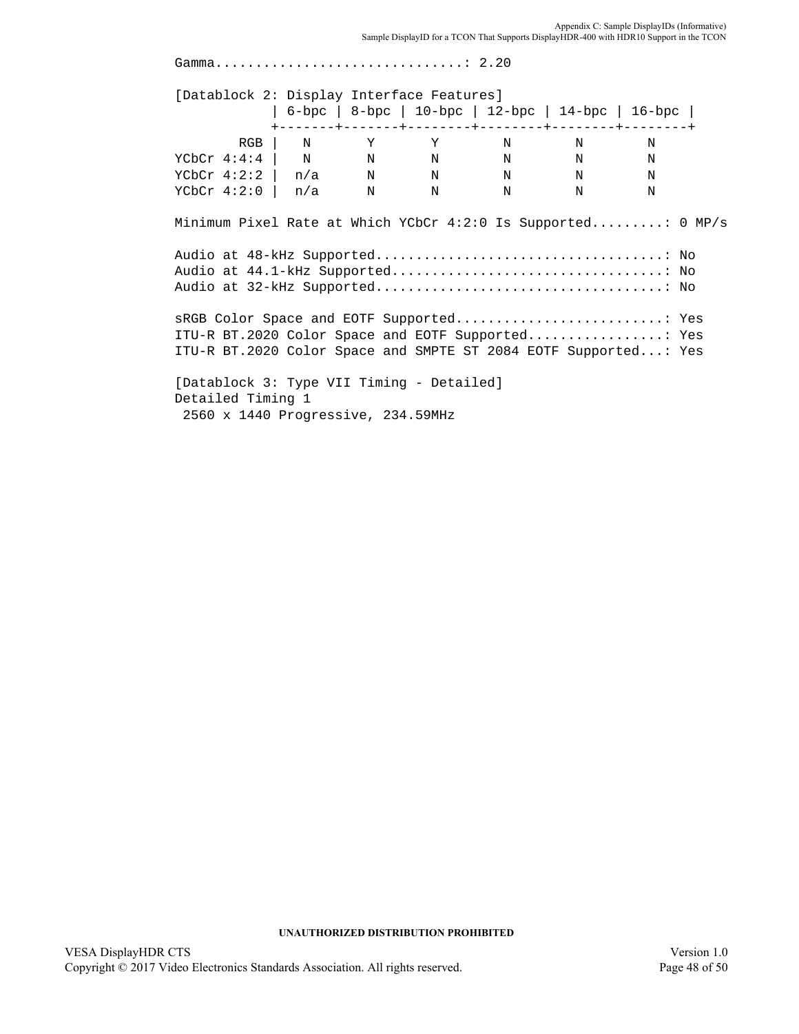```
Gamma...............................: 2.20

[Datablock 2: Display Interface Features]
            | 6-bpc | 8-bpc | 10-bpc | 12-bpc | 14-bpc | 16-bpc |
            +-------+-------+--------+--------+--------+--------+
        RGB |   N       Y       Y        N        N        N
YCbCr 4:4:4 |   N       N       N        N        N        N
YCbCr 4:2:2 |  n/a      N       N        N        N        N
YCbCr 4:2:0 |  n/a      N       N        N        N        N

Minimum Pixel Rate at Which YCbCr 4:2:0 Is Supported.........: 0 MP/s

Audio at 48-kHz Supported...................................: No
Audio at 44.1-kHz Supported.................................: No
Audio at 32-kHz Supported...................................: No

sRGB Color Space and EOTF Supported..........................: Yes
ITU-R BT.2020 Color Space and EOTF Supported.................: Yes
ITU-R BT.2020 Color Space and SMPTE ST 2084 EOTF Supported...: Yes

[Datablock 3: Type VII Timing - Detailed]
Detailed Timing 1
 2560 x 1440 Progressive, 234.59MHz
```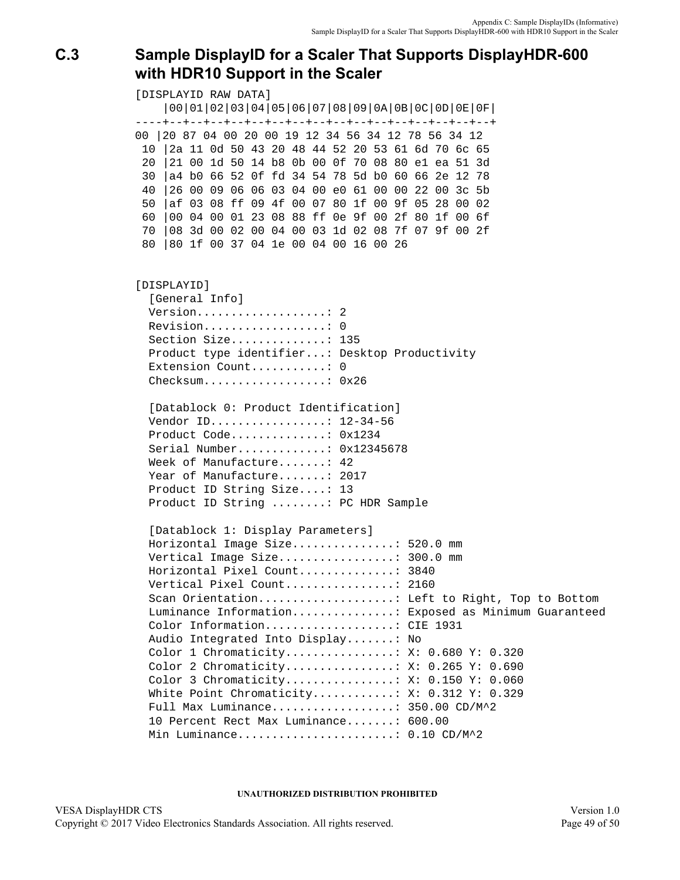## C.3 Sample DisplayID for a Scaler That Supports DisplayHDR-600 with HDR10 Support in the Scaler

```
[DISPLAYID RAW DATA]
    |00|01|02|03|04|05|06|07|08|09|0A|0B|0C|0D|0E|0F|
----+--+--+--+--+--+--+--+--+--+--+--+--+--+--+--+--+
00 |20 87 04 00 20 00 19 12 34 56 34 12 78 56 34 12
 10 |2a 11 0d 50 43 20 48 44 52 20 53 61 6d 70 6c 65
 20 |21 00 1d 50 14 b8 0b 00 0f 70 08 80 e1 ea 51 3d
 30 |a4 b0 66 52 0f fd 34 54 78 5d b0 60 66 2e 12 78
 40 |26 00 09 06 06 03 04 00 e0 61 00 00 22 00 3c 5b
 50 |af 03 08 ff 09 4f 00 07 80 1f 00 9f 05 28 00 02
 60 |00 04 00 01 23 08 88 ff 0e 9f 00 2f 80 1f 00 6f
 70 |08 3d 00 02 00 04 00 03 1d 02 08 7f 07 9f 00 2f
 80 |80 1f 00 37 04 1e 00 04 00 16 00 26


[DISPLAYID]
  [General Info]
  Version...................: 2
  Revision..................: 0
  Section Size..............: 135
  Product type identifier...: Desktop Productivity
  Extension Count...........: 0
  Checksum..................: 0x26

  [Datablock 0: Product Identification]
  Vendor ID.................: 12-34-56
  Product Code..............: 0x1234
  Serial Number.............: 0x12345678
  Week of Manufacture.......: 42
  Year of Manufacture.......: 2017
  Product ID String Size....: 13
  Product ID String ........: PC HDR Sample

  [Datablock 1: Display Parameters]
  Horizontal Image Size...............: 520.0 mm
  Vertical Image Size.................: 300.0 mm
  Horizontal Pixel Count..............: 3840
  Vertical Pixel Count................: 2160
  Scan Orientation....................: Left to Right, Top to Bottom
  Luminance Information...............: Exposed as Minimum Guaranteed
  Color Information...................: CIE 1931
  Audio Integrated Into Display.......: No
  Color 1 Chromaticity................: X: 0.680 Y: 0.320
  Color 2 Chromaticity................: X: 0.265 Y: 0.690
  Color 3 Chromaticity................: X: 0.150 Y: 0.060
  White Point Chromaticity............: X: 0.312 Y: 0.329
  Full Max Luminance..................: 350.00 CD/M^2
  10 Percent Rect Max Luminance.......: 600.00
  Min Luminance.......................: 0.10 CD/M^2
```

**UNAUTHORIZED DISTRIBUTION PROHIBITED**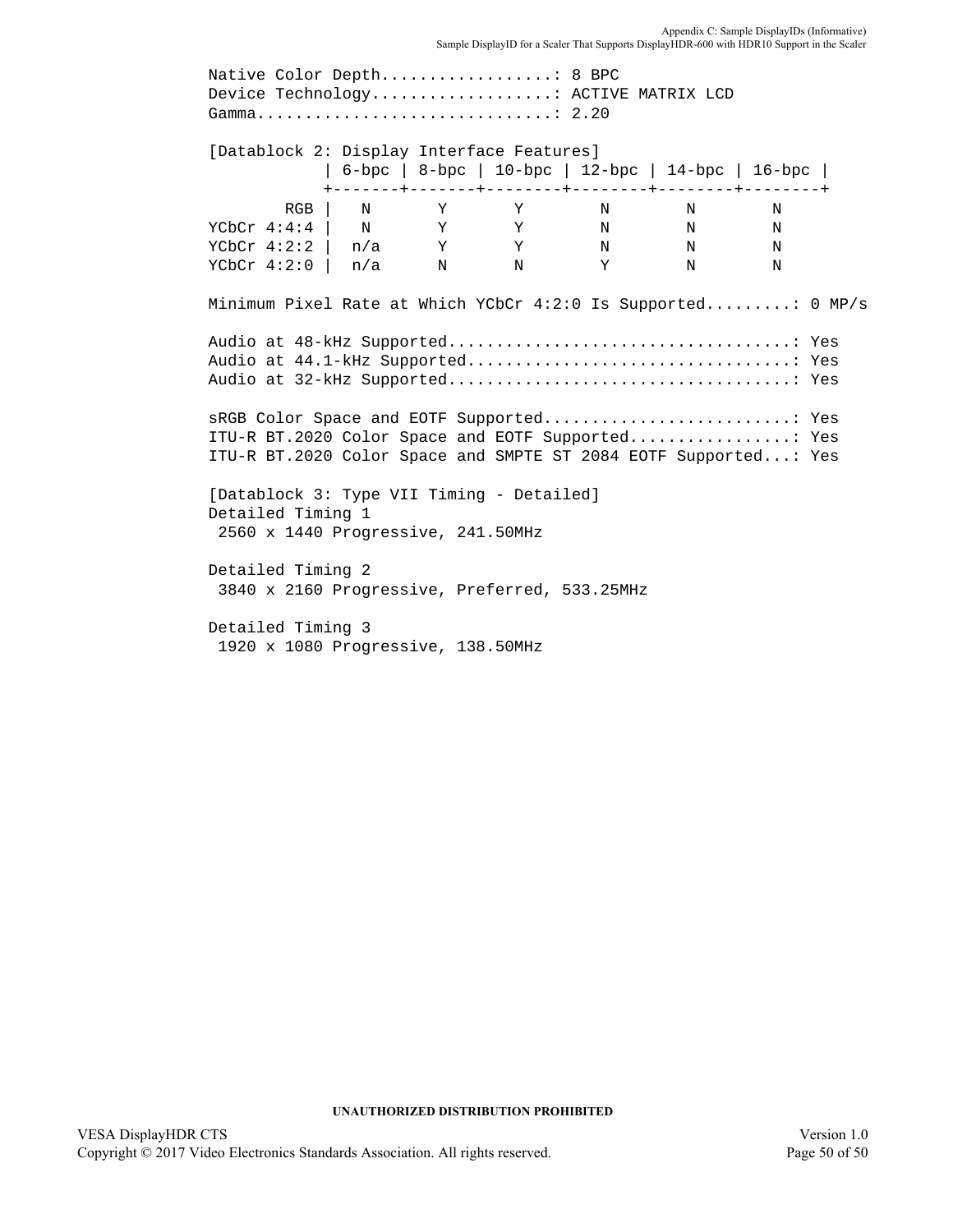```
Native Color Depth..................: 8 BPC
Device Technology...................: ACTIVE MATRIX LCD
Gamma...............................: 2.20

[Datablock 2: Display Interface Features]
            | 6-bpc | 8-bpc | 10-bpc | 12-bpc | 14-bpc | 16-bpc |
            +-------+-------+--------+--------+--------+--------+
        RGB |   N       Y       Y        N        N        N
YCbCr 4:4:4 |   N       Y       Y        N        N        N
YCbCr 4:2:2 |  n/a      Y       Y        N        N        N
YCbCr 4:2:0 |  n/a      N       N        Y        N        N

Minimum Pixel Rate at Which YCbCr 4:2:0 Is Supported.........: 0 MP/s

Audio at 48-kHz Supported...................................: Yes
Audio at 44.1-kHz Supported.................................: Yes
Audio at 32-kHz Supported...................................: Yes

sRGB Color Space and EOTF Supported.........................: Yes
ITU-R BT.2020 Color Space and EOTF Supported................: Yes
ITU-R BT.2020 Color Space and SMPTE ST 2084 EOTF Supported...: Yes

[Datablock 3: Type VII Timing - Detailed]
Detailed Timing 1
 2560 x 1440 Progressive, 241.50MHz

Detailed Timing 2
 3840 x 2160 Progressive, Preferred, 533.25MHz

Detailed Timing 3
 1920 x 1080 Progressive, 138.50MHz
```

UNAUTHORIZED DISTRIBUTION PROHIBITED